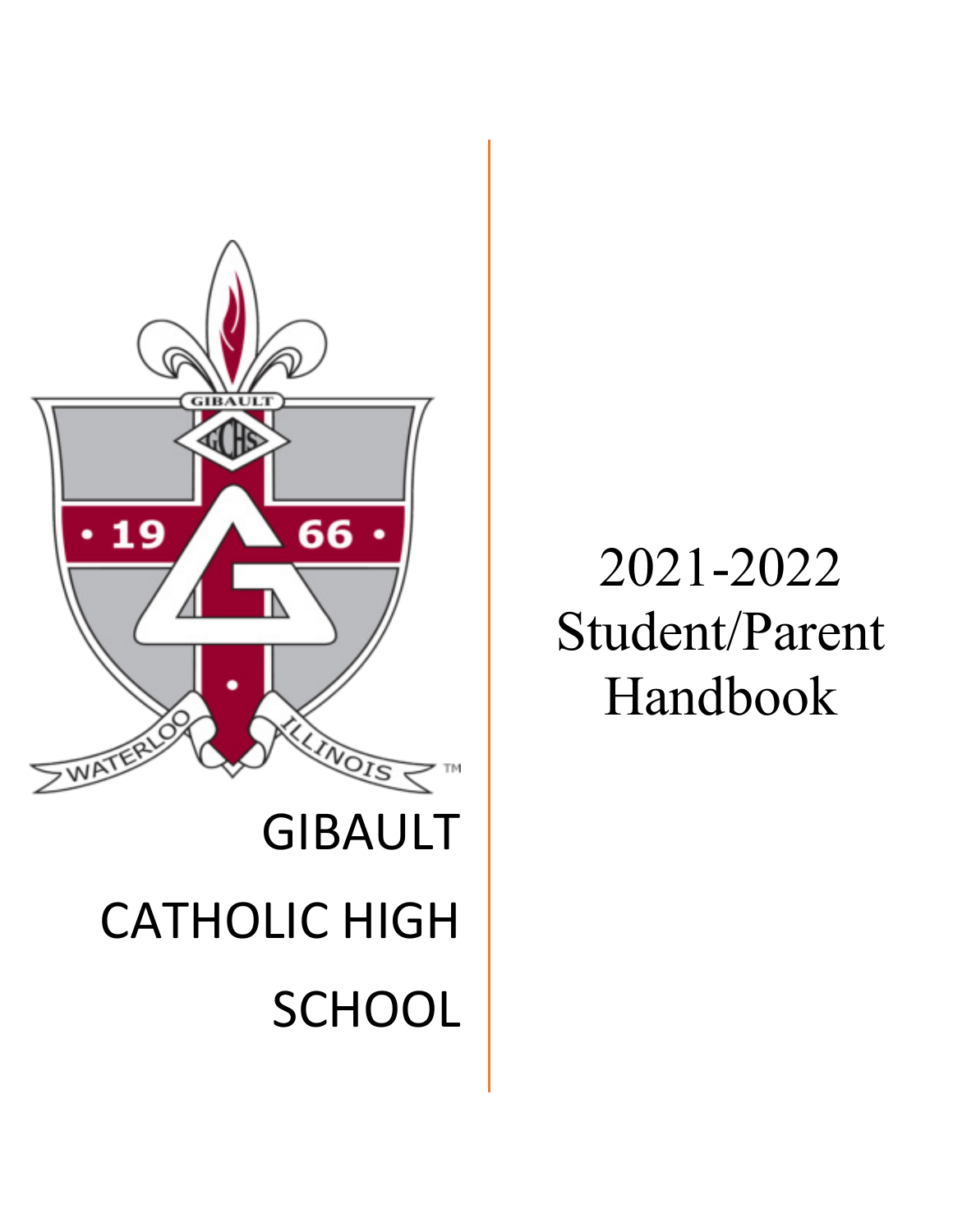# GIBAULT CATHOLIC HIGH SCHOOL

# 2021-2022 Student/Parent Handbook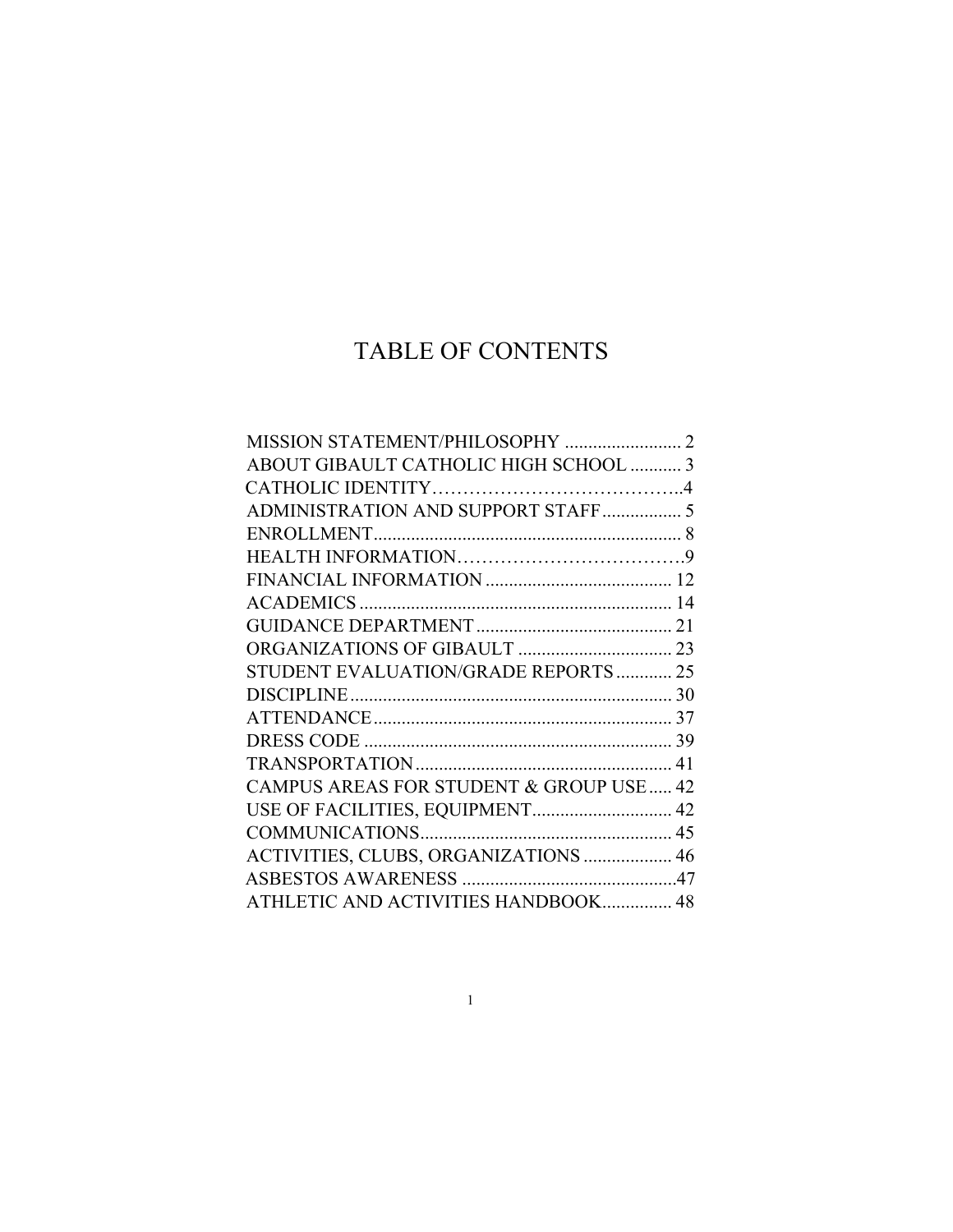# TABLE OF CONTENTS

MISSION STATEMENT/PHILOSOPHY ......................... 2
ABOUT GIBAULT CATHOLIC HIGH SCHOOL ........... 3
CATHOLIC IDENTITY………………………………….4
ADMINISTRATION AND SUPPORT STAFF................. 5
ENROLLMENT.................................................................. 8
HEALTH INFORMATION…………………………….9
FINANCIAL INFORMATION ........................................ 12
ACADEMICS ................................................................... 14
GUIDANCE DEPARTMENT .......................................... 21
ORGANIZATIONS OF GIBAULT ................................. 23
STUDENT EVALUATION/GRADE REPORTS ............ 25
DISCIPLINE ..................................................................... 30
ATTENDANCE ................................................................ 37
DRESS CODE .................................................................. 39
TRANSPORTATION ....................................................... 41
CAMPUS AREAS FOR STUDENT & GROUP USE ..... 42
USE OF FACILITIES, EQUIPMENT.............................. 42
COMMUNICATIONS...................................................... 45
ACTIVITIES, CLUBS, ORGANIZATIONS ................... 46
ASBESTOS AWARENESS ..............................................47
ATHLETIC AND ACTIVITIES HANDBOOK............... 48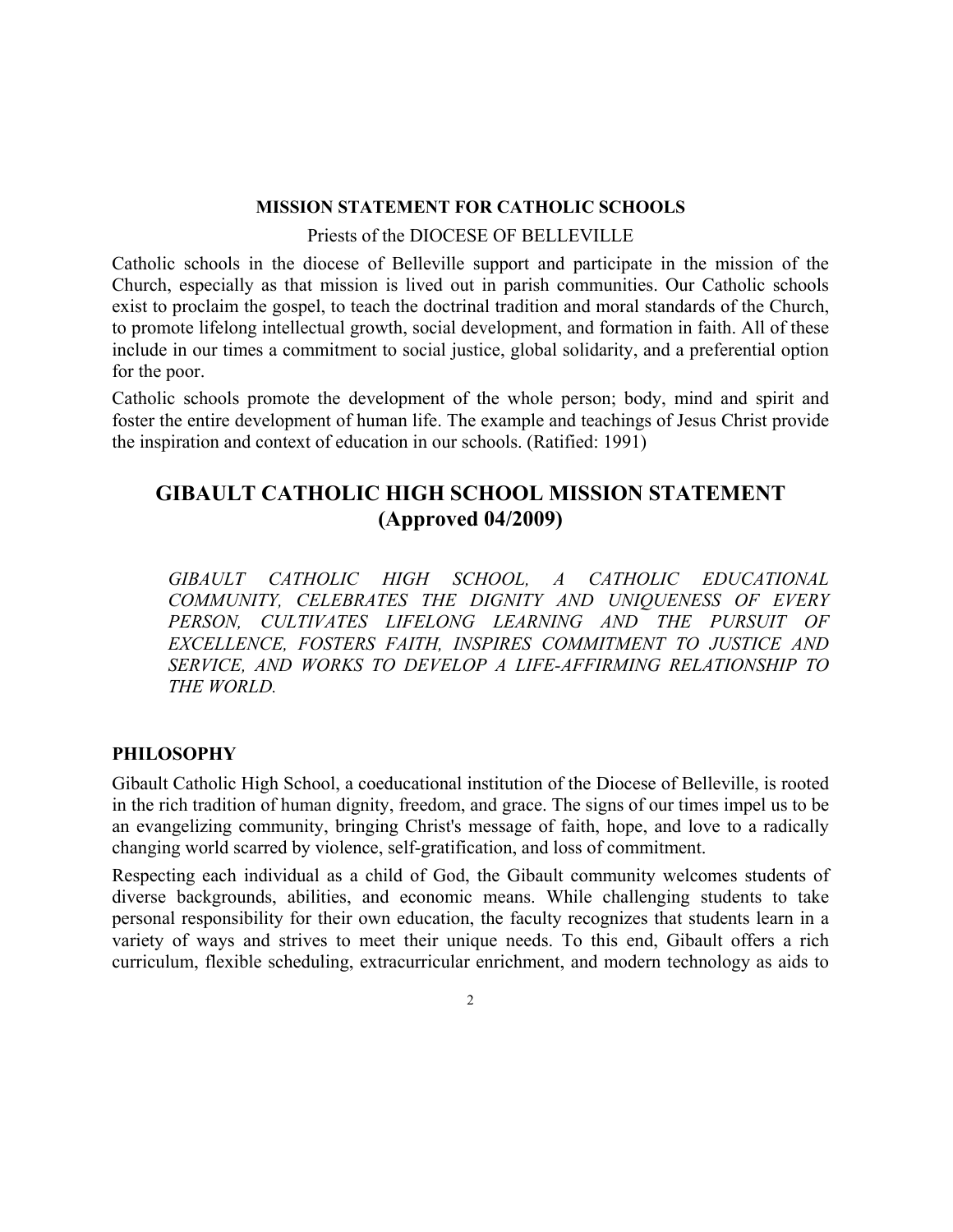**MISSION STATEMENT FOR CATHOLIC SCHOOLS**

Priests of the DIOCESE OF BELLEVILLE

Catholic schools in the diocese of Belleville support and participate in the mission of the Church, especially as that mission is lived out in parish communities. Our Catholic schools exist to proclaim the gospel, to teach the doctrinal tradition and moral standards of the Church, to promote lifelong intellectual growth, social development, and formation in faith. All of these include in our times a commitment to social justice, global solidarity, and a preferential option for the poor.

Catholic schools promote the development of the whole person; body, mind and spirit and foster the entire development of human life. The example and teachings of Jesus Christ provide the inspiration and context of education in our schools. (Ratified: 1991)

## GIBAULT CATHOLIC HIGH SCHOOL MISSION STATEMENT (Approved 04/2009)

*GIBAULT CATHOLIC HIGH SCHOOL, A CATHOLIC EDUCATIONAL COMMUNITY, CELEBRATES THE DIGNITY AND UNIQUENESS OF EVERY PERSON, CULTIVATES LIFELONG LEARNING AND THE PURSUIT OF EXCELLENCE, FOSTERS FAITH, INSPIRES COMMITMENT TO JUSTICE AND SERVICE, AND WORKS TO DEVELOP A LIFE-AFFIRMING RELATIONSHIP TO THE WORLD.*

### PHILOSOPHY

Gibault Catholic High School, a coeducational institution of the Diocese of Belleville, is rooted in the rich tradition of human dignity, freedom, and grace. The signs of our times impel us to be an evangelizing community, bringing Christ's message of faith, hope, and love to a radically changing world scarred by violence, self-gratification, and loss of commitment.

Respecting each individual as a child of God, the Gibault community welcomes students of diverse backgrounds, abilities, and economic means. While challenging students to take personal responsibility for their own education, the faculty recognizes that students learn in a variety of ways and strives to meet their unique needs. To this end, Gibault offers a rich curriculum, flexible scheduling, extracurricular enrichment, and modern technology as aids to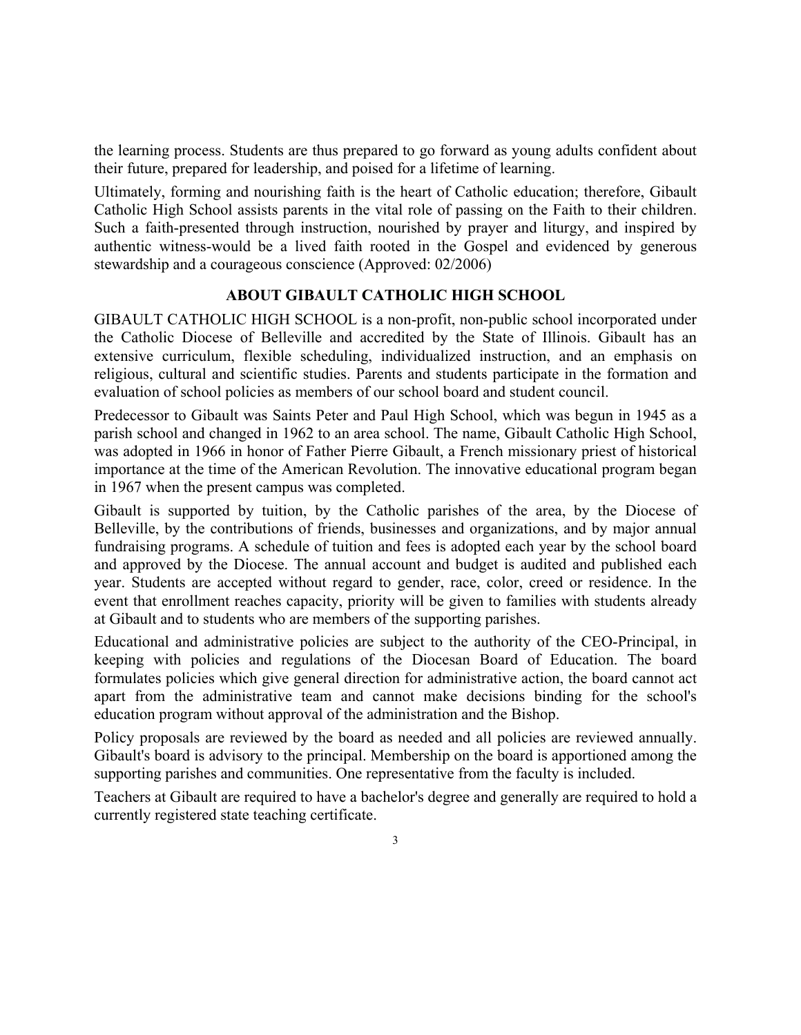the learning process. Students are thus prepared to go forward as young adults confident about their future, prepared for leadership, and poised for a lifetime of learning.

Ultimately, forming and nourishing faith is the heart of Catholic education; therefore, Gibault Catholic High School assists parents in the vital role of passing on the Faith to their children. Such a faith-presented through instruction, nourished by prayer and liturgy, and inspired by authentic witness-would be a lived faith rooted in the Gospel and evidenced by generous stewardship and a courageous conscience (Approved: 02/2006)

## ABOUT GIBAULT CATHOLIC HIGH SCHOOL

GIBAULT CATHOLIC HIGH SCHOOL is a non-profit, non-public school incorporated under the Catholic Diocese of Belleville and accredited by the State of Illinois. Gibault has an extensive curriculum, flexible scheduling, individualized instruction, and an emphasis on religious, cultural and scientific studies. Parents and students participate in the formation and evaluation of school policies as members of our school board and student council.

Predecessor to Gibault was Saints Peter and Paul High School, which was begun in 1945 as a parish school and changed in 1962 to an area school. The name, Gibault Catholic High School, was adopted in 1966 in honor of Father Pierre Gibault, a French missionary priest of historical importance at the time of the American Revolution. The innovative educational program began in 1967 when the present campus was completed.

Gibault is supported by tuition, by the Catholic parishes of the area, by the Diocese of Belleville, by the contributions of friends, businesses and organizations, and by major annual fundraising programs. A schedule of tuition and fees is adopted each year by the school board and approved by the Diocese. The annual account and budget is audited and published each year. Students are accepted without regard to gender, race, color, creed or residence. In the event that enrollment reaches capacity, priority will be given to families with students already at Gibault and to students who are members of the supporting parishes.

Educational and administrative policies are subject to the authority of the CEO-Principal, in keeping with policies and regulations of the Diocesan Board of Education. The board formulates policies which give general direction for administrative action, the board cannot act apart from the administrative team and cannot make decisions binding for the school's education program without approval of the administration and the Bishop.

Policy proposals are reviewed by the board as needed and all policies are reviewed annually. Gibault's board is advisory to the principal. Membership on the board is apportioned among the supporting parishes and communities. One representative from the faculty is included.

Teachers at Gibault are required to have a bachelor's degree and generally are required to hold a currently registered state teaching certificate.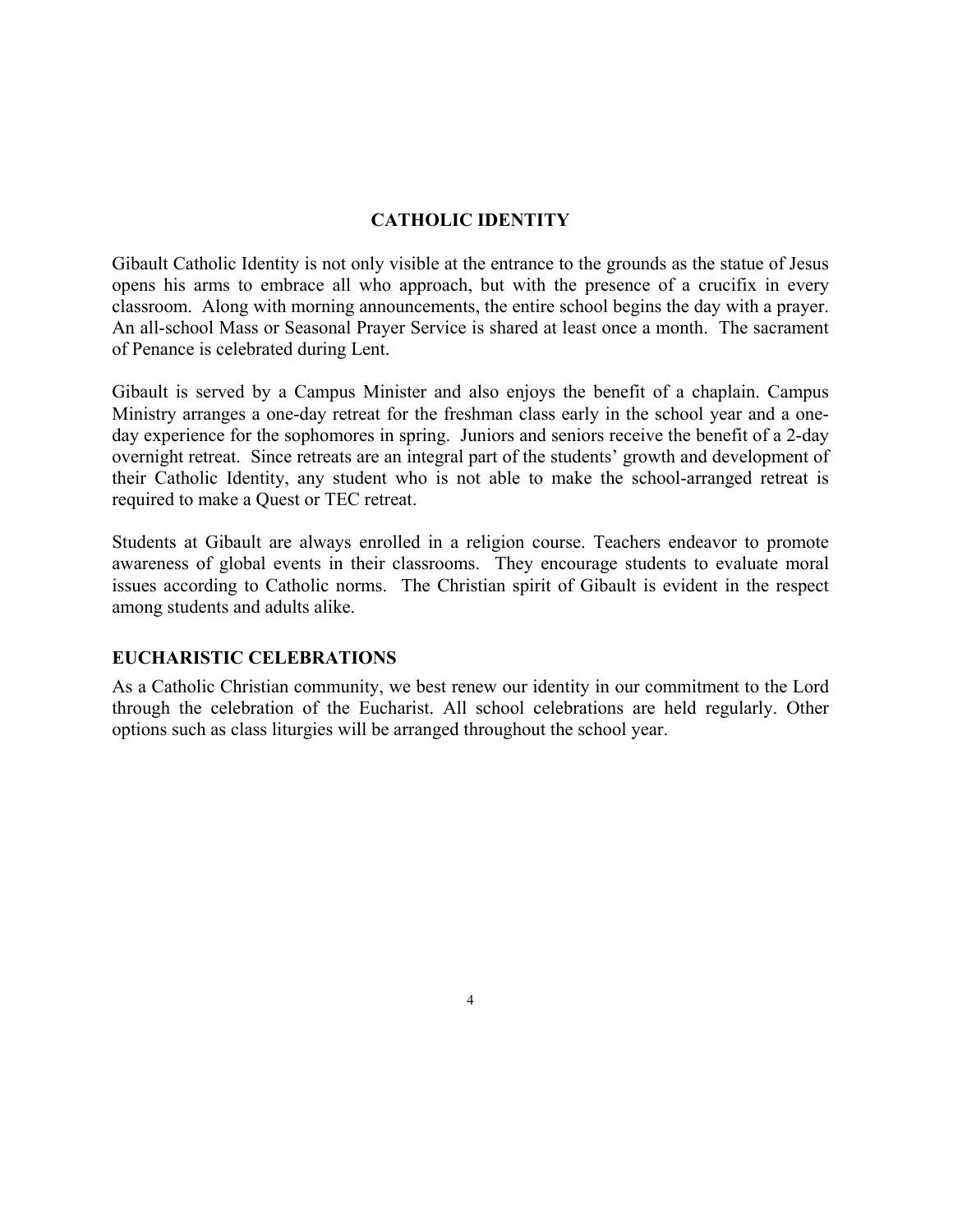## CATHOLIC IDENTITY

Gibault Catholic Identity is not only visible at the entrance to the grounds as the statue of Jesus opens his arms to embrace all who approach, but with the presence of a crucifix in every classroom. Along with morning announcements, the entire school begins the day with a prayer. An all-school Mass or Seasonal Prayer Service is shared at least once a month. The sacrament of Penance is celebrated during Lent.

Gibault is served by a Campus Minister and also enjoys the benefit of a chaplain. Campus Ministry arranges a one-day retreat for the freshman class early in the school year and a one-day experience for the sophomores in spring. Juniors and seniors receive the benefit of a 2-day overnight retreat. Since retreats are an integral part of the students' growth and development of their Catholic Identity, any student who is not able to make the school-arranged retreat is required to make a Quest or TEC retreat.

Students at Gibault are always enrolled in a religion course. Teachers endeavor to promote awareness of global events in their classrooms. They encourage students to evaluate moral issues according to Catholic norms. The Christian spirit of Gibault is evident in the respect among students and adults alike.

### EUCHARISTIC CELEBRATIONS

As a Catholic Christian community, we best renew our identity in our commitment to the Lord through the celebration of the Eucharist. All school celebrations are held regularly. Other options such as class liturgies will be arranged throughout the school year.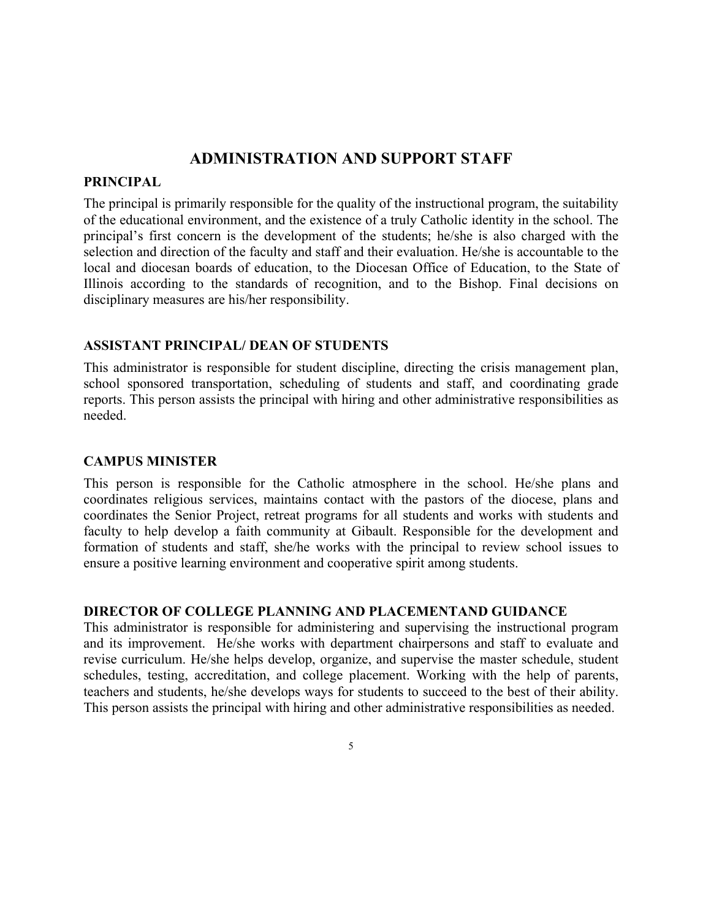# ADMINISTRATION AND SUPPORT STAFF

## PRINCIPAL

The principal is primarily responsible for the quality of the instructional program, the suitability of the educational environment, and the existence of a truly Catholic identity in the school. The principal's first concern is the development of the students; he/she is also charged with the selection and direction of the faculty and staff and their evaluation. He/she is accountable to the local and diocesan boards of education, to the Diocesan Office of Education, to the State of Illinois according to the standards of recognition, and to the Bishop. Final decisions on disciplinary measures are his/her responsibility.

## ASSISTANT PRINCIPAL/ DEAN OF STUDENTS

This administrator is responsible for student discipline, directing the crisis management plan, school sponsored transportation, scheduling of students and staff, and coordinating grade reports. This person assists the principal with hiring and other administrative responsibilities as needed.

## CAMPUS MINISTER

This person is responsible for the Catholic atmosphere in the school. He/she plans and coordinates religious services, maintains contact with the pastors of the diocese, plans and coordinates the Senior Project, retreat programs for all students and works with students and faculty to help develop a faith community at Gibault. Responsible for the development and formation of students and staff, she/he works with the principal to review school issues to ensure a positive learning environment and cooperative spirit among students.

## DIRECTOR OF COLLEGE PLANNING AND PLACEMENTAND GUIDANCE

This administrator is responsible for administering and supervising the instructional program and its improvement. He/she works with department chairpersons and staff to evaluate and revise curriculum. He/she helps develop, organize, and supervise the master schedule, student schedules, testing, accreditation, and college placement. Working with the help of parents, teachers and students, he/she develops ways for students to succeed to the best of their ability. This person assists the principal with hiring and other administrative responsibilities as needed.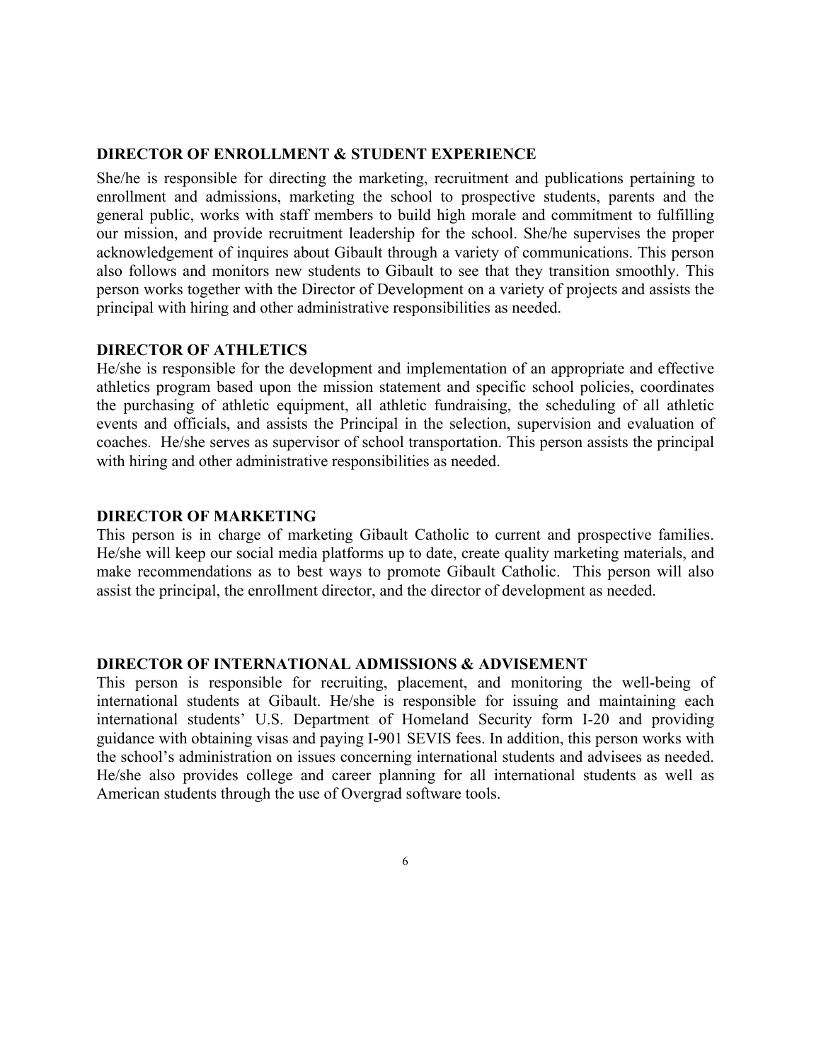**DIRECTOR OF ENROLLMENT & STUDENT EXPERIENCE**

She/he is responsible for directing the marketing, recruitment and publications pertaining to enrollment and admissions, marketing the school to prospective students, parents and the general public, works with staff members to build high morale and commitment to fulfilling our mission, and provide recruitment leadership for the school. She/he supervises the proper acknowledgement of inquires about Gibault through a variety of communications. This person also follows and monitors new students to Gibault to see that they transition smoothly. This person works together with the Director of Development on a variety of projects and assists the principal with hiring and other administrative responsibilities as needed.

**DIRECTOR OF ATHLETICS**

He/she is responsible for the development and implementation of an appropriate and effective athletics program based upon the mission statement and specific school policies, coordinates the purchasing of athletic equipment, all athletic fundraising, the scheduling of all athletic events and officials, and assists the Principal in the selection, supervision and evaluation of coaches. He/she serves as supervisor of school transportation. This person assists the principal with hiring and other administrative responsibilities as needed.

**DIRECTOR OF MARKETING**

This person is in charge of marketing Gibault Catholic to current and prospective families. He/she will keep our social media platforms up to date, create quality marketing materials, and make recommendations as to best ways to promote Gibault Catholic. This person will also assist the principal, the enrollment director, and the director of development as needed.

**DIRECTOR OF INTERNATIONAL ADMISSIONS & ADVISEMENT**

This person is responsible for recruiting, placement, and monitoring the well-being of international students at Gibault. He/she is responsible for issuing and maintaining each international students' U.S. Department of Homeland Security form I-20 and providing guidance with obtaining visas and paying I-901 SEVIS fees. In addition, this person works with the school's administration on issues concerning international students and advisees as needed. He/she also provides college and career planning for all international students as well as American students through the use of Overgrad software tools.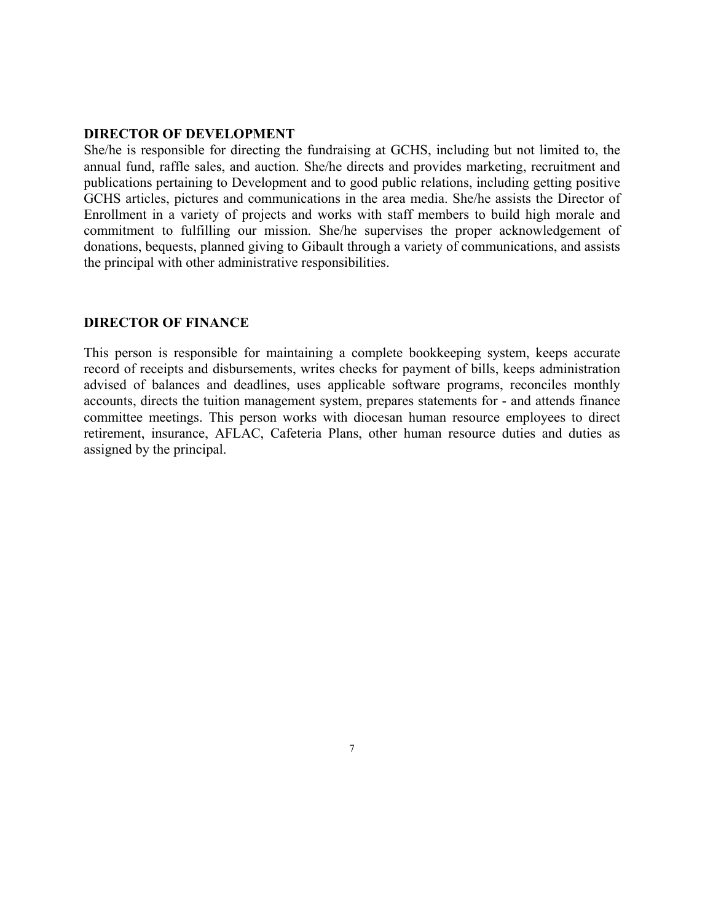**DIRECTOR OF DEVELOPMENT**

She/he is responsible for directing the fundraising at GCHS, including but not limited to, the annual fund, raffle sales, and auction. She/he directs and provides marketing, recruitment and publications pertaining to Development and to good public relations, including getting positive GCHS articles, pictures and communications in the area media. She/he assists the Director of Enrollment in a variety of projects and works with staff members to build high morale and commitment to fulfilling our mission. She/he supervises the proper acknowledgement of donations, bequests, planned giving to Gibault through a variety of communications, and assists the principal with other administrative responsibilities.

**DIRECTOR OF FINANCE**

This person is responsible for maintaining a complete bookkeeping system, keeps accurate record of receipts and disbursements, writes checks for payment of bills, keeps administration advised of balances and deadlines, uses applicable software programs, reconciles monthly accounts, directs the tuition management system, prepares statements for - and attends finance committee meetings. This person works with diocesan human resource employees to direct retirement, insurance, AFLAC, Cafeteria Plans, other human resource duties and duties as assigned by the principal.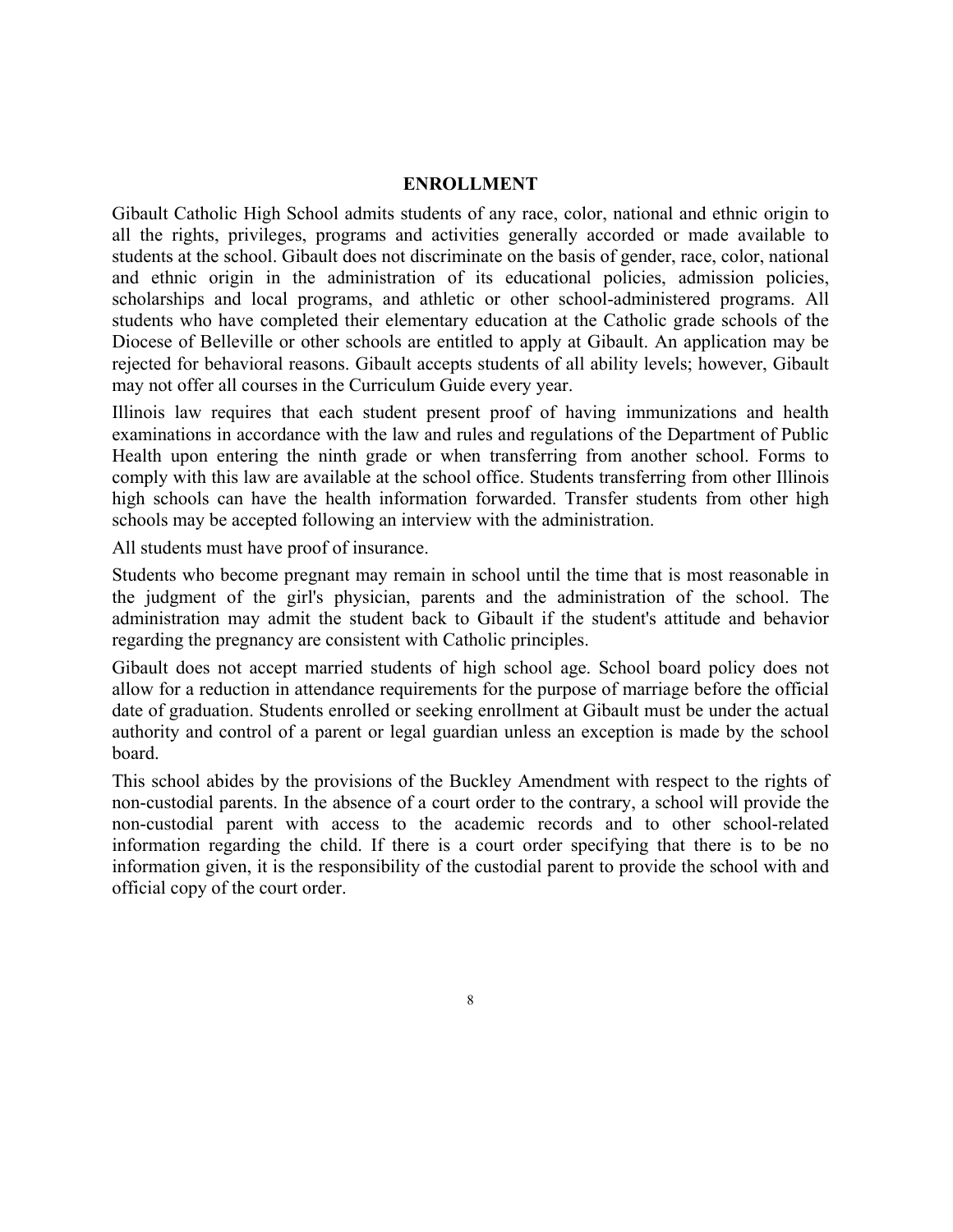## ENROLLMENT

Gibault Catholic High School admits students of any race, color, national and ethnic origin to all the rights, privileges, programs and activities generally accorded or made available to students at the school. Gibault does not discriminate on the basis of gender, race, color, national and ethnic origin in the administration of its educational policies, admission policies, scholarships and local programs, and athletic or other school-administered programs. All students who have completed their elementary education at the Catholic grade schools of the Diocese of Belleville or other schools are entitled to apply at Gibault. An application may be rejected for behavioral reasons. Gibault accepts students of all ability levels; however, Gibault may not offer all courses in the Curriculum Guide every year.

Illinois law requires that each student present proof of having immunizations and health examinations in accordance with the law and rules and regulations of the Department of Public Health upon entering the ninth grade or when transferring from another school. Forms to comply with this law are available at the school office. Students transferring from other Illinois high schools can have the health information forwarded. Transfer students from other high schools may be accepted following an interview with the administration.

All students must have proof of insurance.

Students who become pregnant may remain in school until the time that is most reasonable in the judgment of the girl's physician, parents and the administration of the school. The administration may admit the student back to Gibault if the student's attitude and behavior regarding the pregnancy are consistent with Catholic principles.

Gibault does not accept married students of high school age. School board policy does not allow for a reduction in attendance requirements for the purpose of marriage before the official date of graduation. Students enrolled or seeking enrollment at Gibault must be under the actual authority and control of a parent or legal guardian unless an exception is made by the school board.

This school abides by the provisions of the Buckley Amendment with respect to the rights of non-custodial parents. In the absence of a court order to the contrary, a school will provide the non-custodial parent with access to the academic records and to other school-related information regarding the child. If there is a court order specifying that there is to be no information given, it is the responsibility of the custodial parent to provide the school with and official copy of the court order.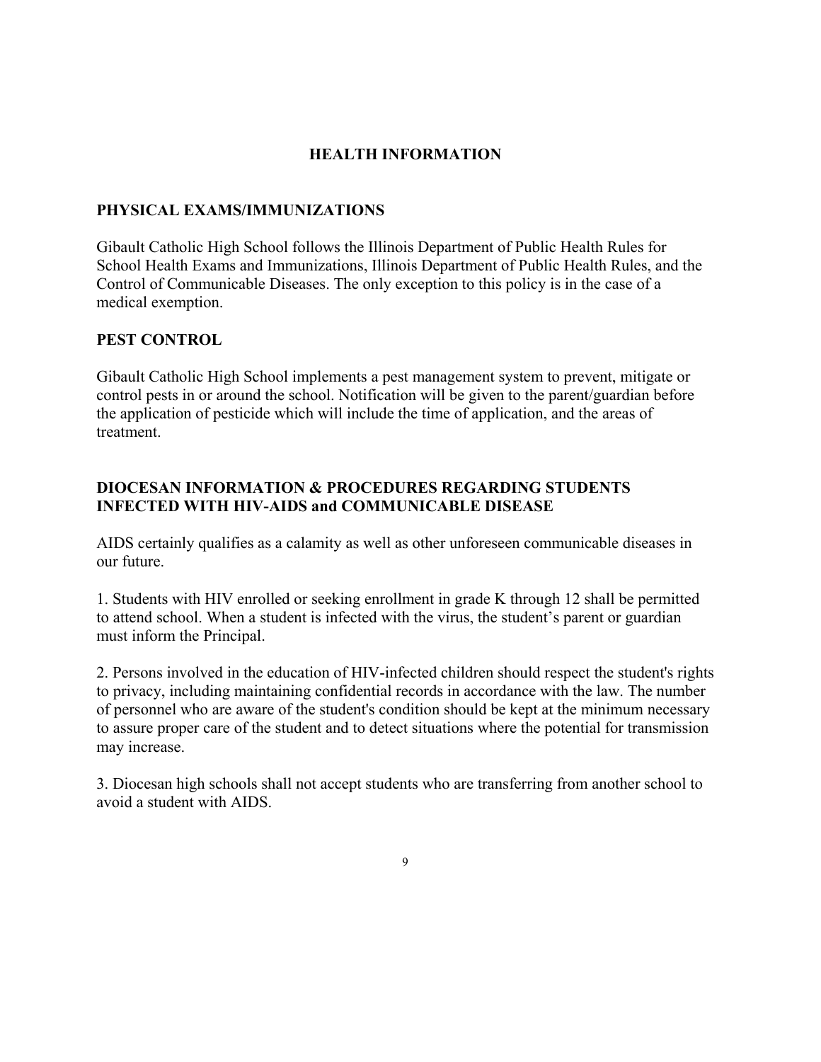# HEALTH INFORMATION

## PHYSICAL EXAMS/IMMUNIZATIONS

Gibault Catholic High School follows the Illinois Department of Public Health Rules for School Health Exams and Immunizations, Illinois Department of Public Health Rules, and the Control of Communicable Diseases. The only exception to this policy is in the case of a medical exemption.

## PEST CONTROL

Gibault Catholic High School implements a pest management system to prevent, mitigate or control pests in or around the school. Notification will be given to the parent/guardian before the application of pesticide which will include the time of application, and the areas of treatment.

## DIOCESAN INFORMATION & PROCEDURES REGARDING STUDENTS INFECTED WITH HIV-AIDS and COMMUNICABLE DISEASE

AIDS certainly qualifies as a calamity as well as other unforeseen communicable diseases in our future.

1. Students with HIV enrolled or seeking enrollment in grade K through 12 shall be permitted to attend school. When a student is infected with the virus, the student's parent or guardian must inform the Principal.

2. Persons involved in the education of HIV-infected children should respect the student's rights to privacy, including maintaining confidential records in accordance with the law. The number of personnel who are aware of the student's condition should be kept at the minimum necessary to assure proper care of the student and to detect situations where the potential for transmission may increase.

3. Diocesan high schools shall not accept students who are transferring from another school to avoid a student with AIDS.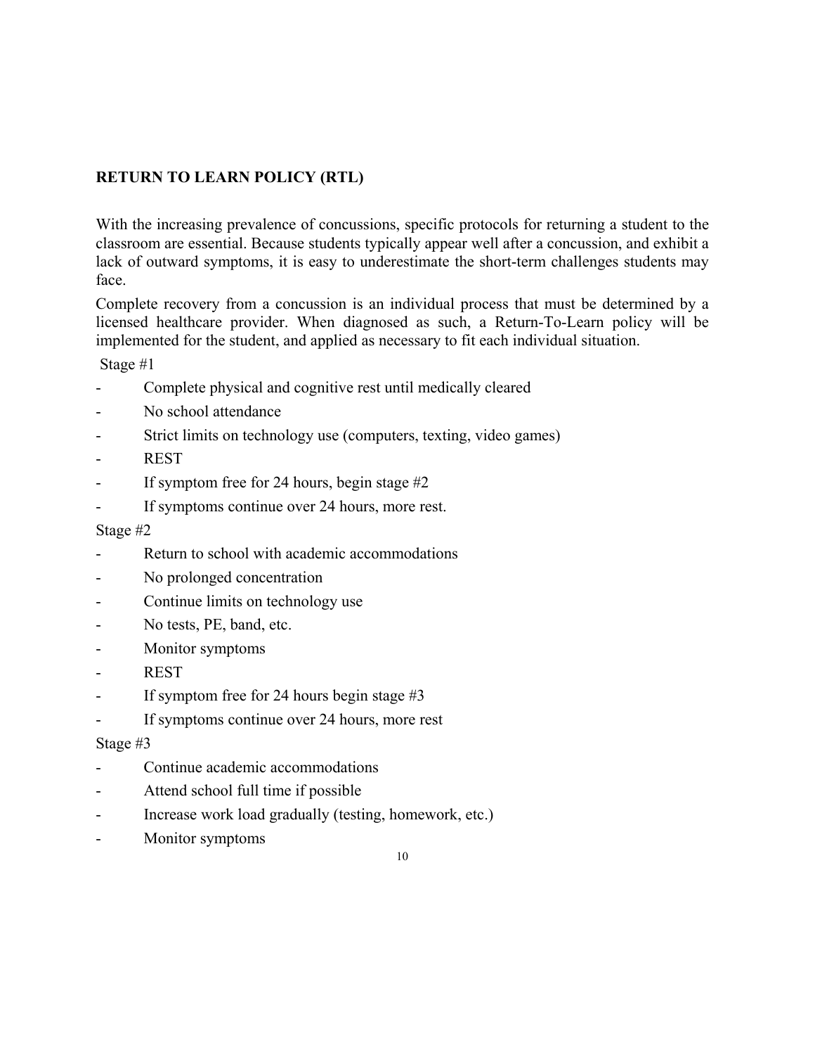## RETURN TO LEARN POLICY (RTL)

With the increasing prevalence of concussions, specific protocols for returning a student to the classroom are essential. Because students typically appear well after a concussion, and exhibit a lack of outward symptoms, it is easy to underestimate the short-term challenges students may face.

Complete recovery from a concussion is an individual process that must be determined by a licensed healthcare provider. When diagnosed as such, a Return-To-Learn policy will be implemented for the student, and applied as necessary to fit each individual situation.

Stage #1

- Complete physical and cognitive rest until medically cleared
- No school attendance
- Strict limits on technology use (computers, texting, video games)
- REST
- If symptom free for 24 hours, begin stage #2
- If symptoms continue over 24 hours, more rest.

Stage #2

- Return to school with academic accommodations
- No prolonged concentration
- Continue limits on technology use
- No tests, PE, band, etc.
- Monitor symptoms
- REST
- If symptom free for 24 hours begin stage #3
- If symptoms continue over 24 hours, more rest

Stage #3

- Continue academic accommodations
- Attend school full time if possible
- Increase work load gradually (testing, homework, etc.)
- Monitor symptoms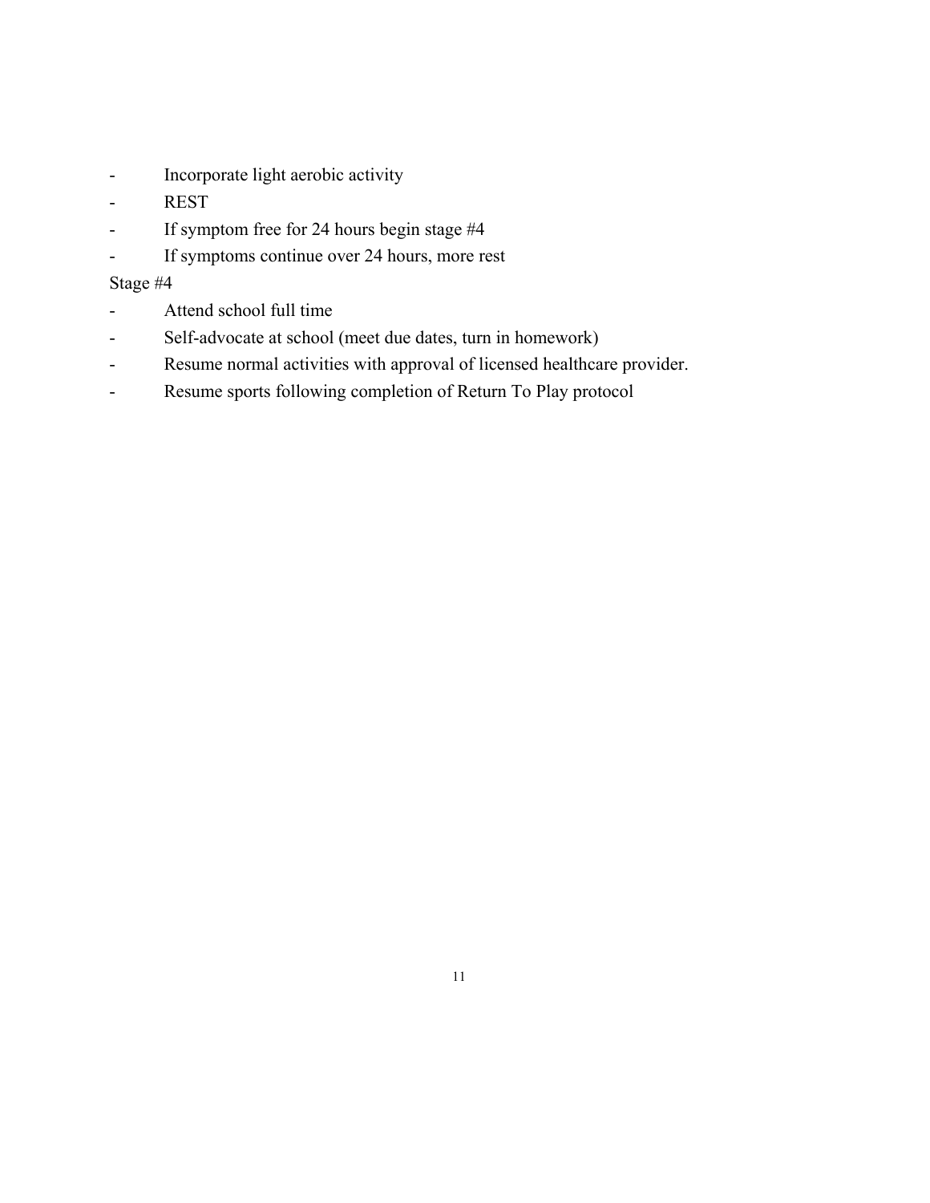- Incorporate light aerobic activity
- REST
- If symptom free for 24 hours begin stage #4
- If symptoms continue over 24 hours, more rest

Stage #4

- Attend school full time
- Self-advocate at school (meet due dates, turn in homework)
- Resume normal activities with approval of licensed healthcare provider.
- Resume sports following completion of Return To Play protocol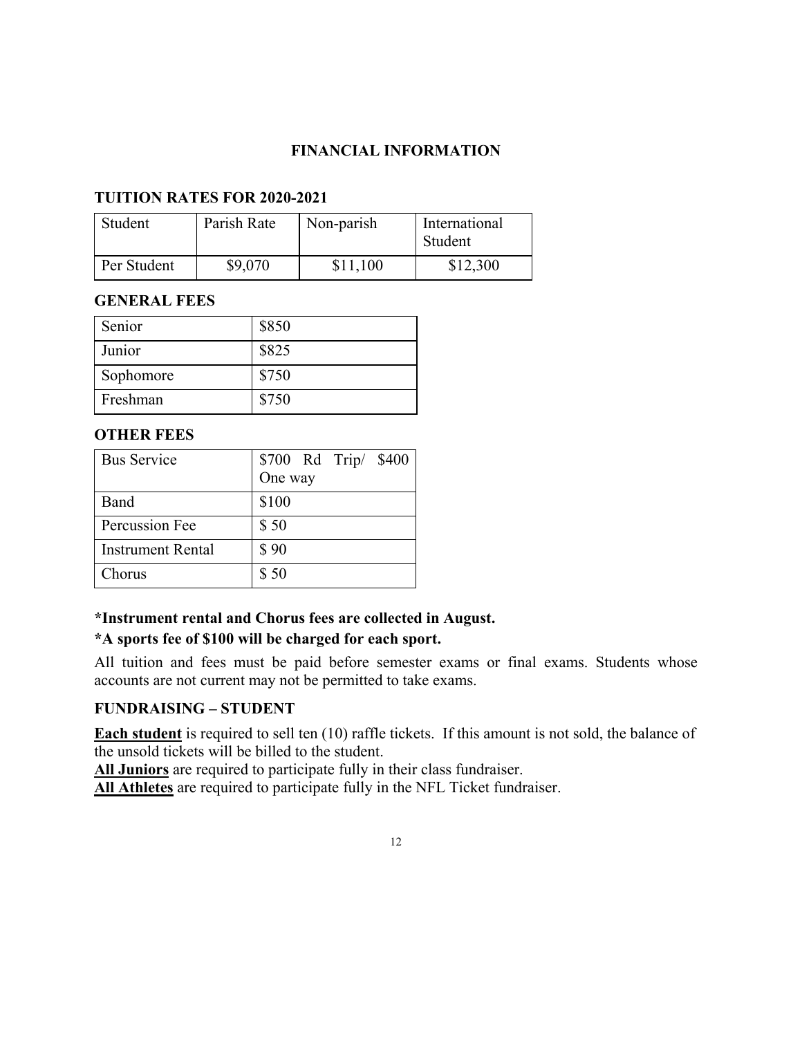## FINANCIAL INFORMATION

### TUITION RATES FOR 2020-2021

| Student | Parish Rate | Non-parish | International Student |
|---|---|---|---|
| Per Student | $9,070 | $11,100 | $12,300 |

### GENERAL FEES

| | |
|---|---|
| Senior | $850 |
| Junior | $825 |
| Sophomore | $750 |
| Freshman | $750 |

### OTHER FEES

| | |
|---|---|
| Bus Service | $700 Rd Trip/ $400 One way |
| Band | $100 |
| Percussion Fee | $ 50 |
| Instrument Rental | $ 90 |
| Chorus | $ 50 |

**\*Instrument rental and Chorus fees are collected in August.**

**\*A sports fee of $100 will be charged for each sport.**

All tuition and fees must be paid before semester exams or final exams. Students whose accounts are not current may not be permitted to take exams.

### FUNDRAISING – STUDENT

**Each student** is required to sell ten (10) raffle tickets. If this amount is not sold, the balance of the unsold tickets will be billed to the student.

**All Juniors** are required to participate fully in their class fundraiser.

**All Athletes** are required to participate fully in the NFL Ticket fundraiser.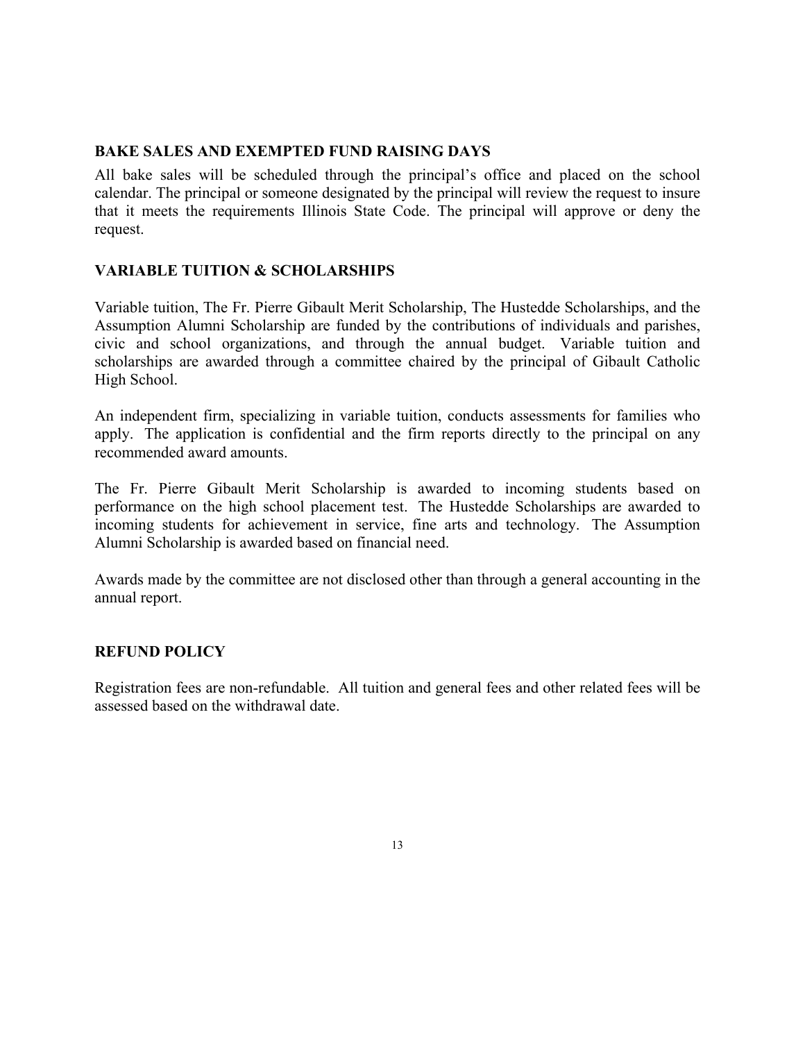## BAKE SALES AND EXEMPTED FUND RAISING DAYS

All bake sales will be scheduled through the principal's office and placed on the school calendar. The principal or someone designated by the principal will review the request to insure that it meets the requirements Illinois State Code. The principal will approve or deny the request.

## VARIABLE TUITION & SCHOLARSHIPS

Variable tuition, The Fr. Pierre Gibault Merit Scholarship, The Hustedde Scholarships, and the Assumption Alumni Scholarship are funded by the contributions of individuals and parishes, civic and school organizations, and through the annual budget. Variable tuition and scholarships are awarded through a committee chaired by the principal of Gibault Catholic High School.

An independent firm, specializing in variable tuition, conducts assessments for families who apply. The application is confidential and the firm reports directly to the principal on any recommended award amounts.

The Fr. Pierre Gibault Merit Scholarship is awarded to incoming students based on performance on the high school placement test. The Hustedde Scholarships are awarded to incoming students for achievement in service, fine arts and technology. The Assumption Alumni Scholarship is awarded based on financial need.

Awards made by the committee are not disclosed other than through a general accounting in the annual report.

## REFUND POLICY

Registration fees are non-refundable. All tuition and general fees and other related fees will be assessed based on the withdrawal date.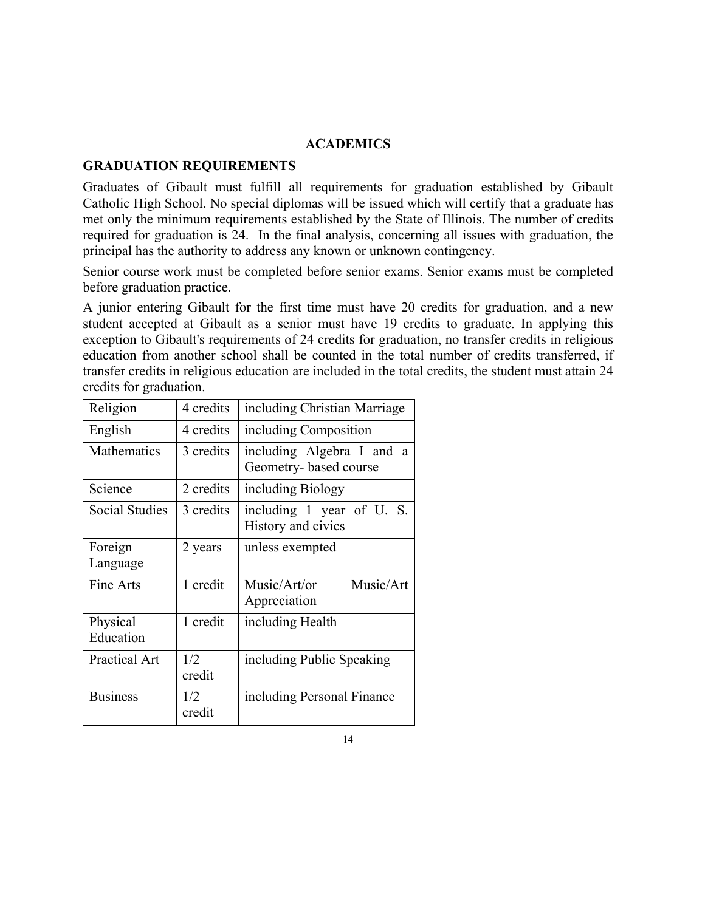# ACADEMICS

## GRADUATION REQUIREMENTS

Graduates of Gibault must fulfill all requirements for graduation established by Gibault Catholic High School. No special diplomas will be issued which will certify that a graduate has met only the minimum requirements established by the State of Illinois. The number of credits required for graduation is 24. In the final analysis, concerning all issues with graduation, the principal has the authority to address any known or unknown contingency.

Senior course work must be completed before senior exams. Senior exams must be completed before graduation practice.

A junior entering Gibault for the first time must have 20 credits for graduation, and a new student accepted at Gibault as a senior must have 19 credits to graduate. In applying this exception to Gibault's requirements of 24 credits for graduation, no transfer credits in religious education from another school shall be counted in the total number of credits transferred, if transfer credits in religious education are included in the total credits, the student must attain 24 credits for graduation.

| | | |
|---|---|---|
| Religion | 4 credits | including Christian Marriage |
| English | 4 credits | including Composition |
| Mathematics | 3 credits | including Algebra I and a Geometry- based course |
| Science | 2 credits | including Biology |
| Social Studies | 3 credits | including 1 year of U. S. History and civics |
| Foreign Language | 2 years | unless exempted |
| Fine Arts | 1 credit | Music/Art/or Music/Art Appreciation |
| Physical Education | 1 credit | including Health |
| Practical Art | 1/2 credit | including Public Speaking |
| Business | 1/2 credit | including Personal Finance |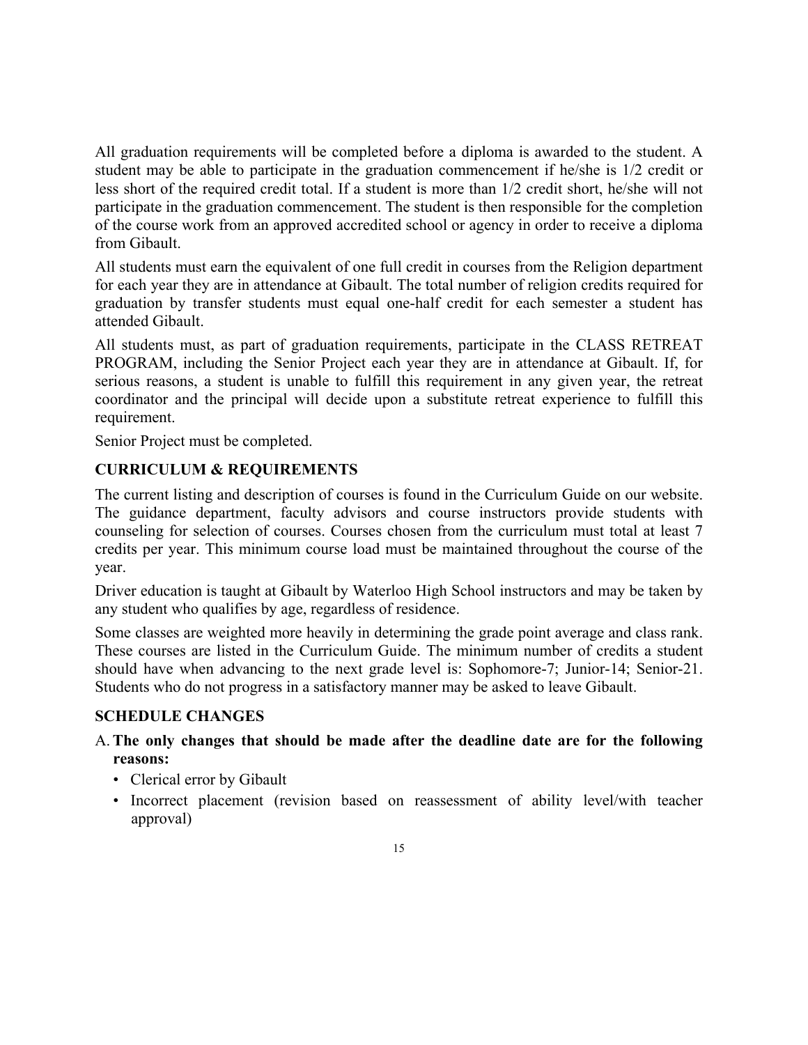All graduation requirements will be completed before a diploma is awarded to the student. A student may be able to participate in the graduation commencement if he/she is 1/2 credit or less short of the required credit total. If a student is more than 1/2 credit short, he/she will not participate in the graduation commencement. The student is then responsible for the completion of the course work from an approved accredited school or agency in order to receive a diploma from Gibault.

All students must earn the equivalent of one full credit in courses from the Religion department for each year they are in attendance at Gibault. The total number of religion credits required for graduation by transfer students must equal one-half credit for each semester a student has attended Gibault.

All students must, as part of graduation requirements, participate in the CLASS RETREAT PROGRAM, including the Senior Project each year they are in attendance at Gibault. If, for serious reasons, a student is unable to fulfill this requirement in any given year, the retreat coordinator and the principal will decide upon a substitute retreat experience to fulfill this requirement.

Senior Project must be completed.

### CURRICULUM & REQUIREMENTS

The current listing and description of courses is found in the Curriculum Guide on our website. The guidance department, faculty advisors and course instructors provide students with counseling for selection of courses. Courses chosen from the curriculum must total at least 7 credits per year. This minimum course load must be maintained throughout the course of the year.

Driver education is taught at Gibault by Waterloo High School instructors and may be taken by any student who qualifies by age, regardless of residence.

Some classes are weighted more heavily in determining the grade point average and class rank. These courses are listed in the Curriculum Guide. The minimum number of credits a student should have when advancing to the next grade level is: Sophomore-7; Junior-14; Senior-21. Students who do not progress in a satisfactory manner may be asked to leave Gibault.

### SCHEDULE CHANGES

A. **The only changes that should be made after the deadline date are for the following reasons:**
   - Clerical error by Gibault
   - Incorrect placement (revision based on reassessment of ability level/with teacher approval)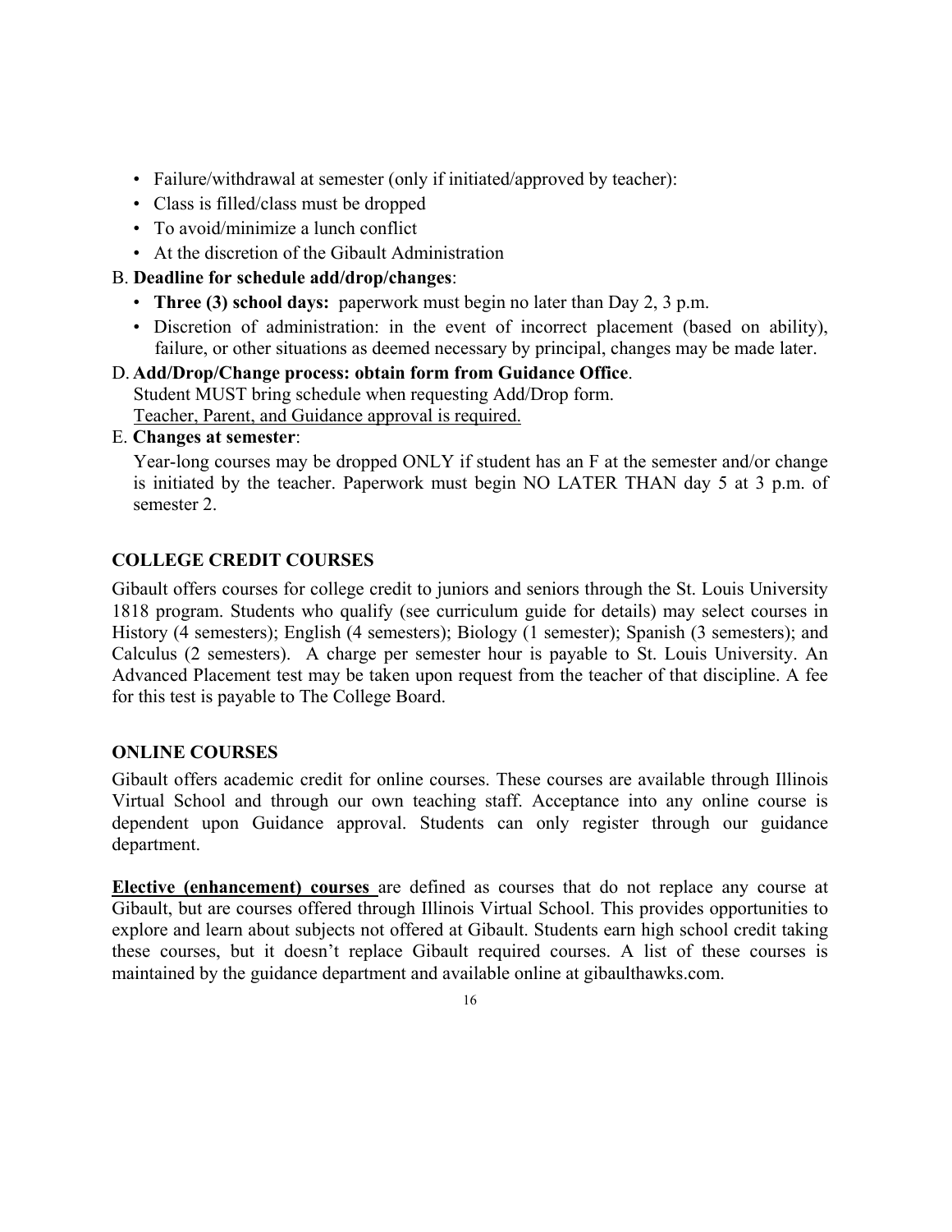- Failure/withdrawal at semester (only if initiated/approved by teacher):
- Class is filled/class must be dropped
- To avoid/minimize a lunch conflict
- At the discretion of the Gibault Administration

B. **Deadline for schedule add/drop/changes**:

- **Three (3) school days:** paperwork must begin no later than Day 2, 3 p.m.
- Discretion of administration: in the event of incorrect placement (based on ability), failure, or other situations as deemed necessary by principal, changes may be made later.

D. **Add/Drop/Change process: obtain form from Guidance Office**.
Student MUST bring schedule when requesting Add/Drop form.
<u>Teacher, Parent, and Guidance approval is required.</u>

E. **Changes at semester**:
Year-long courses may be dropped ONLY if student has an F at the semester and/or change is initiated by the teacher. Paperwork must begin NO LATER THAN day 5 at 3 p.m. of semester 2.

## COLLEGE CREDIT COURSES

Gibault offers courses for college credit to juniors and seniors through the St. Louis University 1818 program. Students who qualify (see curriculum guide for details) may select courses in History (4 semesters); English (4 semesters); Biology (1 semester); Spanish (3 semesters); and Calculus (2 semesters). A charge per semester hour is payable to St. Louis University. An Advanced Placement test may be taken upon request from the teacher of that discipline. A fee for this test is payable to The College Board.

## ONLINE COURSES

Gibault offers academic credit for online courses. These courses are available through Illinois Virtual School and through our own teaching staff. Acceptance into any online course is dependent upon Guidance approval. Students can only register through our guidance department.

<u>**Elective (enhancement) courses**</u> are defined as courses that do not replace any course at Gibault, but are courses offered through Illinois Virtual School. This provides opportunities to explore and learn about subjects not offered at Gibault. Students earn high school credit taking these courses, but it doesn't replace Gibault required courses. A list of these courses is maintained by the guidance department and available online at gibaulthawks.com.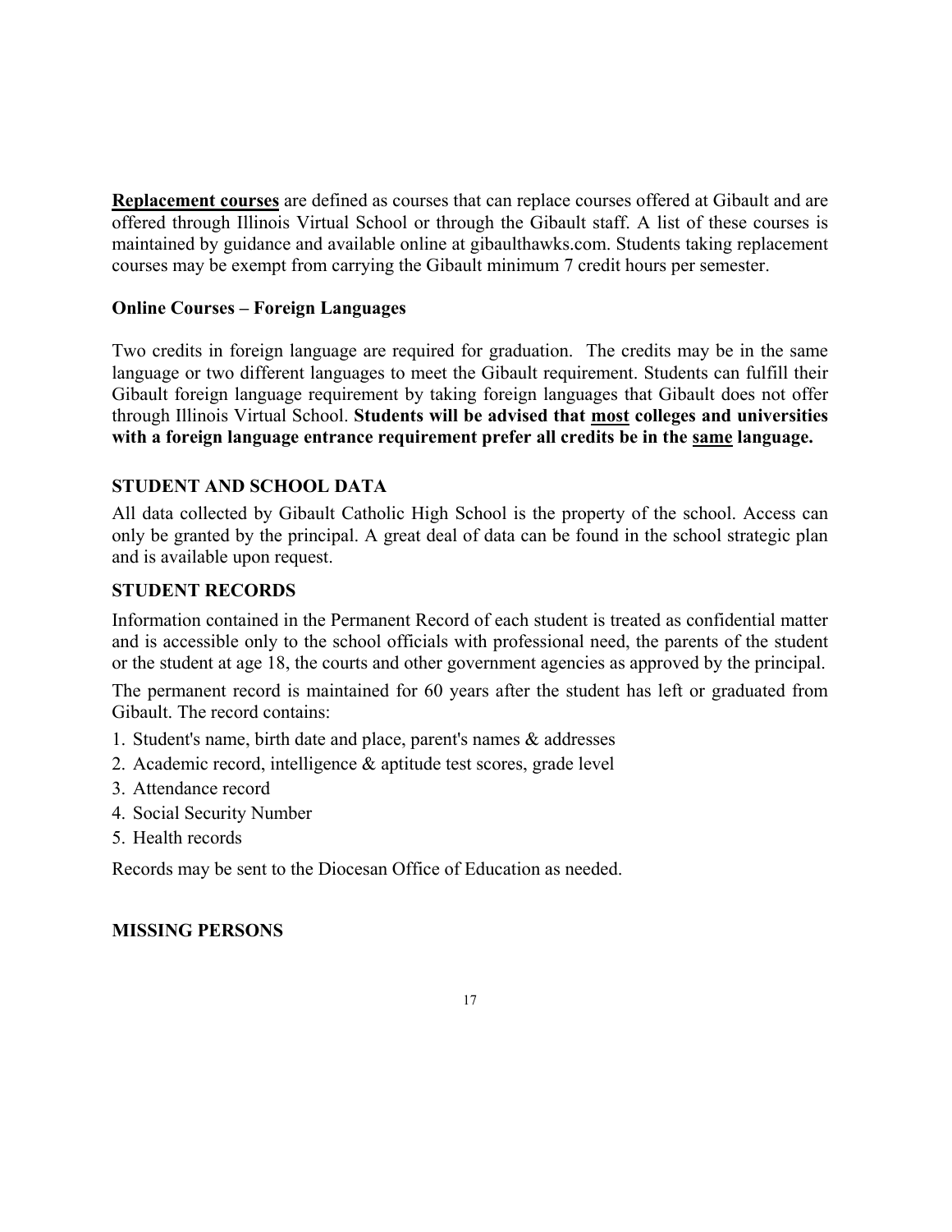**Replacement courses** are defined as courses that can replace courses offered at Gibault and are offered through Illinois Virtual School or through the Gibault staff. A list of these courses is maintained by guidance and available online at gibaulthawks.com. Students taking replacement courses may be exempt from carrying the Gibault minimum 7 credit hours per semester.

### Online Courses – Foreign Languages

Two credits in foreign language are required for graduation. The credits may be in the same language or two different languages to meet the Gibault requirement. Students can fulfill their Gibault foreign language requirement by taking foreign languages that Gibault does not offer through Illinois Virtual School. **Students will be advised that most colleges and universities with a foreign language entrance requirement prefer all credits be in the same language.**

## STUDENT AND SCHOOL DATA

All data collected by Gibault Catholic High School is the property of the school. Access can only be granted by the principal. A great deal of data can be found in the school strategic plan and is available upon request.

## STUDENT RECORDS

Information contained in the Permanent Record of each student is treated as confidential matter and is accessible only to the school officials with professional need, the parents of the student or the student at age 18, the courts and other government agencies as approved by the principal.

The permanent record is maintained for 60 years after the student has left or graduated from Gibault. The record contains:

1. Student's name, birth date and place, parent's names & addresses
2. Academic record, intelligence & aptitude test scores, grade level
3. Attendance record
4. Social Security Number
5. Health records

Records may be sent to the Diocesan Office of Education as needed.

## MISSING PERSONS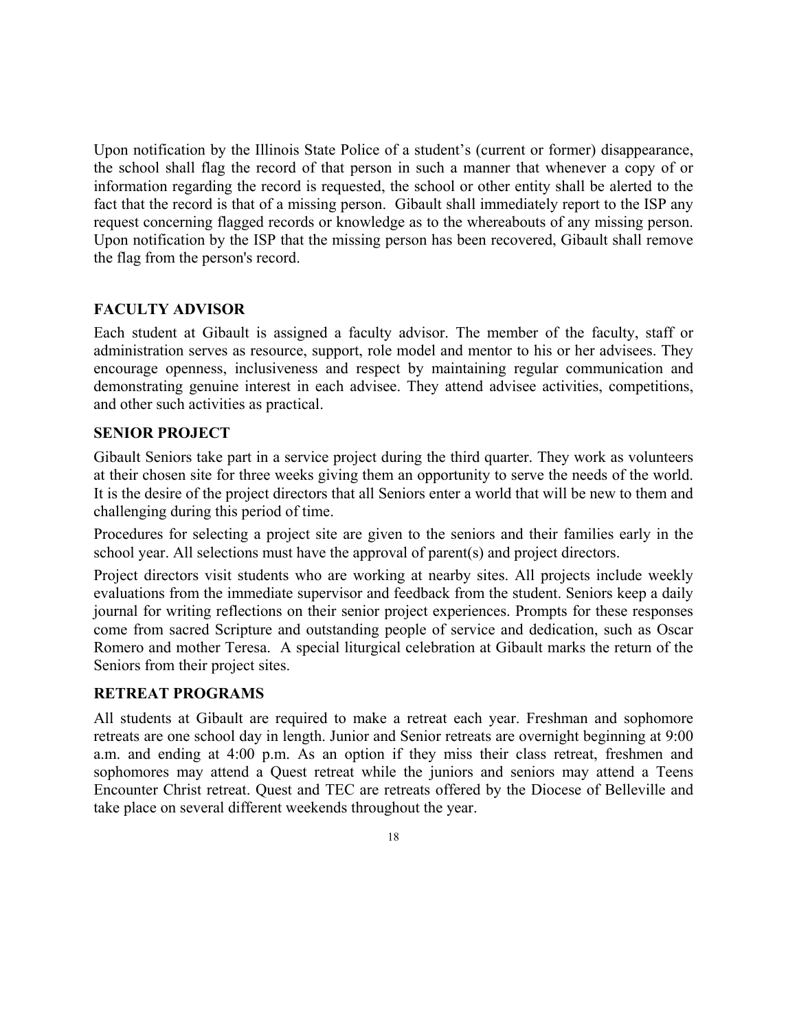Upon notification by the Illinois State Police of a student's (current or former) disappearance, the school shall flag the record of that person in such a manner that whenever a copy of or information regarding the record is requested, the school or other entity shall be alerted to the fact that the record is that of a missing person. Gibault shall immediately report to the ISP any request concerning flagged records or knowledge as to the whereabouts of any missing person. Upon notification by the ISP that the missing person has been recovered, Gibault shall remove the flag from the person's record.

## FACULTY ADVISOR

Each student at Gibault is assigned a faculty advisor. The member of the faculty, staff or administration serves as resource, support, role model and mentor to his or her advisees. They encourage openness, inclusiveness and respect by maintaining regular communication and demonstrating genuine interest in each advisee. They attend advisee activities, competitions, and other such activities as practical.

## SENIOR PROJECT

Gibault Seniors take part in a service project during the third quarter. They work as volunteers at their chosen site for three weeks giving them an opportunity to serve the needs of the world. It is the desire of the project directors that all Seniors enter a world that will be new to them and challenging during this period of time.

Procedures for selecting a project site are given to the seniors and their families early in the school year. All selections must have the approval of parent(s) and project directors.

Project directors visit students who are working at nearby sites. All projects include weekly evaluations from the immediate supervisor and feedback from the student. Seniors keep a daily journal for writing reflections on their senior project experiences. Prompts for these responses come from sacred Scripture and outstanding people of service and dedication, such as Oscar Romero and mother Teresa. A special liturgical celebration at Gibault marks the return of the Seniors from their project sites.

## RETREAT PROGRAMS

All students at Gibault are required to make a retreat each year. Freshman and sophomore retreats are one school day in length. Junior and Senior retreats are overnight beginning at 9:00 a.m. and ending at 4:00 p.m. As an option if they miss their class retreat, freshmen and sophomores may attend a Quest retreat while the juniors and seniors may attend a Teens Encounter Christ retreat. Quest and TEC are retreats offered by the Diocese of Belleville and take place on several different weekends throughout the year.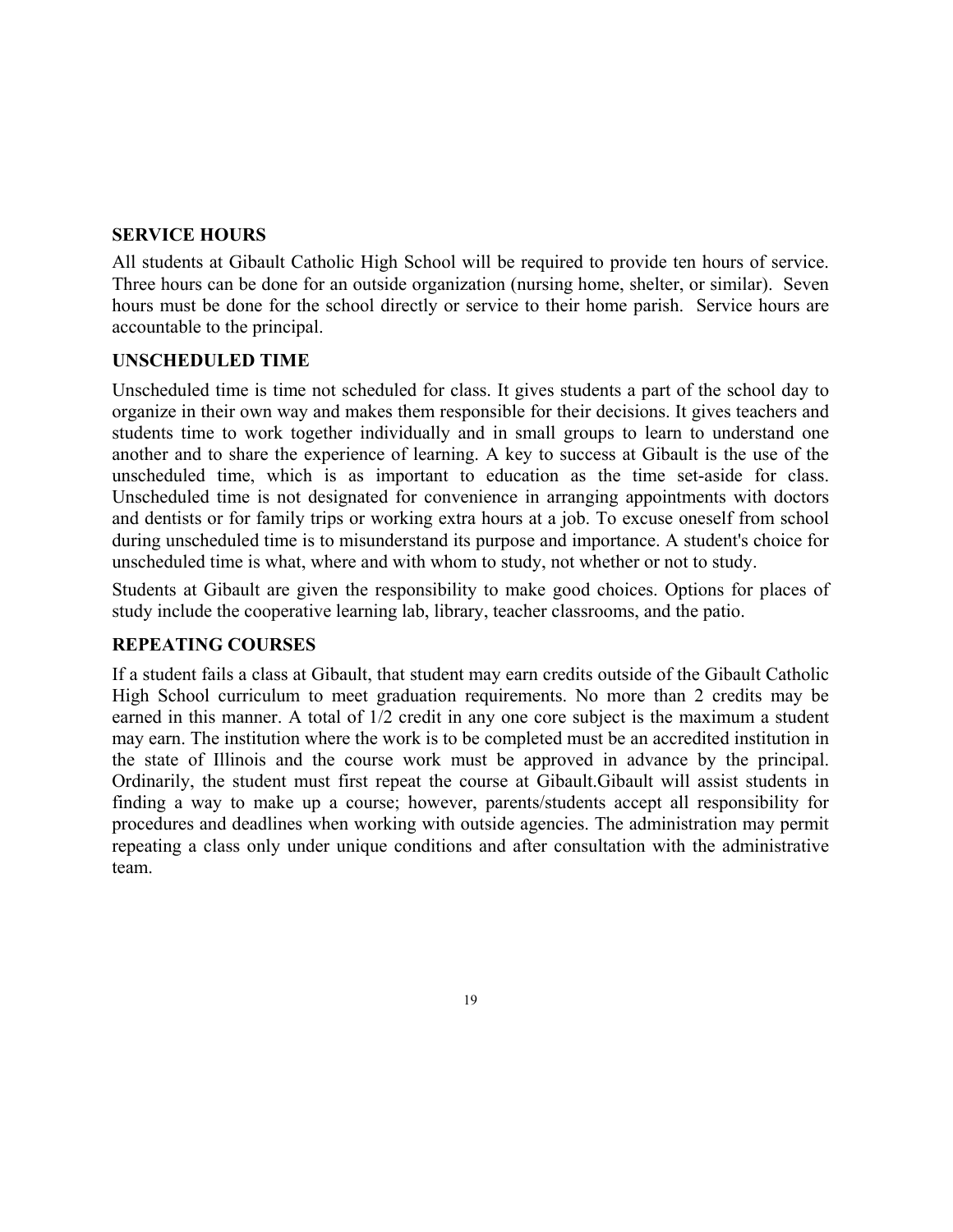## SERVICE HOURS

All students at Gibault Catholic High School will be required to provide ten hours of service. Three hours can be done for an outside organization (nursing home, shelter, or similar). Seven hours must be done for the school directly or service to their home parish. Service hours are accountable to the principal.

## UNSCHEDULED TIME

Unscheduled time is time not scheduled for class. It gives students a part of the school day to organize in their own way and makes them responsible for their decisions. It gives teachers and students time to work together individually and in small groups to learn to understand one another and to share the experience of learning. A key to success at Gibault is the use of the unscheduled time, which is as important to education as the time set-aside for class. Unscheduled time is not designated for convenience in arranging appointments with doctors and dentists or for family trips or working extra hours at a job. To excuse oneself from school during unscheduled time is to misunderstand its purpose and importance. A student's choice for unscheduled time is what, where and with whom to study, not whether or not to study.

Students at Gibault are given the responsibility to make good choices. Options for places of study include the cooperative learning lab, library, teacher classrooms, and the patio.

## REPEATING COURSES

If a student fails a class at Gibault, that student may earn credits outside of the Gibault Catholic High School curriculum to meet graduation requirements. No more than 2 credits may be earned in this manner. A total of 1/2 credit in any one core subject is the maximum a student may earn. The institution where the work is to be completed must be an accredited institution in the state of Illinois and the course work must be approved in advance by the principal. Ordinarily, the student must first repeat the course at Gibault.Gibault will assist students in finding a way to make up a course; however, parents/students accept all responsibility for procedures and deadlines when working with outside agencies. The administration may permit repeating a class only under unique conditions and after consultation with the administrative team.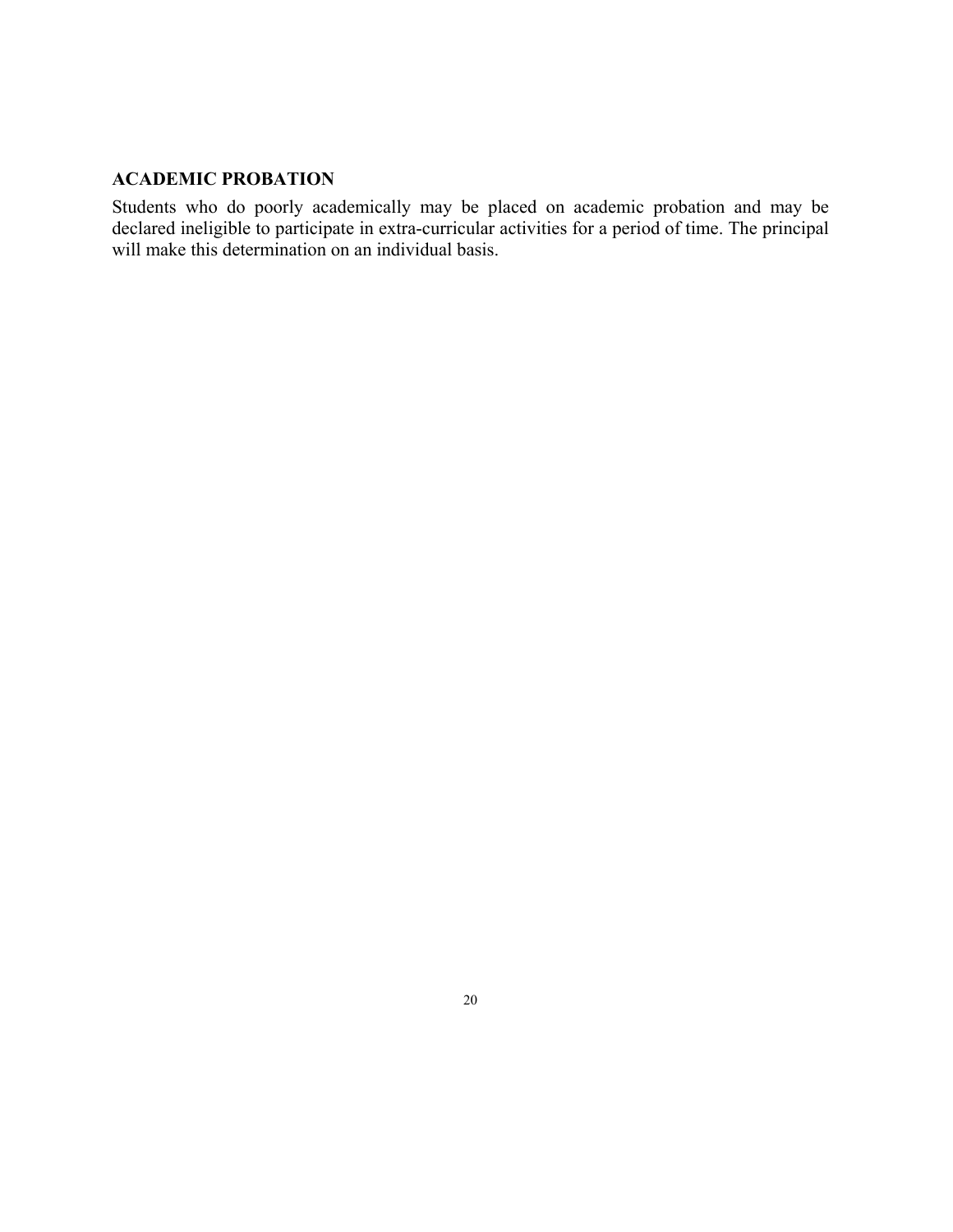## ACADEMIC PROBATION

Students who do poorly academically may be placed on academic probation and may be declared ineligible to participate in extra-curricular activities for a period of time. The principal will make this determination on an individual basis.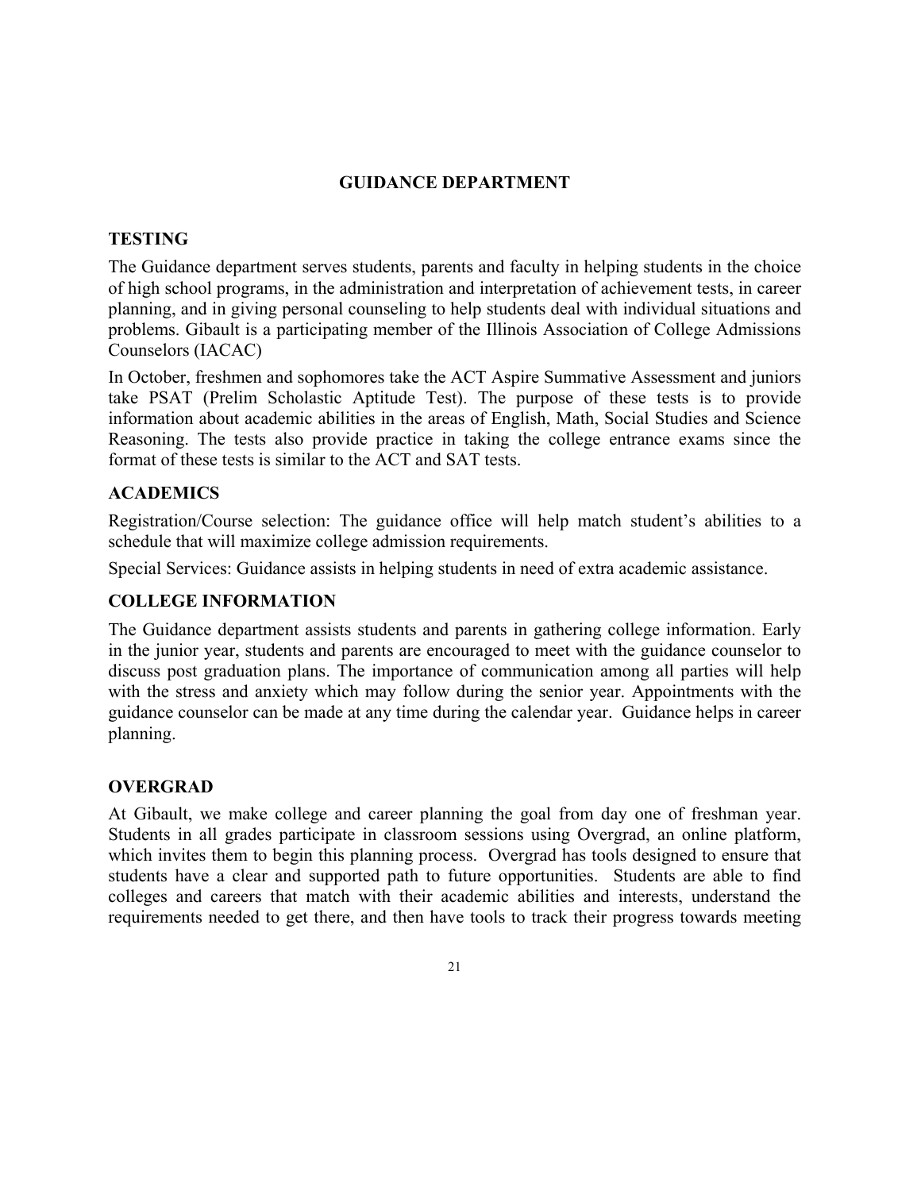# GUIDANCE DEPARTMENT

## TESTING

The Guidance department serves students, parents and faculty in helping students in the choice of high school programs, in the administration and interpretation of achievement tests, in career planning, and in giving personal counseling to help students deal with individual situations and problems. Gibault is a participating member of the Illinois Association of College Admissions Counselors (IACAC)

In October, freshmen and sophomores take the ACT Aspire Summative Assessment and juniors take PSAT (Prelim Scholastic Aptitude Test). The purpose of these tests is to provide information about academic abilities in the areas of English, Math, Social Studies and Science Reasoning. The tests also provide practice in taking the college entrance exams since the format of these tests is similar to the ACT and SAT tests.

## ACADEMICS

Registration/Course selection: The guidance office will help match student's abilities to a schedule that will maximize college admission requirements.

Special Services: Guidance assists in helping students in need of extra academic assistance.

## COLLEGE INFORMATION

The Guidance department assists students and parents in gathering college information. Early in the junior year, students and parents are encouraged to meet with the guidance counselor to discuss post graduation plans. The importance of communication among all parties will help with the stress and anxiety which may follow during the senior year. Appointments with the guidance counselor can be made at any time during the calendar year. Guidance helps in career planning.

## OVERGRAD

At Gibault, we make college and career planning the goal from day one of freshman year. Students in all grades participate in classroom sessions using Overgrad, an online platform, which invites them to begin this planning process. Overgrad has tools designed to ensure that students have a clear and supported path to future opportunities. Students are able to find colleges and careers that match with their academic abilities and interests, understand the requirements needed to get there, and then have tools to track their progress towards meeting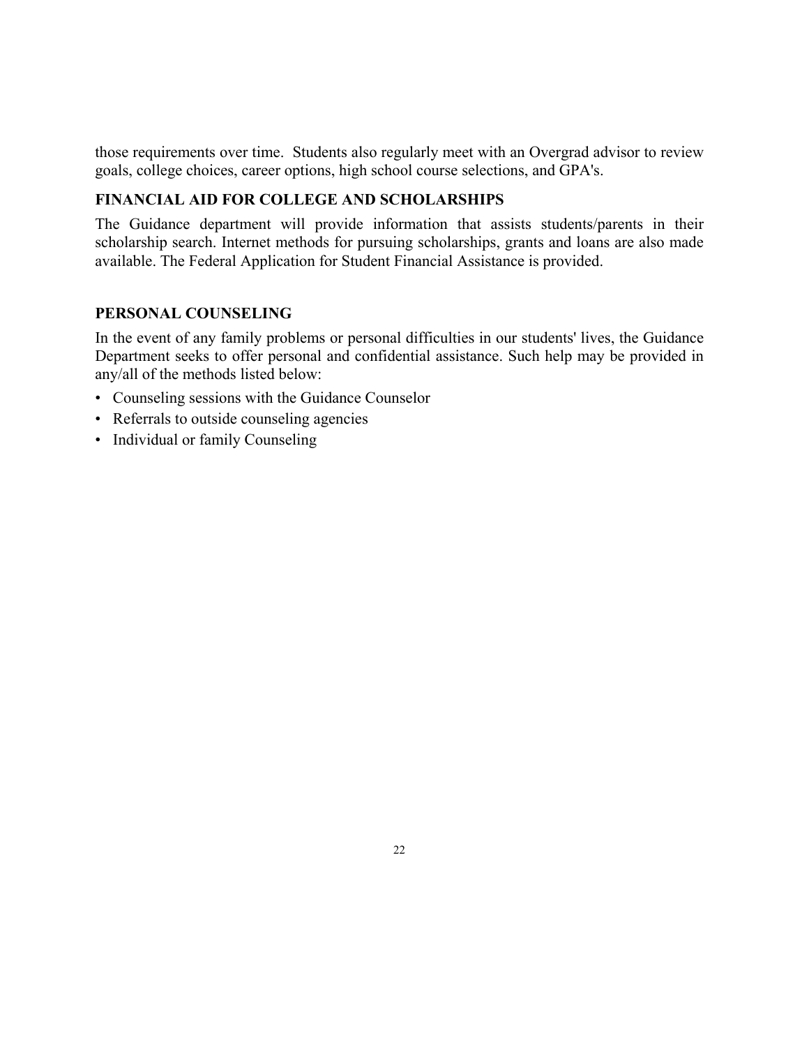those requirements over time. Students also regularly meet with an Overgrad advisor to review goals, college choices, career options, high school course selections, and GPA's.

### FINANCIAL AID FOR COLLEGE AND SCHOLARSHIPS

The Guidance department will provide information that assists students/parents in their scholarship search. Internet methods for pursuing scholarships, grants and loans are also made available. The Federal Application for Student Financial Assistance is provided.

### PERSONAL COUNSELING

In the event of any family problems or personal difficulties in our students' lives, the Guidance Department seeks to offer personal and confidential assistance. Such help may be provided in any/all of the methods listed below:

- Counseling sessions with the Guidance Counselor
- Referrals to outside counseling agencies
- Individual or family Counseling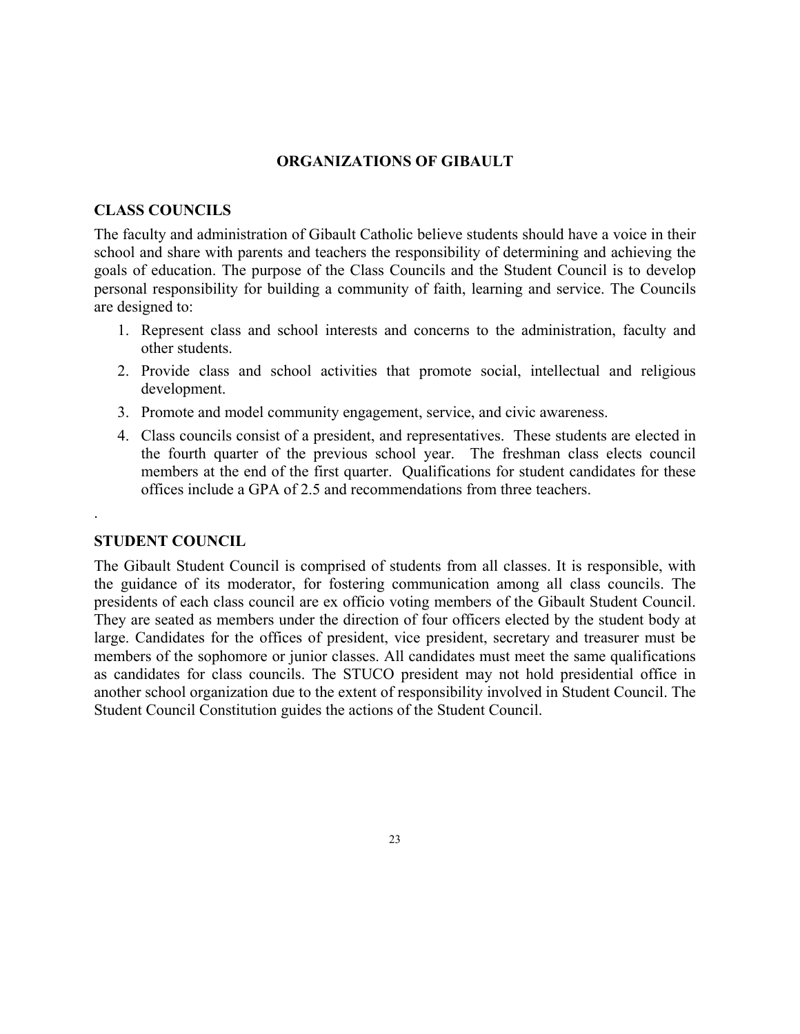# ORGANIZATIONS OF GIBAULT

## CLASS COUNCILS

The faculty and administration of Gibault Catholic believe students should have a voice in their school and share with parents and teachers the responsibility of determining and achieving the goals of education. The purpose of the Class Councils and the Student Council is to develop personal responsibility for building a community of faith, learning and service. The Councils are designed to:

1. Represent class and school interests and concerns to the administration, faculty and other students.
2. Provide class and school activities that promote social, intellectual and religious development.
3. Promote and model community engagement, service, and civic awareness.
4. Class councils consist of a president, and representatives. These students are elected in the fourth quarter of the previous school year. The freshman class elects council members at the end of the first quarter. Qualifications for student candidates for these offices include a GPA of 2.5 and recommendations from three teachers.

.

## STUDENT COUNCIL

The Gibault Student Council is comprised of students from all classes. It is responsible, with the guidance of its moderator, for fostering communication among all class councils. The presidents of each class council are ex officio voting members of the Gibault Student Council. They are seated as members under the direction of four officers elected by the student body at large. Candidates for the offices of president, vice president, secretary and treasurer must be members of the sophomore or junior classes. All candidates must meet the same qualifications as candidates for class councils. The STUCO president may not hold presidential office in another school organization due to the extent of responsibility involved in Student Council. The Student Council Constitution guides the actions of the Student Council.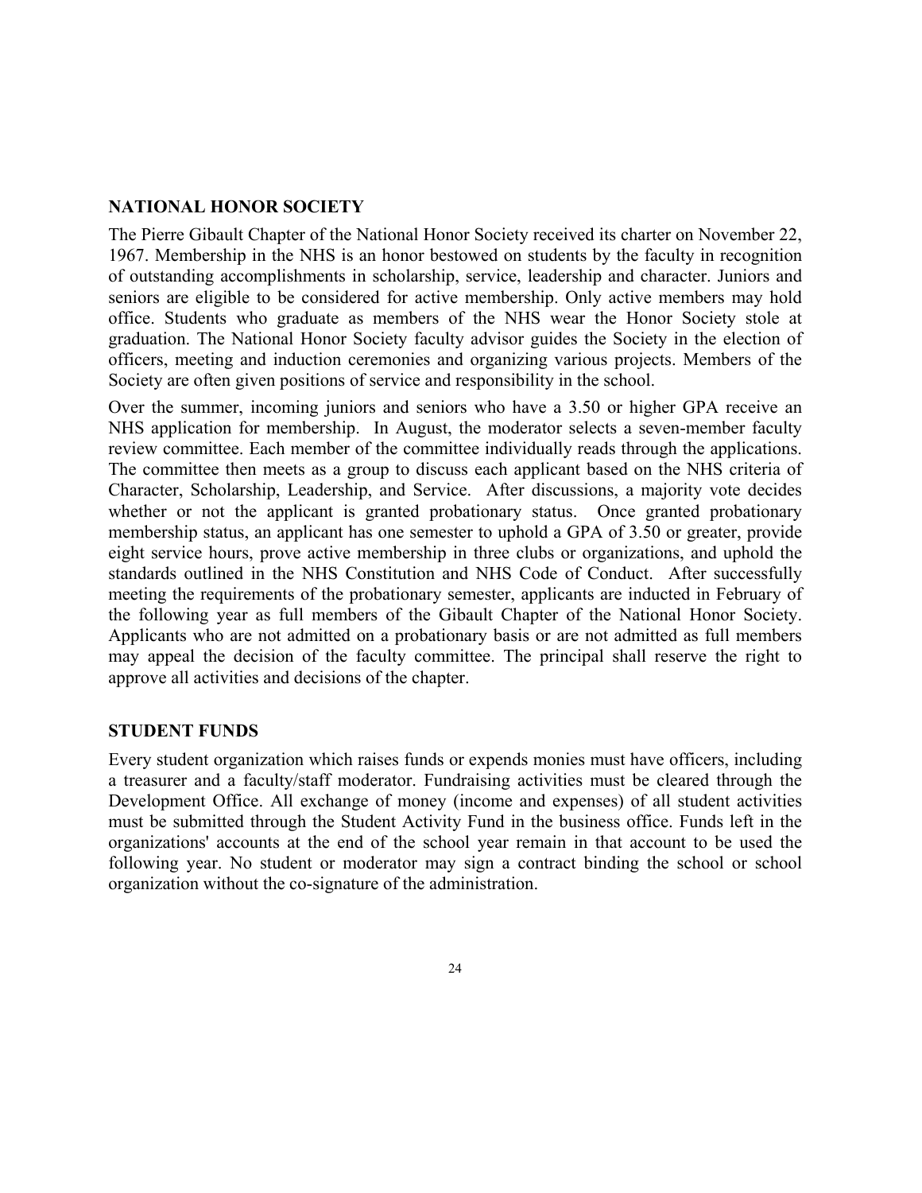## NATIONAL HONOR SOCIETY

The Pierre Gibault Chapter of the National Honor Society received its charter on November 22, 1967. Membership in the NHS is an honor bestowed on students by the faculty in recognition of outstanding accomplishments in scholarship, service, leadership and character. Juniors and seniors are eligible to be considered for active membership. Only active members may hold office. Students who graduate as members of the NHS wear the Honor Society stole at graduation. The National Honor Society faculty advisor guides the Society in the election of officers, meeting and induction ceremonies and organizing various projects. Members of the Society are often given positions of service and responsibility in the school.

Over the summer, incoming juniors and seniors who have a 3.50 or higher GPA receive an NHS application for membership. In August, the moderator selects a seven-member faculty review committee. Each member of the committee individually reads through the applications. The committee then meets as a group to discuss each applicant based on the NHS criteria of Character, Scholarship, Leadership, and Service. After discussions, a majority vote decides whether or not the applicant is granted probationary status. Once granted probationary membership status, an applicant has one semester to uphold a GPA of 3.50 or greater, provide eight service hours, prove active membership in three clubs or organizations, and uphold the standards outlined in the NHS Constitution and NHS Code of Conduct. After successfully meeting the requirements of the probationary semester, applicants are inducted in February of the following year as full members of the Gibault Chapter of the National Honor Society. Applicants who are not admitted on a probationary basis or are not admitted as full members may appeal the decision of the faculty committee. The principal shall reserve the right to approve all activities and decisions of the chapter.

## STUDENT FUNDS

Every student organization which raises funds or expends monies must have officers, including a treasurer and a faculty/staff moderator. Fundraising activities must be cleared through the Development Office. All exchange of money (income and expenses) of all student activities must be submitted through the Student Activity Fund in the business office. Funds left in the organizations' accounts at the end of the school year remain in that account to be used the following year. No student or moderator may sign a contract binding the school or school organization without the co-signature of the administration.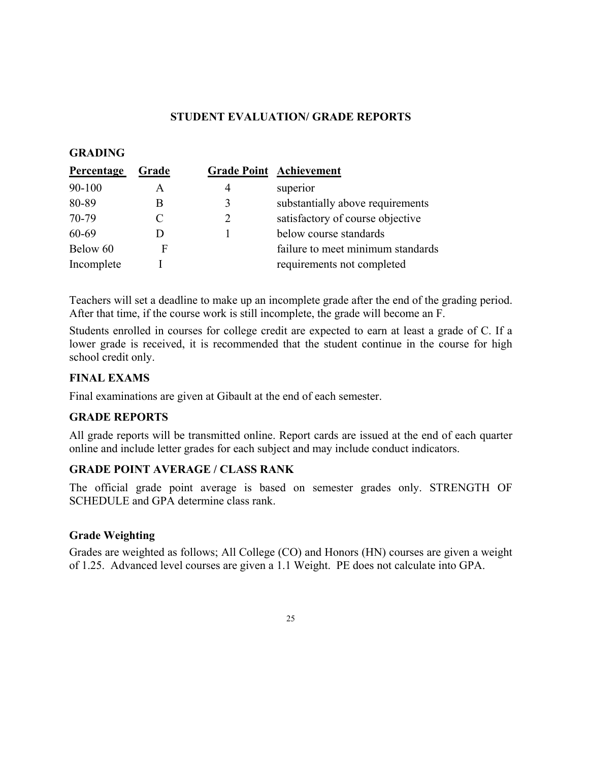## STUDENT EVALUATION/ GRADE REPORTS

### GRADING

| Percentage | Grade | Grade Point | Achievement |
|---|---|---|---|
| 90-100 | A | 4 | superior |
| 80-89 | B | 3 | substantially above requirements |
| 70-79 | C | 2 | satisfactory of course objective |
| 60-69 | D | 1 | below course standards |
| Below 60 | F | | failure to meet minimum standards |
| Incomplete | I | | requirements not completed |

Teachers will set a deadline to make up an incomplete grade after the end of the grading period. After that time, if the course work is still incomplete, the grade will become an F.

Students enrolled in courses for college credit are expected to earn at least a grade of C. If a lower grade is received, it is recommended that the student continue in the course for high school credit only.

### FINAL EXAMS

Final examinations are given at Gibault at the end of each semester.

### GRADE REPORTS

All grade reports will be transmitted online. Report cards are issued at the end of each quarter online and include letter grades for each subject and may include conduct indicators.

### GRADE POINT AVERAGE / CLASS RANK

The official grade point average is based on semester grades only. STRENGTH OF SCHEDULE and GPA determine class rank.

### Grade Weighting

Grades are weighted as follows; All College (CO) and Honors (HN) courses are given a weight of 1.25. Advanced level courses are given a 1.1 Weight. PE does not calculate into GPA.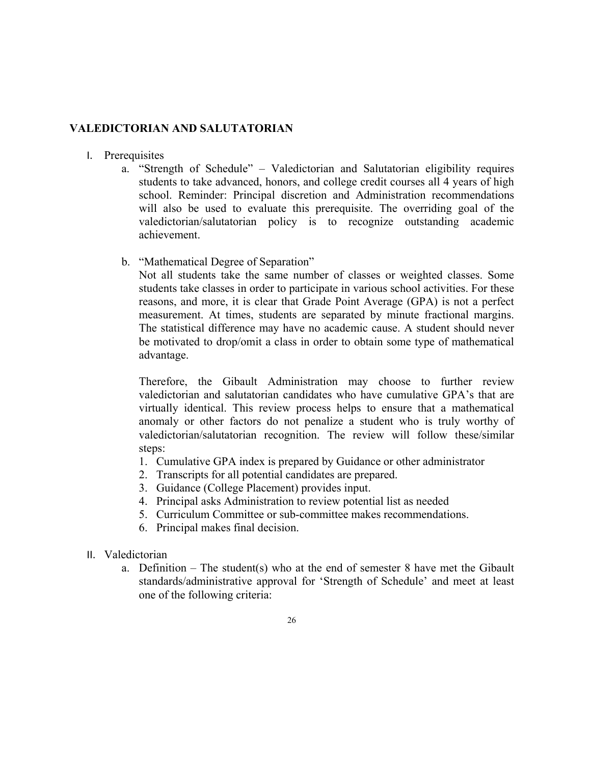## VALEDICTORIAN AND SALUTATORIAN

I. Prerequisites

   a. "Strength of Schedule" – Valedictorian and Salutatorian eligibility requires students to take advanced, honors, and college credit courses all 4 years of high school. Reminder: Principal discretion and Administration recommendations will also be used to evaluate this prerequisite. The overriding goal of the valedictorian/salutatorian policy is to recognize outstanding academic achievement.

   b. "Mathematical Degree of Separation"

      Not all students take the same number of classes or weighted classes. Some students take classes in order to participate in various school activities. For these reasons, and more, it is clear that Grade Point Average (GPA) is not a perfect measurement. At times, students are separated by minute fractional margins. The statistical difference may have no academic cause. A student should never be motivated to drop/omit a class in order to obtain some type of mathematical advantage.

      Therefore, the Gibault Administration may choose to further review valedictorian and salutatorian candidates who have cumulative GPA's that are virtually identical. This review process helps to ensure that a mathematical anomaly or other factors do not penalize a student who is truly worthy of valedictorian/salutatorian recognition. The review will follow these/similar steps:

      1. Cumulative GPA index is prepared by Guidance or other administrator
      2. Transcripts for all potential candidates are prepared.
      3. Guidance (College Placement) provides input.
      4. Principal asks Administration to review potential list as needed
      5. Curriculum Committee or sub-committee makes recommendations.
      6. Principal makes final decision.

II. Valedictorian

   a. Definition – The student(s) who at the end of semester 8 have met the Gibault standards/administrative approval for 'Strength of Schedule' and meet at least one of the following criteria: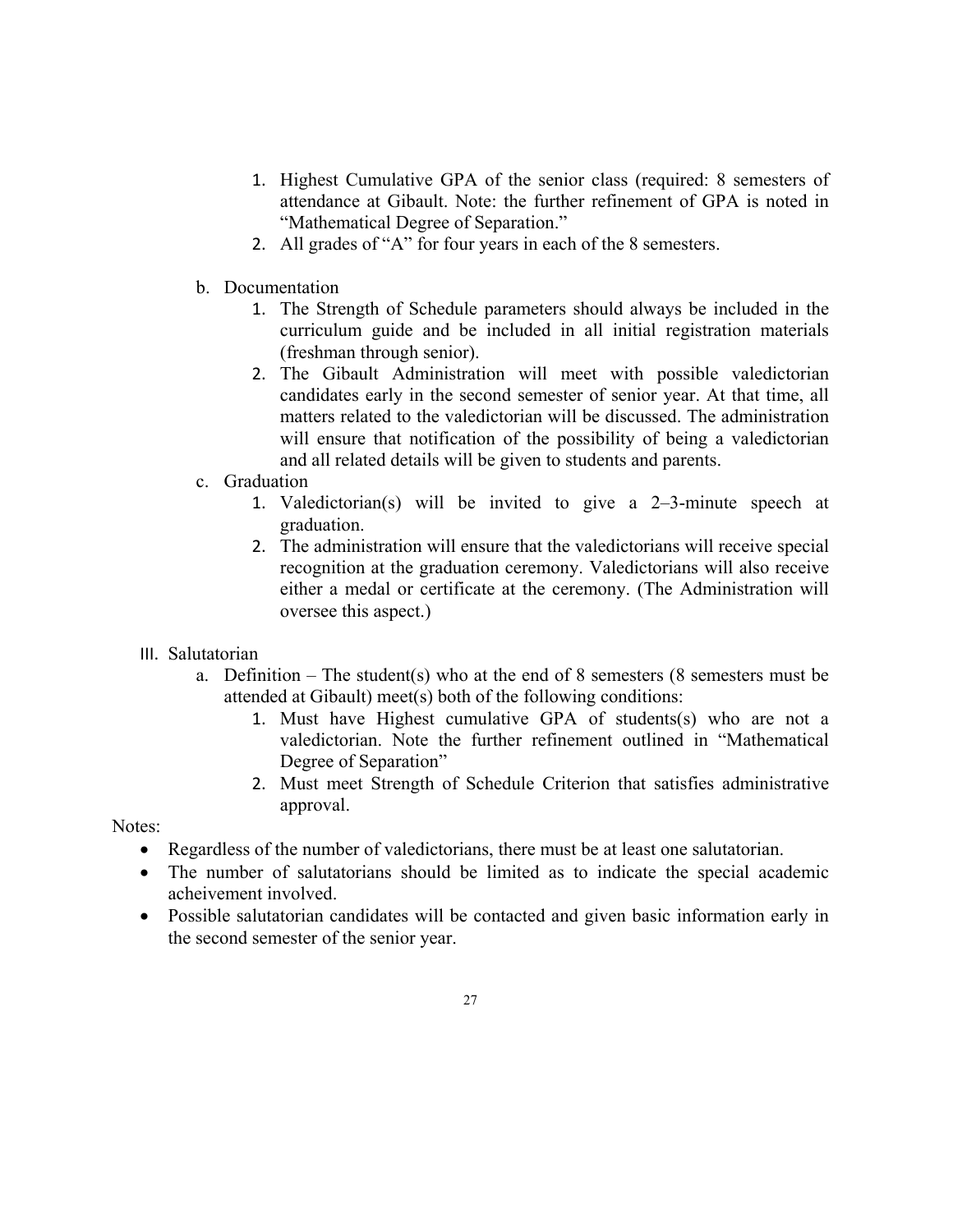1. Highest Cumulative GPA of the senior class (required: 8 semesters of attendance at Gibault. Note: the further refinement of GPA is noted in "Mathematical Degree of Separation."
2. All grades of "A" for four years in each of the 8 semesters.

b. Documentation
   1. The Strength of Schedule parameters should always be included in the curriculum guide and be included in all initial registration materials (freshman through senior).
   2. The Gibault Administration will meet with possible valedictorian candidates early in the second semester of senior year. At that time, all matters related to the valedictorian will be discussed. The administration will ensure that notification of the possibility of being a valedictorian and all related details will be given to students and parents.

c. Graduation
   1. Valedictorian(s) will be invited to give a 2–3-minute speech at graduation.
   2. The administration will ensure that the valedictorians will receive special recognition at the graduation ceremony. Valedictorians will also receive either a medal or certificate at the ceremony. (The Administration will oversee this aspect.)

III. Salutatorian

a. Definition – The student(s) who at the end of 8 semesters (8 semesters must be attended at Gibault) meet(s) both of the following conditions:
   1. Must have Highest cumulative GPA of students(s) who are not a valedictorian. Note the further refinement outlined in "Mathematical Degree of Separation"
   2. Must meet Strength of Schedule Criterion that satisfies administrative approval.

Notes:

- Regardless of the number of valedictorians, there must be at least one salutatorian.
- The number of salutatorians should be limited as to indicate the special academic acheivement involved.
- Possible salutatorian candidates will be contacted and given basic information early in the second semester of the senior year.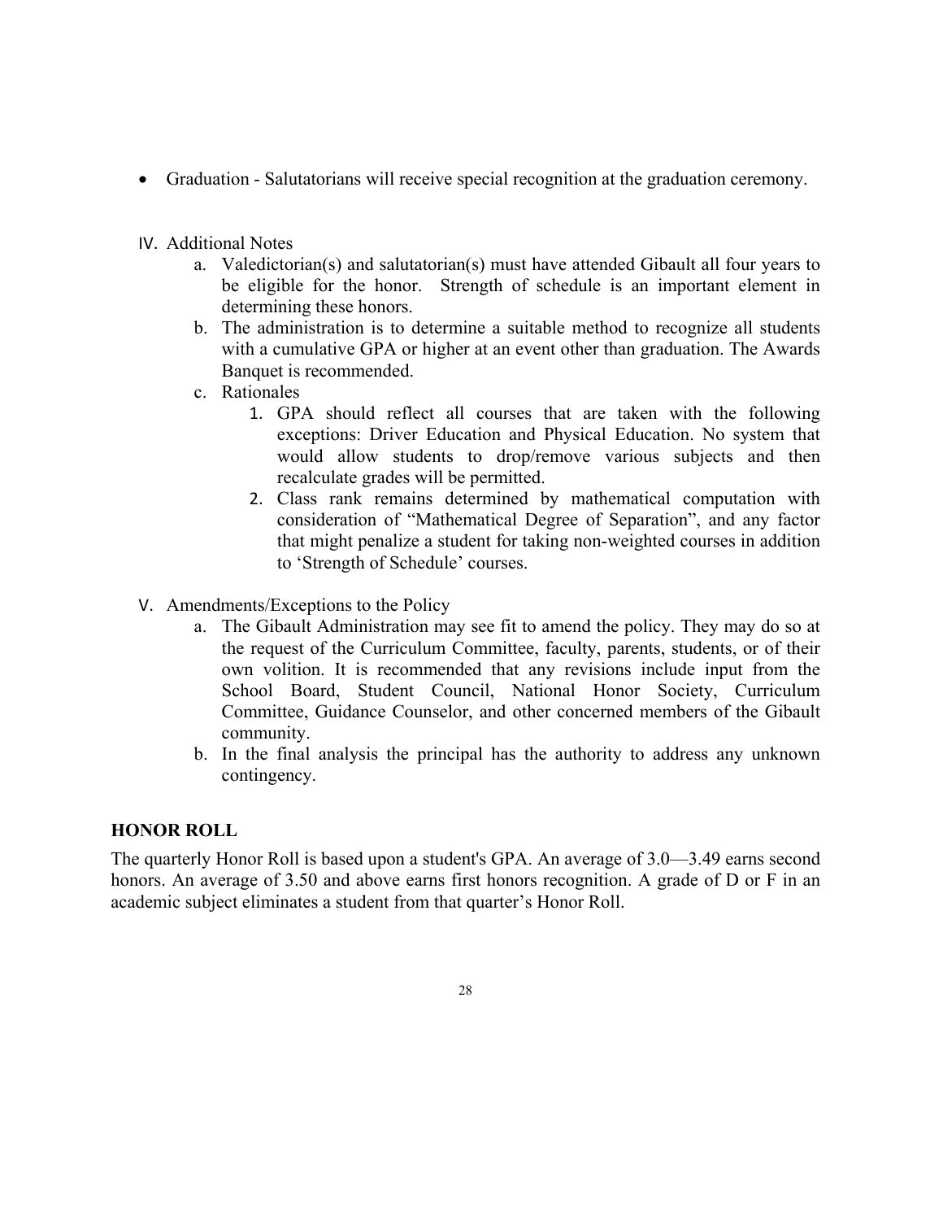- Graduation - Salutatorians will receive special recognition at the graduation ceremony.

IV. Additional Notes

  a. Valedictorian(s) and salutatorian(s) must have attended Gibault all four years to be eligible for the honor. Strength of schedule is an important element in determining these honors.
  b. The administration is to determine a suitable method to recognize all students with a cumulative GPA or higher at an event other than graduation. The Awards Banquet is recommended.
  c. Rationales
     1. GPA should reflect all courses that are taken with the following exceptions: Driver Education and Physical Education. No system that would allow students to drop/remove various subjects and then recalculate grades will be permitted.
     2. Class rank remains determined by mathematical computation with consideration of "Mathematical Degree of Separation", and any factor that might penalize a student for taking non-weighted courses in addition to 'Strength of Schedule' courses.

V. Amendments/Exceptions to the Policy

  a. The Gibault Administration may see fit to amend the policy. They may do so at the request of the Curriculum Committee, faculty, parents, students, or of their own volition. It is recommended that any revisions include input from the School Board, Student Council, National Honor Society, Curriculum Committee, Guidance Counselor, and other concerned members of the Gibault community.
  b. In the final analysis the principal has the authority to address any unknown contingency.

## HONOR ROLL

The quarterly Honor Roll is based upon a student's GPA. An average of 3.0—3.49 earns second honors. An average of 3.50 and above earns first honors recognition. A grade of D or F in an academic subject eliminates a student from that quarter's Honor Roll.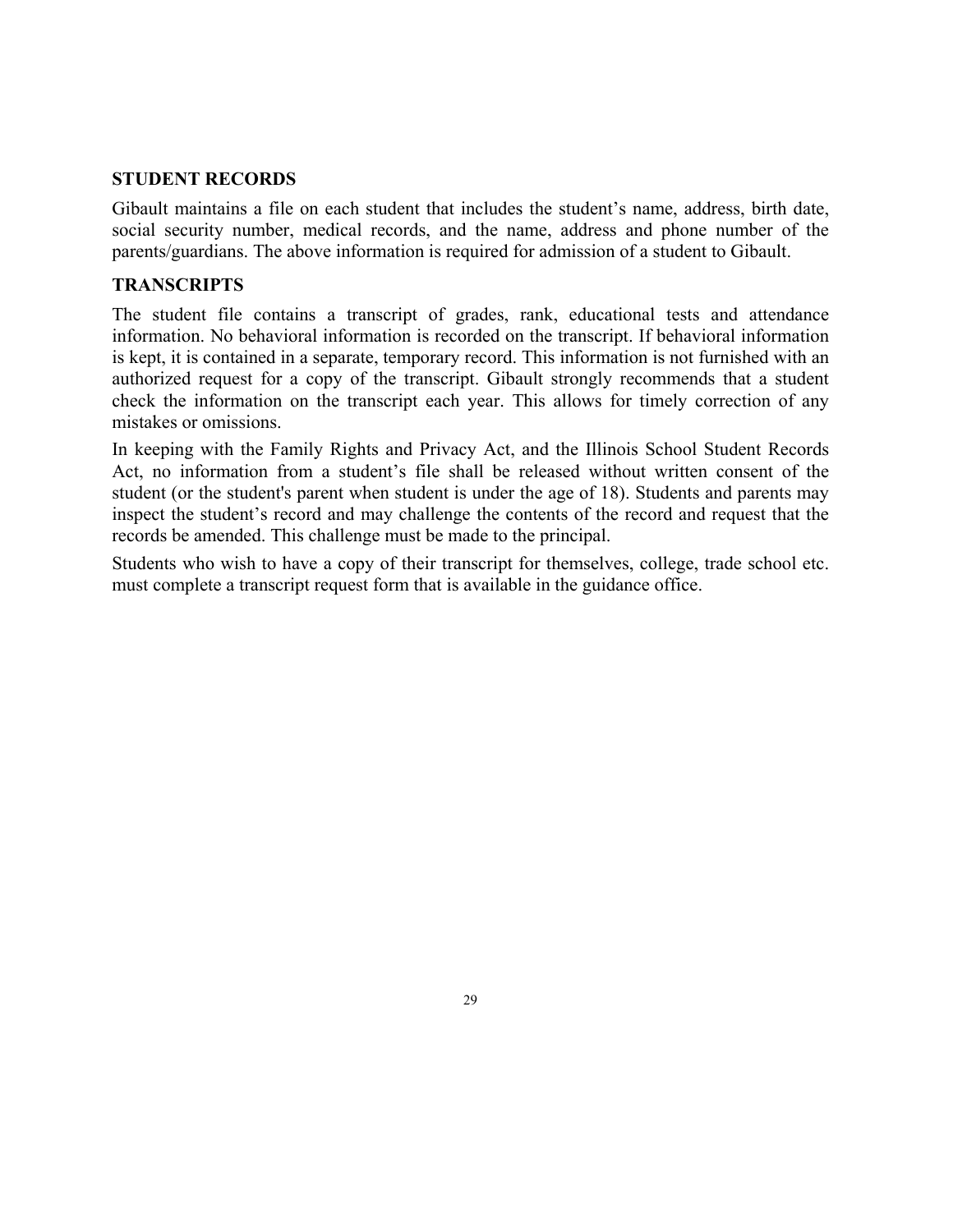## STUDENT RECORDS

Gibault maintains a file on each student that includes the student's name, address, birth date, social security number, medical records, and the name, address and phone number of the parents/guardians. The above information is required for admission of a student to Gibault.

## TRANSCRIPTS

The student file contains a transcript of grades, rank, educational tests and attendance information. No behavioral information is recorded on the transcript. If behavioral information is kept, it is contained in a separate, temporary record. This information is not furnished with an authorized request for a copy of the transcript. Gibault strongly recommends that a student check the information on the transcript each year. This allows for timely correction of any mistakes or omissions.

In keeping with the Family Rights and Privacy Act, and the Illinois School Student Records Act, no information from a student's file shall be released without written consent of the student (or the student's parent when student is under the age of 18). Students and parents may inspect the student's record and may challenge the contents of the record and request that the records be amended. This challenge must be made to the principal.

Students who wish to have a copy of their transcript for themselves, college, trade school etc. must complete a transcript request form that is available in the guidance office.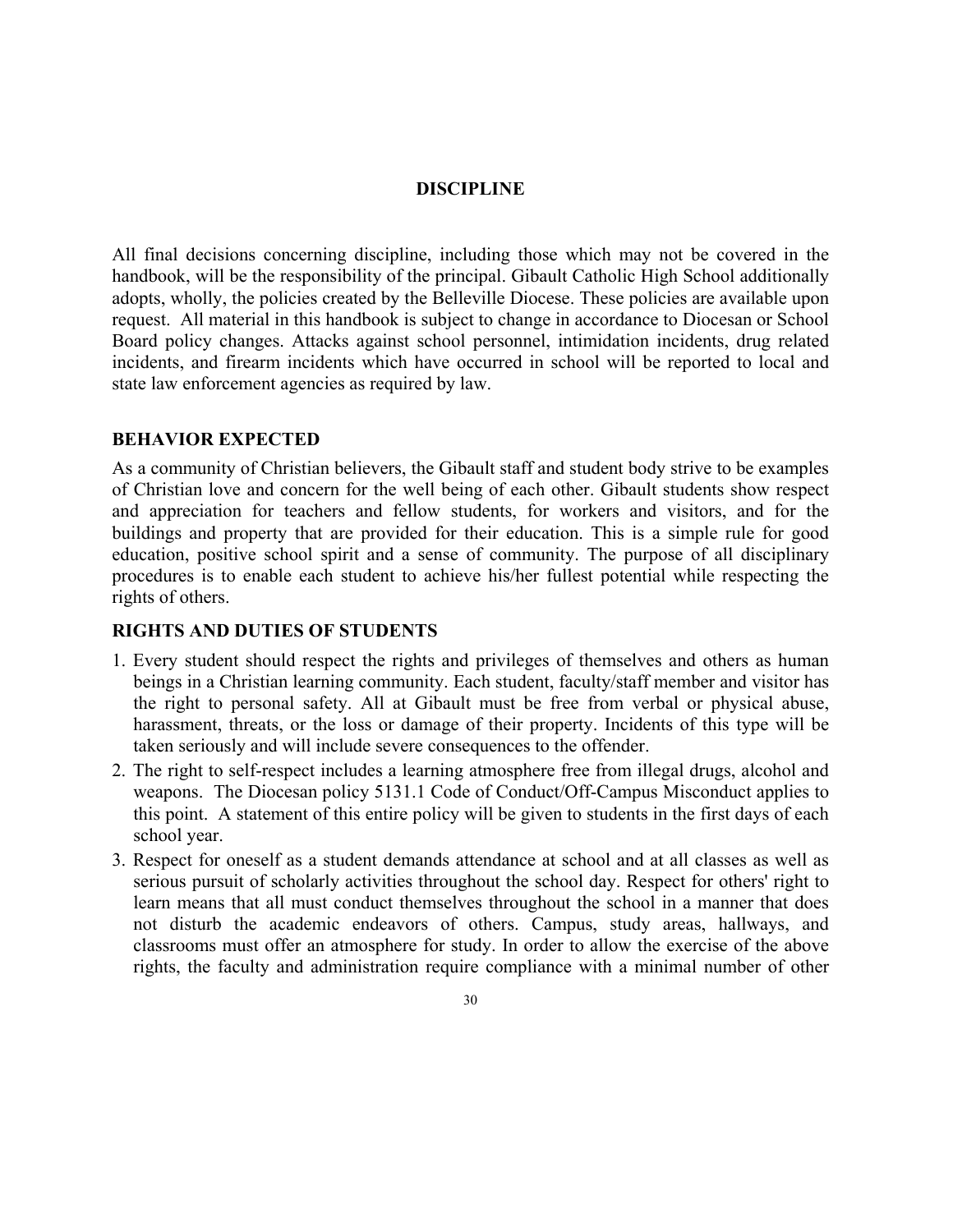## DISCIPLINE

All final decisions concerning discipline, including those which may not be covered in the handbook, will be the responsibility of the principal. Gibault Catholic High School additionally adopts, wholly, the policies created by the Belleville Diocese. These policies are available upon request. All material in this handbook is subject to change in accordance to Diocesan or School Board policy changes. Attacks against school personnel, intimidation incidents, drug related incidents, and firearm incidents which have occurred in school will be reported to local and state law enforcement agencies as required by law.

### BEHAVIOR EXPECTED

As a community of Christian believers, the Gibault staff and student body strive to be examples of Christian love and concern for the well being of each other. Gibault students show respect and appreciation for teachers and fellow students, for workers and visitors, and for the buildings and property that are provided for their education. This is a simple rule for good education, positive school spirit and a sense of community. The purpose of all disciplinary procedures is to enable each student to achieve his/her fullest potential while respecting the rights of others.

### RIGHTS AND DUTIES OF STUDENTS

1. Every student should respect the rights and privileges of themselves and others as human beings in a Christian learning community. Each student, faculty/staff member and visitor has the right to personal safety. All at Gibault must be free from verbal or physical abuse, harassment, threats, or the loss or damage of their property. Incidents of this type will be taken seriously and will include severe consequences to the offender.
2. The right to self-respect includes a learning atmosphere free from illegal drugs, alcohol and weapons. The Diocesan policy 5131.1 Code of Conduct/Off-Campus Misconduct applies to this point. A statement of this entire policy will be given to students in the first days of each school year.
3. Respect for oneself as a student demands attendance at school and at all classes as well as serious pursuit of scholarly activities throughout the school day. Respect for others' right to learn means that all must conduct themselves throughout the school in a manner that does not disturb the academic endeavors of others. Campus, study areas, hallways, and classrooms must offer an atmosphere for study. In order to allow the exercise of the above rights, the faculty and administration require compliance with a minimal number of other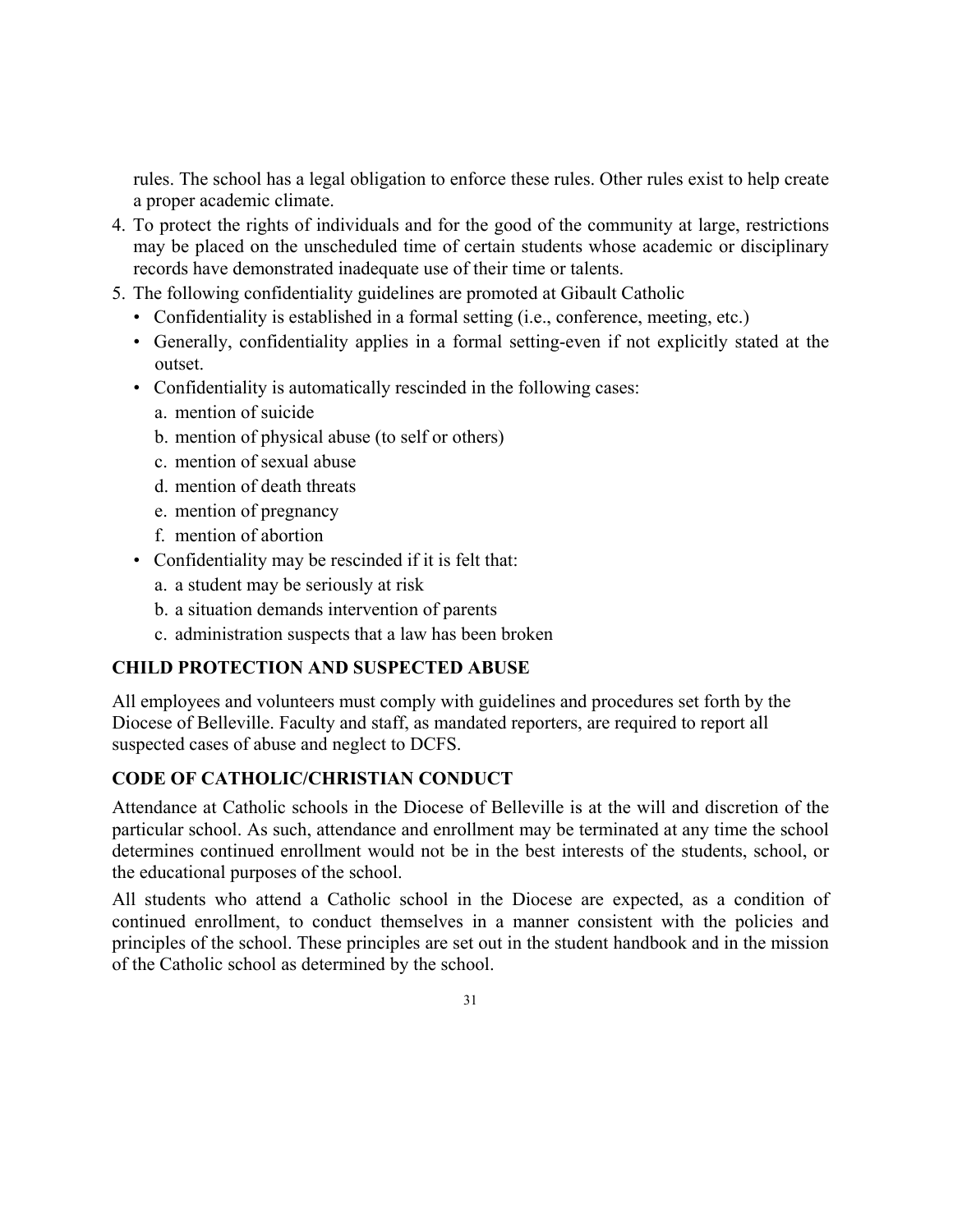rules. The school has a legal obligation to enforce these rules. Other rules exist to help create a proper academic climate.

4. To protect the rights of individuals and for the good of the community at large, restrictions may be placed on the unscheduled time of certain students whose academic or disciplinary records have demonstrated inadequate use of their time or talents.
5. The following confidentiality guidelines are promoted at Gibault Catholic
   - Confidentiality is established in a formal setting (i.e., conference, meeting, etc.)
   - Generally, confidentiality applies in a formal setting-even if not explicitly stated at the outset.
   - Confidentiality is automatically rescinded in the following cases:
     a. mention of suicide
     b. mention of physical abuse (to self or others)
     c. mention of sexual abuse
     d. mention of death threats
     e. mention of pregnancy
     f. mention of abortion
   - Confidentiality may be rescinded if it is felt that:
     a. a student may be seriously at risk
     b. a situation demands intervention of parents
     c. administration suspects that a law has been broken

## CHILD PROTECTION AND SUSPECTED ABUSE

All employees and volunteers must comply with guidelines and procedures set forth by the Diocese of Belleville. Faculty and staff, as mandated reporters, are required to report all suspected cases of abuse and neglect to DCFS.

## CODE OF CATHOLIC/CHRISTIAN CONDUCT

Attendance at Catholic schools in the Diocese of Belleville is at the will and discretion of the particular school. As such, attendance and enrollment may be terminated at any time the school determines continued enrollment would not be in the best interests of the students, school, or the educational purposes of the school.

All students who attend a Catholic school in the Diocese are expected, as a condition of continued enrollment, to conduct themselves in a manner consistent with the policies and principles of the school. These principles are set out in the student handbook and in the mission of the Catholic school as determined by the school.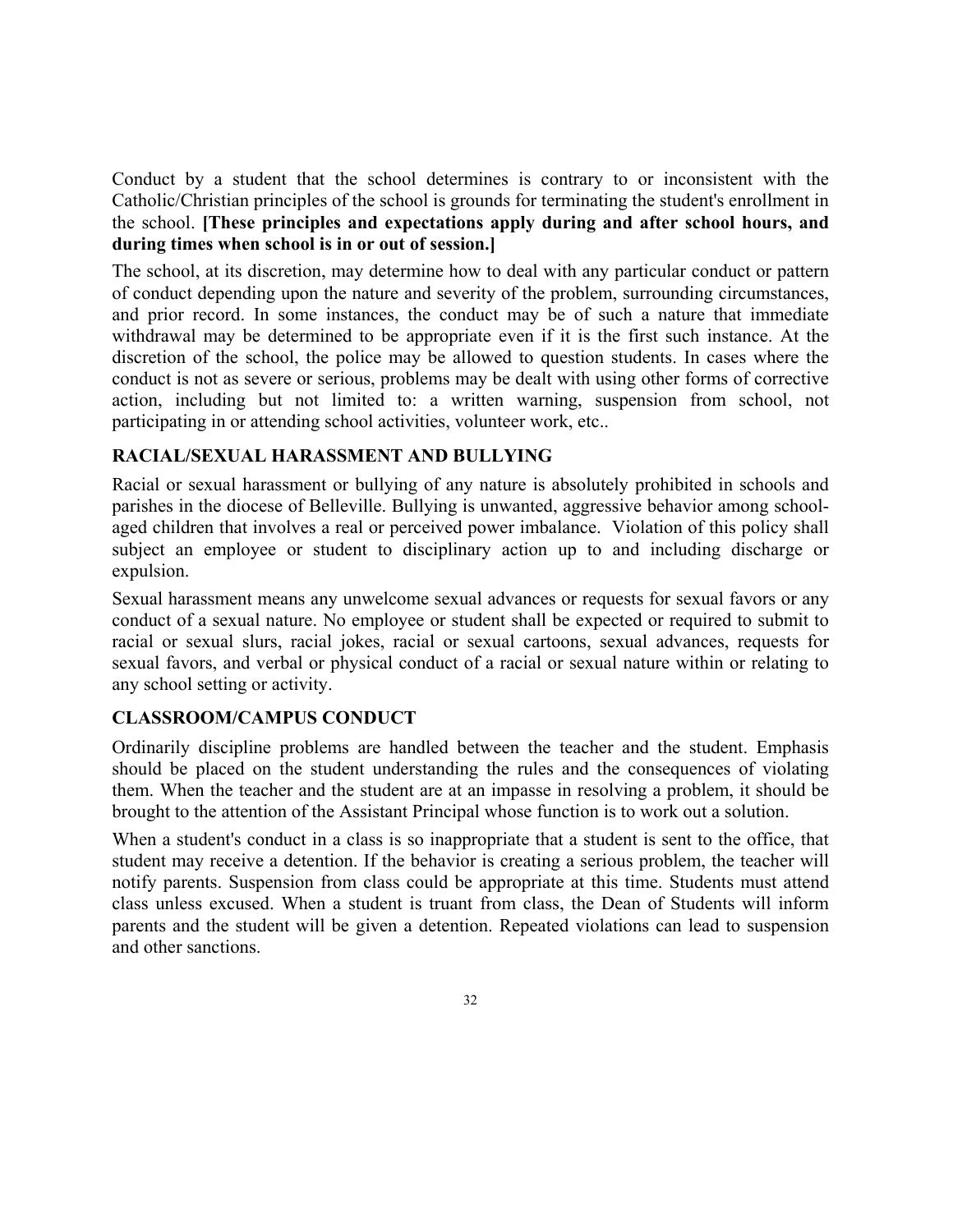Conduct by a student that the school determines is contrary to or inconsistent with the Catholic/Christian principles of the school is grounds for terminating the student's enrollment in the school. **[These principles and expectations apply during and after school hours, and during times when school is in or out of session.]**

The school, at its discretion, may determine how to deal with any particular conduct or pattern of conduct depending upon the nature and severity of the problem, surrounding circumstances, and prior record. In some instances, the conduct may be of such a nature that immediate withdrawal may be determined to be appropriate even if it is the first such instance. At the discretion of the school, the police may be allowed to question students. In cases where the conduct is not as severe or serious, problems may be dealt with using other forms of corrective action, including but not limited to: a written warning, suspension from school, not participating in or attending school activities, volunteer work, etc..

## RACIAL/SEXUAL HARASSMENT AND BULLYING

Racial or sexual harassment or bullying of any nature is absolutely prohibited in schools and parishes in the diocese of Belleville. Bullying is unwanted, aggressive behavior among school-aged children that involves a real or perceived power imbalance. Violation of this policy shall subject an employee or student to disciplinary action up to and including discharge or expulsion.

Sexual harassment means any unwelcome sexual advances or requests for sexual favors or any conduct of a sexual nature. No employee or student shall be expected or required to submit to racial or sexual slurs, racial jokes, racial or sexual cartoons, sexual advances, requests for sexual favors, and verbal or physical conduct of a racial or sexual nature within or relating to any school setting or activity.

## CLASSROOM/CAMPUS CONDUCT

Ordinarily discipline problems are handled between the teacher and the student. Emphasis should be placed on the student understanding the rules and the consequences of violating them. When the teacher and the student are at an impasse in resolving a problem, it should be brought to the attention of the Assistant Principal whose function is to work out a solution.

When a student's conduct in a class is so inappropriate that a student is sent to the office, that student may receive a detention. If the behavior is creating a serious problem, the teacher will notify parents. Suspension from class could be appropriate at this time. Students must attend class unless excused. When a student is truant from class, the Dean of Students will inform parents and the student will be given a detention. Repeated violations can lead to suspension and other sanctions.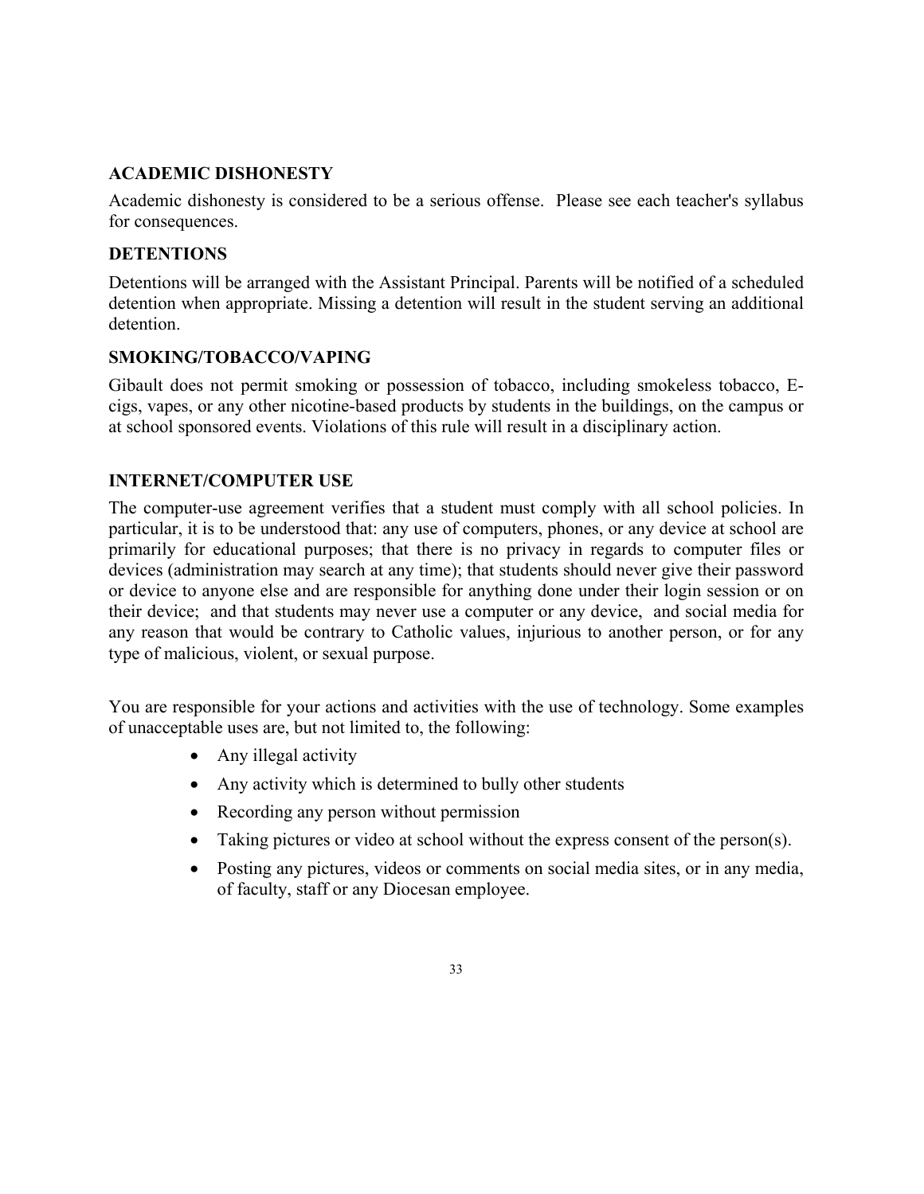### ACADEMIC DISHONESTY

Academic dishonesty is considered to be a serious offense. Please see each teacher's syllabus for consequences.

### DETENTIONS

Detentions will be arranged with the Assistant Principal. Parents will be notified of a scheduled detention when appropriate. Missing a detention will result in the student serving an additional detention.

### SMOKING/TOBACCO/VAPING

Gibault does not permit smoking or possession of tobacco, including smokeless tobacco, E-cigs, vapes, or any other nicotine-based products by students in the buildings, on the campus or at school sponsored events. Violations of this rule will result in a disciplinary action.

### INTERNET/COMPUTER USE

The computer-use agreement verifies that a student must comply with all school policies. In particular, it is to be understood that: any use of computers, phones, or any device at school are primarily for educational purposes; that there is no privacy in regards to computer files or devices (administration may search at any time); that students should never give their password or device to anyone else and are responsible for anything done under their login session or on their device; and that students may never use a computer or any device, and social media for any reason that would be contrary to Catholic values, injurious to another person, or for any type of malicious, violent, or sexual purpose.

You are responsible for your actions and activities with the use of technology. Some examples of unacceptable uses are, but not limited to, the following:

- Any illegal activity
- Any activity which is determined to bully other students
- Recording any person without permission
- Taking pictures or video at school without the express consent of the person(s).
- Posting any pictures, videos or comments on social media sites, or in any media, of faculty, staff or any Diocesan employee.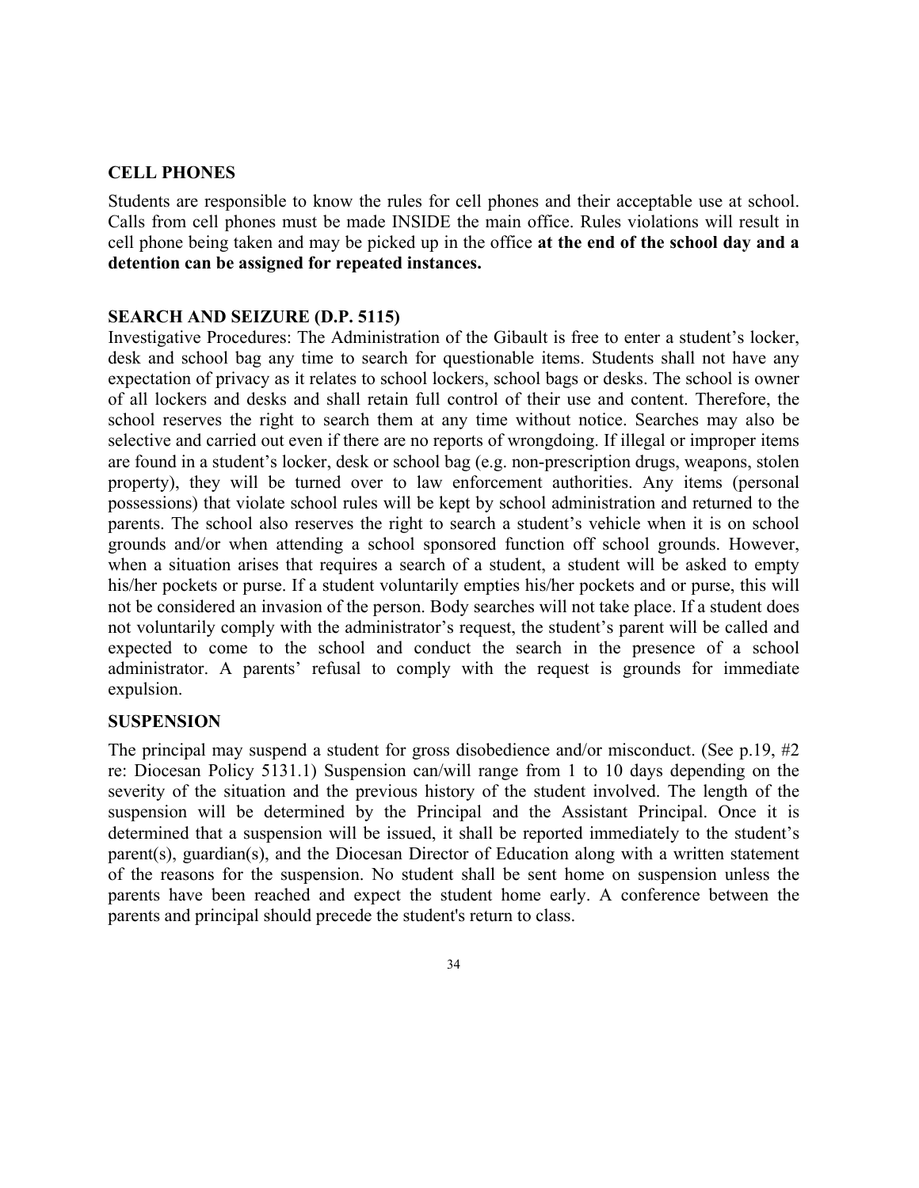## CELL PHONES

Students are responsible to know the rules for cell phones and their acceptable use at school. Calls from cell phones must be made INSIDE the main office. Rules violations will result in cell phone being taken and may be picked up in the office **at the end of the school day and a detention can be assigned for repeated instances.**

## SEARCH AND SEIZURE (D.P. 5115)

Investigative Procedures: The Administration of the Gibault is free to enter a student's locker, desk and school bag any time to search for questionable items. Students shall not have any expectation of privacy as it relates to school lockers, school bags or desks. The school is owner of all lockers and desks and shall retain full control of their use and content. Therefore, the school reserves the right to search them at any time without notice. Searches may also be selective and carried out even if there are no reports of wrongdoing. If illegal or improper items are found in a student's locker, desk or school bag (e.g. non-prescription drugs, weapons, stolen property), they will be turned over to law enforcement authorities. Any items (personal possessions) that violate school rules will be kept by school administration and returned to the parents. The school also reserves the right to search a student's vehicle when it is on school grounds and/or when attending a school sponsored function off school grounds. However, when a situation arises that requires a search of a student, a student will be asked to empty his/her pockets or purse. If a student voluntarily empties his/her pockets and or purse, this will not be considered an invasion of the person. Body searches will not take place. If a student does not voluntarily comply with the administrator's request, the student's parent will be called and expected to come to the school and conduct the search in the presence of a school administrator. A parents' refusal to comply with the request is grounds for immediate expulsion.

## SUSPENSION

The principal may suspend a student for gross disobedience and/or misconduct. (See p.19, #2 re: Diocesan Policy 5131.1) Suspension can/will range from 1 to 10 days depending on the severity of the situation and the previous history of the student involved. The length of the suspension will be determined by the Principal and the Assistant Principal. Once it is determined that a suspension will be issued, it shall be reported immediately to the student's parent(s), guardian(s), and the Diocesan Director of Education along with a written statement of the reasons for the suspension. No student shall be sent home on suspension unless the parents have been reached and expect the student home early. A conference between the parents and principal should precede the student's return to class.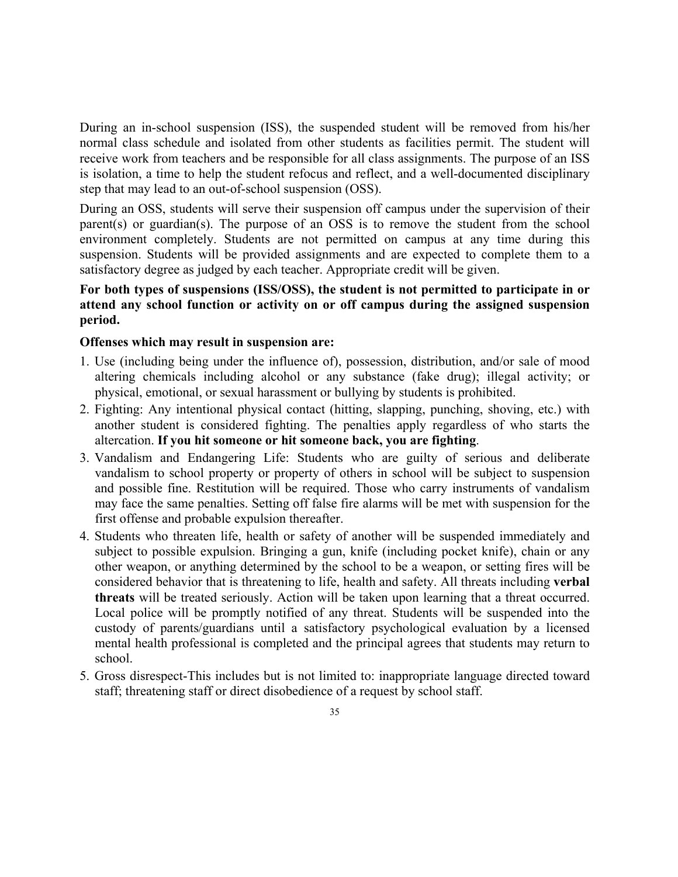During an in-school suspension (ISS), the suspended student will be removed from his/her normal class schedule and isolated from other students as facilities permit. The student will receive work from teachers and be responsible for all class assignments. The purpose of an ISS is isolation, a time to help the student refocus and reflect, and a well-documented disciplinary step that may lead to an out-of-school suspension (OSS).

During an OSS, students will serve their suspension off campus under the supervision of their parent(s) or guardian(s). The purpose of an OSS is to remove the student from the school environment completely. Students are not permitted on campus at any time during this suspension. Students will be provided assignments and are expected to complete them to a satisfactory degree as judged by each teacher. Appropriate credit will be given.

**For both types of suspensions (ISS/OSS), the student is not permitted to participate in or attend any school function or activity on or off campus during the assigned suspension period.**

**Offenses which may result in suspension are:**

1. Use (including being under the influence of), possession, distribution, and/or sale of mood altering chemicals including alcohol or any substance (fake drug); illegal activity; or physical, emotional, or sexual harassment or bullying by students is prohibited.
2. Fighting: Any intentional physical contact (hitting, slapping, punching, shoving, etc.) with another student is considered fighting. The penalties apply regardless of who starts the altercation. **If you hit someone or hit someone back, you are fighting**.
3. Vandalism and Endangering Life: Students who are guilty of serious and deliberate vandalism to school property or property of others in school will be subject to suspension and possible fine. Restitution will be required. Those who carry instruments of vandalism may face the same penalties. Setting off false fire alarms will be met with suspension for the first offense and probable expulsion thereafter.
4. Students who threaten life, health or safety of another will be suspended immediately and subject to possible expulsion. Bringing a gun, knife (including pocket knife), chain or any other weapon, or anything determined by the school to be a weapon, or setting fires will be considered behavior that is threatening to life, health and safety. All threats including **verbal threats** will be treated seriously. Action will be taken upon learning that a threat occurred. Local police will be promptly notified of any threat. Students will be suspended into the custody of parents/guardians until a satisfactory psychological evaluation by a licensed mental health professional is completed and the principal agrees that students may return to school.
5. Gross disrespect-This includes but is not limited to: inappropriate language directed toward staff; threatening staff or direct disobedience of a request by school staff.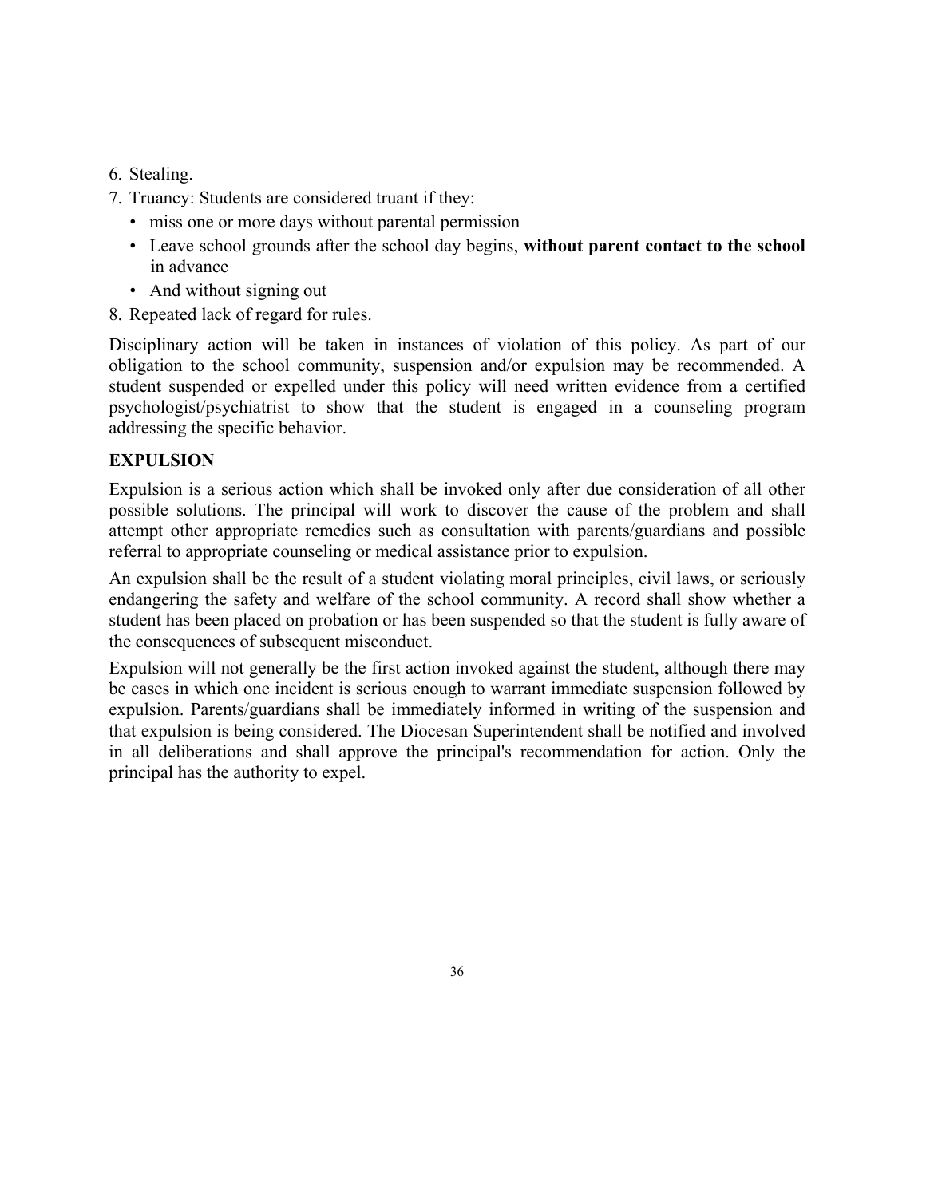6. Stealing.
7. Truancy: Students are considered truant if they:
   - miss one or more days without parental permission
   - Leave school grounds after the school day begins, **without parent contact to the school** in advance
   - And without signing out
8. Repeated lack of regard for rules.

Disciplinary action will be taken in instances of violation of this policy. As part of our obligation to the school community, suspension and/or expulsion may be recommended. A student suspended or expelled under this policy will need written evidence from a certified psychologist/psychiatrist to show that the student is engaged in a counseling program addressing the specific behavior.

**EXPULSION**

Expulsion is a serious action which shall be invoked only after due consideration of all other possible solutions. The principal will work to discover the cause of the problem and shall attempt other appropriate remedies such as consultation with parents/guardians and possible referral to appropriate counseling or medical assistance prior to expulsion.

An expulsion shall be the result of a student violating moral principles, civil laws, or seriously endangering the safety and welfare of the school community. A record shall show whether a student has been placed on probation or has been suspended so that the student is fully aware of the consequences of subsequent misconduct.

Expulsion will not generally be the first action invoked against the student, although there may be cases in which one incident is serious enough to warrant immediate suspension followed by expulsion. Parents/guardians shall be immediately informed in writing of the suspension and that expulsion is being considered. The Diocesan Superintendent shall be notified and involved in all deliberations and shall approve the principal's recommendation for action. Only the principal has the authority to expel.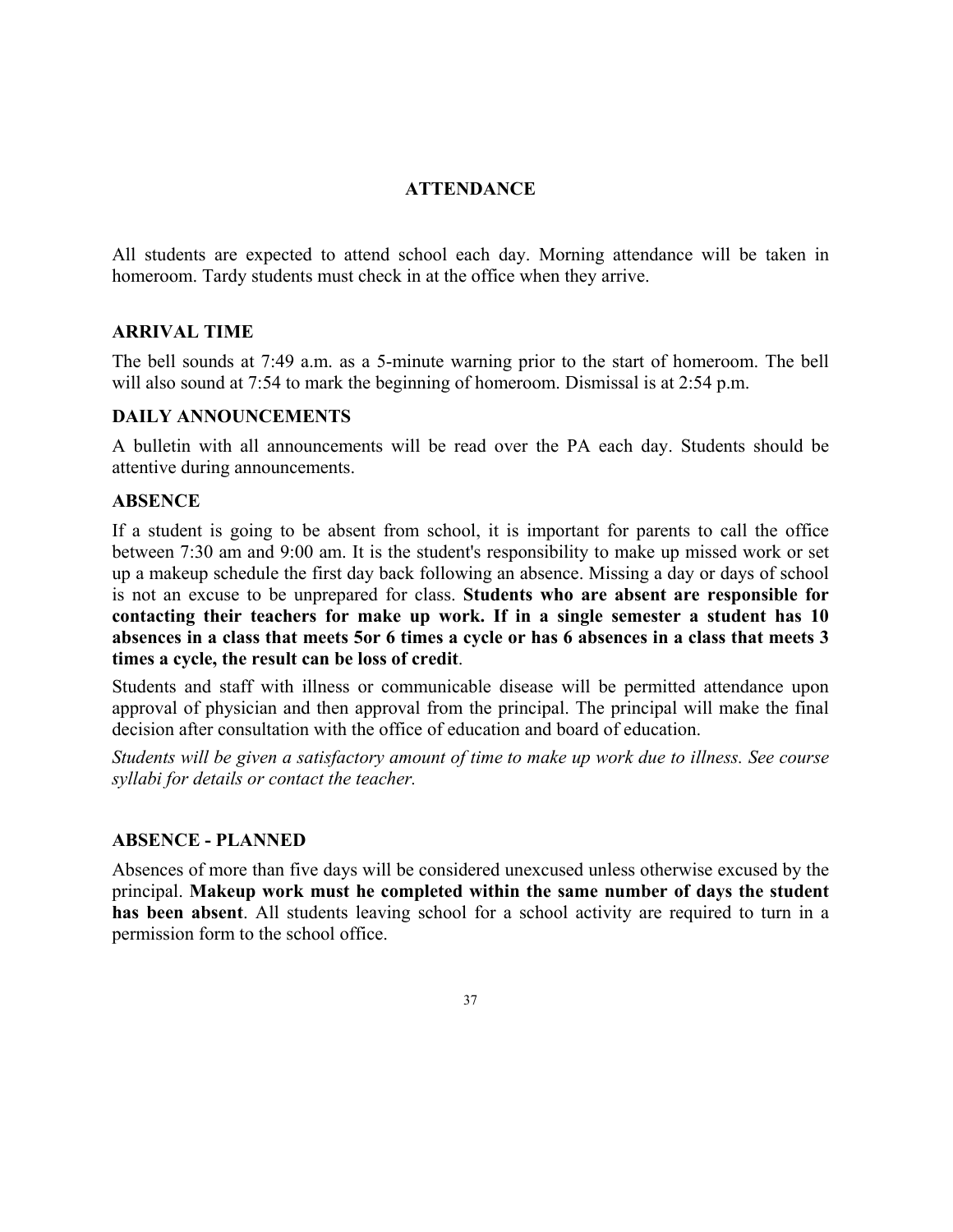## ATTENDANCE

All students are expected to attend school each day. Morning attendance will be taken in homeroom. Tardy students must check in at the office when they arrive.

### ARRIVAL TIME

The bell sounds at 7:49 a.m. as a 5-minute warning prior to the start of homeroom. The bell will also sound at 7:54 to mark the beginning of homeroom. Dismissal is at 2:54 p.m.

### DAILY ANNOUNCEMENTS

A bulletin with all announcements will be read over the PA each day. Students should be attentive during announcements.

### ABSENCE

If a student is going to be absent from school, it is important for parents to call the office between 7:30 am and 9:00 am. It is the student's responsibility to make up missed work or set up a makeup schedule the first day back following an absence. Missing a day or days of school is not an excuse to be unprepared for class. **Students who are absent are responsible for contacting their teachers for make up work. If in a single semester a student has 10 absences in a class that meets 5or 6 times a cycle or has 6 absences in a class that meets 3 times a cycle, the result can be loss of credit**.

Students and staff with illness or communicable disease will be permitted attendance upon approval of physician and then approval from the principal. The principal will make the final decision after consultation with the office of education and board of education.

*Students will be given a satisfactory amount of time to make up work due to illness. See course syllabi for details or contact the teacher.*

### ABSENCE - PLANNED

Absences of more than five days will be considered unexcused unless otherwise excused by the principal. **Makeup work must he completed within the same number of days the student has been absent**. All students leaving school for a school activity are required to turn in a permission form to the school office.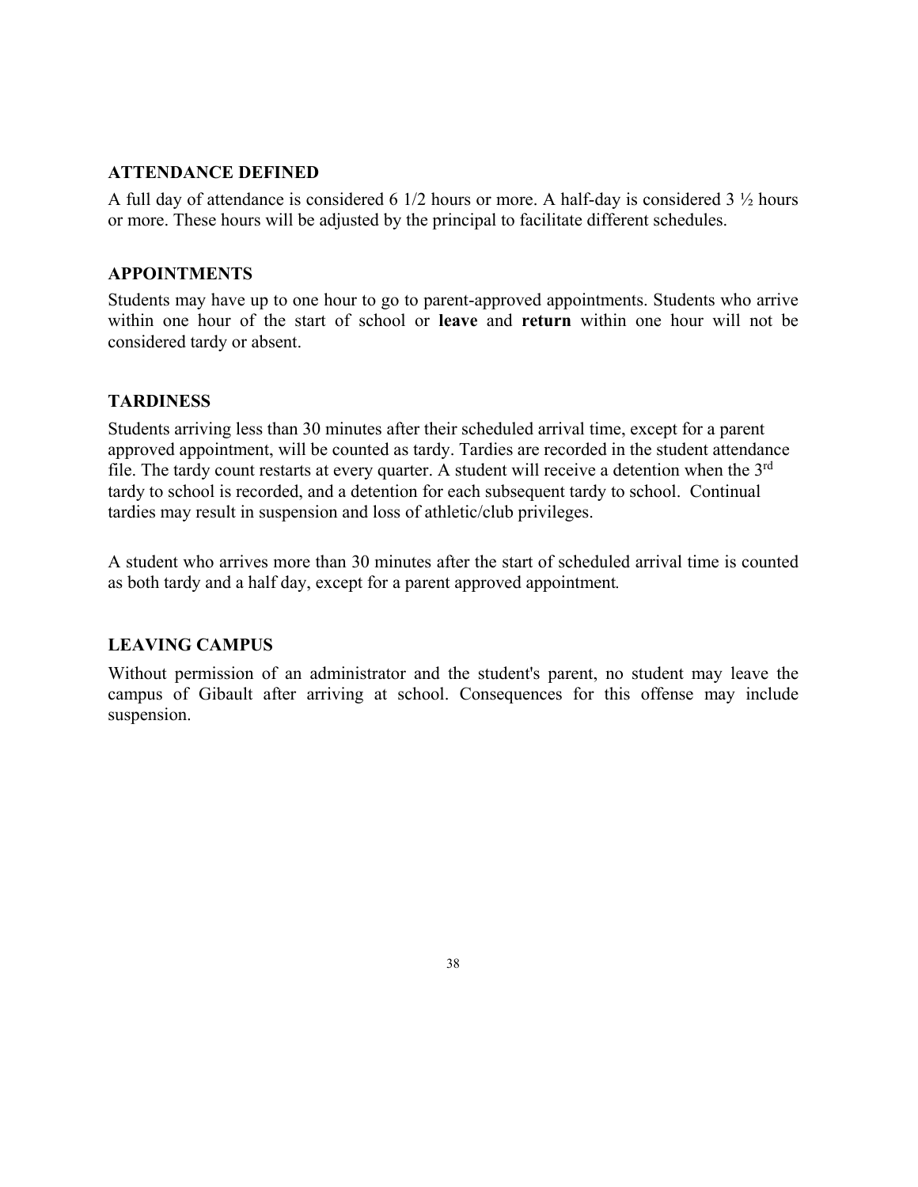## ATTENDANCE DEFINED

A full day of attendance is considered 6 1/2 hours or more. A half-day is considered 3 ½ hours or more. These hours will be adjusted by the principal to facilitate different schedules.

## APPOINTMENTS

Students may have up to one hour to go to parent-approved appointments. Students who arrive within one hour of the start of school or **leave** and **return** within one hour will not be considered tardy or absent.

## TARDINESS

Students arriving less than 30 minutes after their scheduled arrival time, except for a parent approved appointment, will be counted as tardy. Tardies are recorded in the student attendance file. The tardy count restarts at every quarter. A student will receive a detention when the 3rd tardy to school is recorded, and a detention for each subsequent tardy to school. Continual tardies may result in suspension and loss of athletic/club privileges.

A student who arrives more than 30 minutes after the start of scheduled arrival time is counted as both tardy and a half day, except for a parent approved appointment.

## LEAVING CAMPUS

Without permission of an administrator and the student's parent, no student may leave the campus of Gibault after arriving at school. Consequences for this offense may include suspension.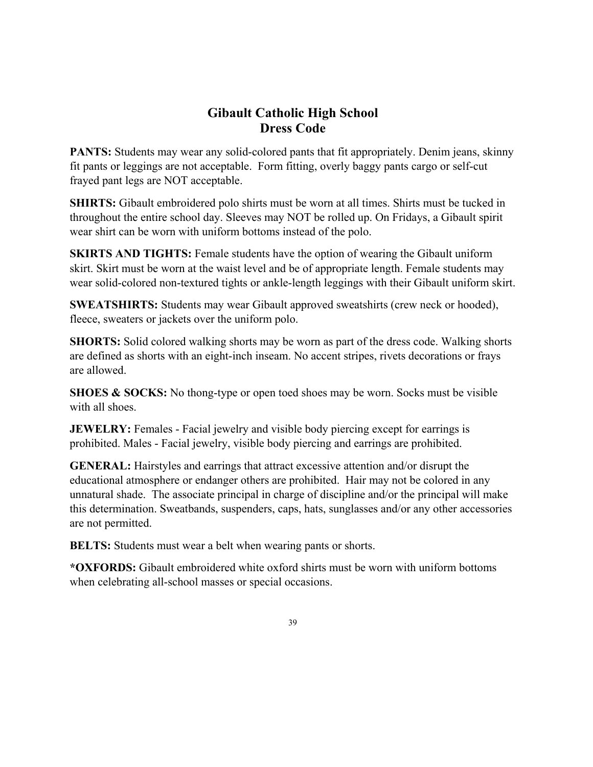# Gibault Catholic High School
# Dress Code

**PANTS:** Students may wear any solid-colored pants that fit appropriately. Denim jeans, skinny fit pants or leggings are not acceptable. Form fitting, overly baggy pants cargo or self-cut frayed pant legs are NOT acceptable.

**SHIRTS:** Gibault embroidered polo shirts must be worn at all times. Shirts must be tucked in throughout the entire school day. Sleeves may NOT be rolled up. On Fridays, a Gibault spirit wear shirt can be worn with uniform bottoms instead of the polo.

**SKIRTS AND TIGHTS:** Female students have the option of wearing the Gibault uniform skirt. Skirt must be worn at the waist level and be of appropriate length. Female students may wear solid-colored non-textured tights or ankle-length leggings with their Gibault uniform skirt.

**SWEATSHIRTS:** Students may wear Gibault approved sweatshirts (crew neck or hooded), fleece, sweaters or jackets over the uniform polo.

**SHORTS:** Solid colored walking shorts may be worn as part of the dress code. Walking shorts are defined as shorts with an eight-inch inseam. No accent stripes, rivets decorations or frays are allowed.

**SHOES & SOCKS:** No thong-type or open toed shoes may be worn. Socks must be visible with all shoes.

**JEWELRY:** Females - Facial jewelry and visible body piercing except for earrings is prohibited. Males - Facial jewelry, visible body piercing and earrings are prohibited.

**GENERAL:** Hairstyles and earrings that attract excessive attention and/or disrupt the educational atmosphere or endanger others are prohibited. Hair may not be colored in any unnatural shade. The associate principal in charge of discipline and/or the principal will make this determination. Sweatbands, suspenders, caps, hats, sunglasses and/or any other accessories are not permitted.

**BELTS:** Students must wear a belt when wearing pants or shorts.

**\*OXFORDS:** Gibault embroidered white oxford shirts must be worn with uniform bottoms when celebrating all-school masses or special occasions.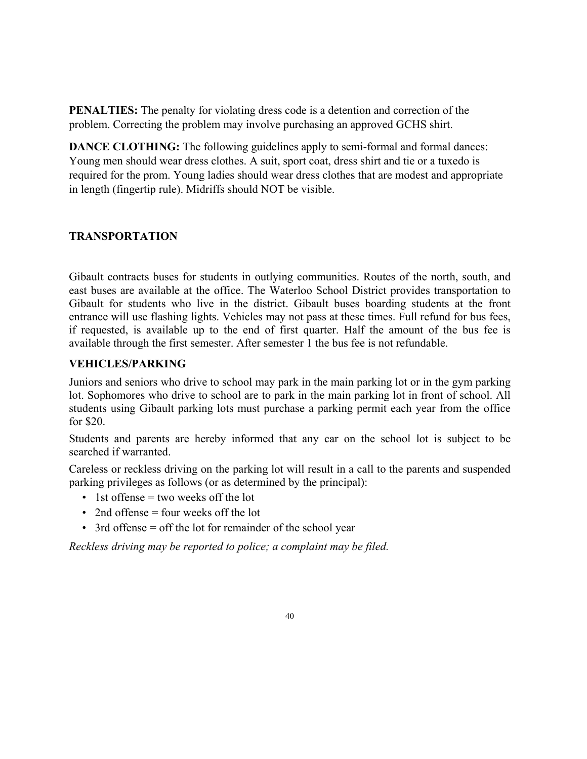**PENALTIES:** The penalty for violating dress code is a detention and correction of the problem. Correcting the problem may involve purchasing an approved GCHS shirt.

**DANCE CLOTHING:** The following guidelines apply to semi-formal and formal dances: Young men should wear dress clothes. A suit, sport coat, dress shirt and tie or a tuxedo is required for the prom. Young ladies should wear dress clothes that are modest and appropriate in length (fingertip rule). Midriffs should NOT be visible.

## TRANSPORTATION

Gibault contracts buses for students in outlying communities. Routes of the north, south, and east buses are available at the office. The Waterloo School District provides transportation to Gibault for students who live in the district. Gibault buses boarding students at the front entrance will use flashing lights. Vehicles may not pass at these times. Full refund for bus fees, if requested, is available up to the end of first quarter. Half the amount of the bus fee is available through the first semester. After semester 1 the bus fee is not refundable.

## VEHICLES/PARKING

Juniors and seniors who drive to school may park in the main parking lot or in the gym parking lot. Sophomores who drive to school are to park in the main parking lot in front of school. All students using Gibault parking lots must purchase a parking permit each year from the office for $20.

Students and parents are hereby informed that any car on the school lot is subject to be searched if warranted.

Careless or reckless driving on the parking lot will result in a call to the parents and suspended parking privileges as follows (or as determined by the principal):

- 1st offense = two weeks off the lot
- 2nd offense = four weeks off the lot
- 3rd offense = off the lot for remainder of the school year

*Reckless driving may be reported to police; a complaint may be filed.*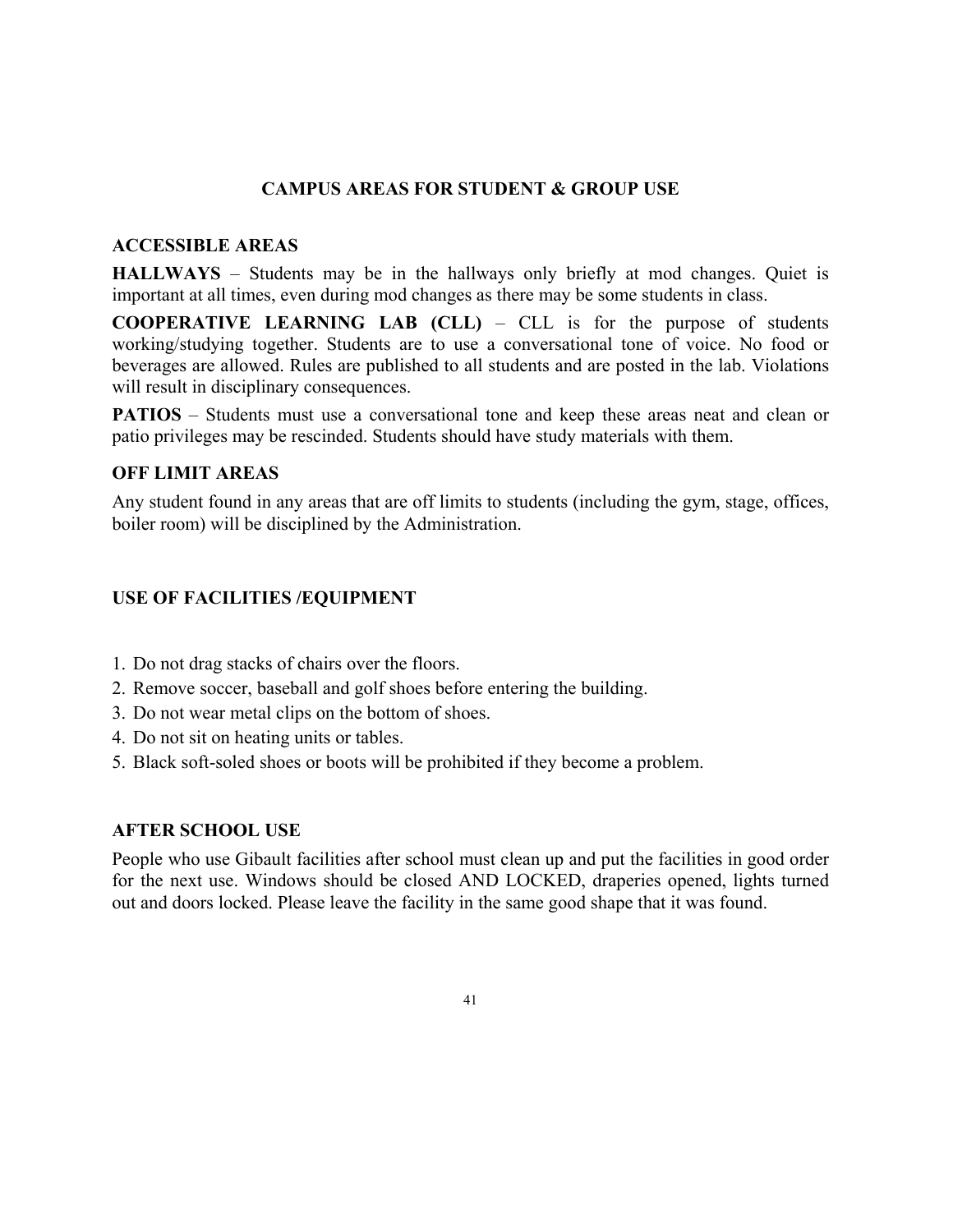## CAMPUS AREAS FOR STUDENT & GROUP USE

### ACCESSIBLE AREAS

**HALLWAYS** – Students may be in the hallways only briefly at mod changes. Quiet is important at all times, even during mod changes as there may be some students in class.

**COOPERATIVE LEARNING LAB (CLL)** – CLL is for the purpose of students working/studying together. Students are to use a conversational tone of voice. No food or beverages are allowed. Rules are published to all students and are posted in the lab. Violations will result in disciplinary consequences.

**PATIOS** – Students must use a conversational tone and keep these areas neat and clean or patio privileges may be rescinded. Students should have study materials with them.

### OFF LIMIT AREAS

Any student found in any areas that are off limits to students (including the gym, stage, offices, boiler room) will be disciplined by the Administration.

### USE OF FACILITIES /EQUIPMENT

1. Do not drag stacks of chairs over the floors.
2. Remove soccer, baseball and golf shoes before entering the building.
3. Do not wear metal clips on the bottom of shoes.
4. Do not sit on heating units or tables.
5. Black soft-soled shoes or boots will be prohibited if they become a problem.

### AFTER SCHOOL USE

People who use Gibault facilities after school must clean up and put the facilities in good order for the next use. Windows should be closed AND LOCKED, draperies opened, lights turned out and doors locked. Please leave the facility in the same good shape that it was found.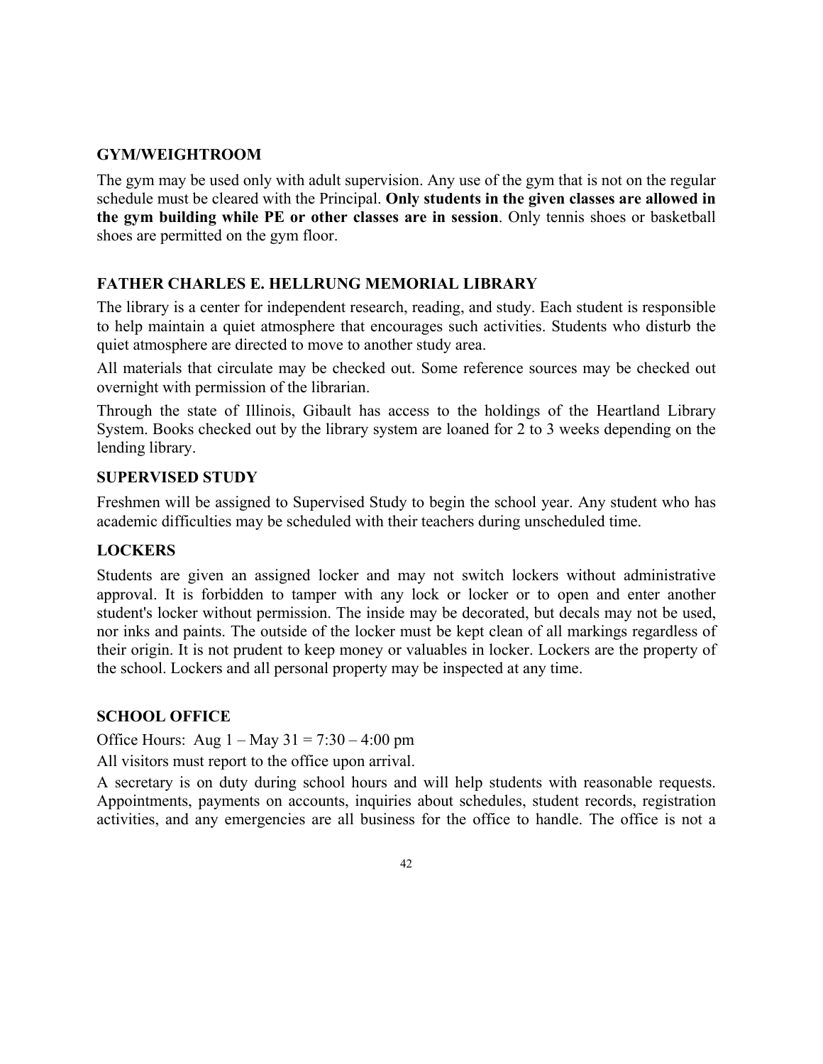## GYM/WEIGHTROOM

The gym may be used only with adult supervision. Any use of the gym that is not on the regular schedule must be cleared with the Principal. **Only students in the given classes are allowed in the gym building while PE or other classes are in session**. Only tennis shoes or basketball shoes are permitted on the gym floor.

## FATHER CHARLES E. HELLRUNG MEMORIAL LIBRARY

The library is a center for independent research, reading, and study. Each student is responsible to help maintain a quiet atmosphere that encourages such activities. Students who disturb the quiet atmosphere are directed to move to another study area.

All materials that circulate may be checked out. Some reference sources may be checked out overnight with permission of the librarian.

Through the state of Illinois, Gibault has access to the holdings of the Heartland Library System. Books checked out by the library system are loaned for 2 to 3 weeks depending on the lending library.

## SUPERVISED STUDY

Freshmen will be assigned to Supervised Study to begin the school year. Any student who has academic difficulties may be scheduled with their teachers during unscheduled time.

## LOCKERS

Students are given an assigned locker and may not switch lockers without administrative approval. It is forbidden to tamper with any lock or locker or to open and enter another student's locker without permission. The inside may be decorated, but decals may not be used, nor inks and paints. The outside of the locker must be kept clean of all markings regardless of their origin. It is not prudent to keep money or valuables in locker. Lockers are the property of the school. Lockers and all personal property may be inspected at any time.

## SCHOOL OFFICE

Office Hours: Aug 1 – May 31 = 7:30 – 4:00 pm

All visitors must report to the office upon arrival.

A secretary is on duty during school hours and will help students with reasonable requests. Appointments, payments on accounts, inquiries about schedules, student records, registration activities, and any emergencies are all business for the office to handle. The office is not a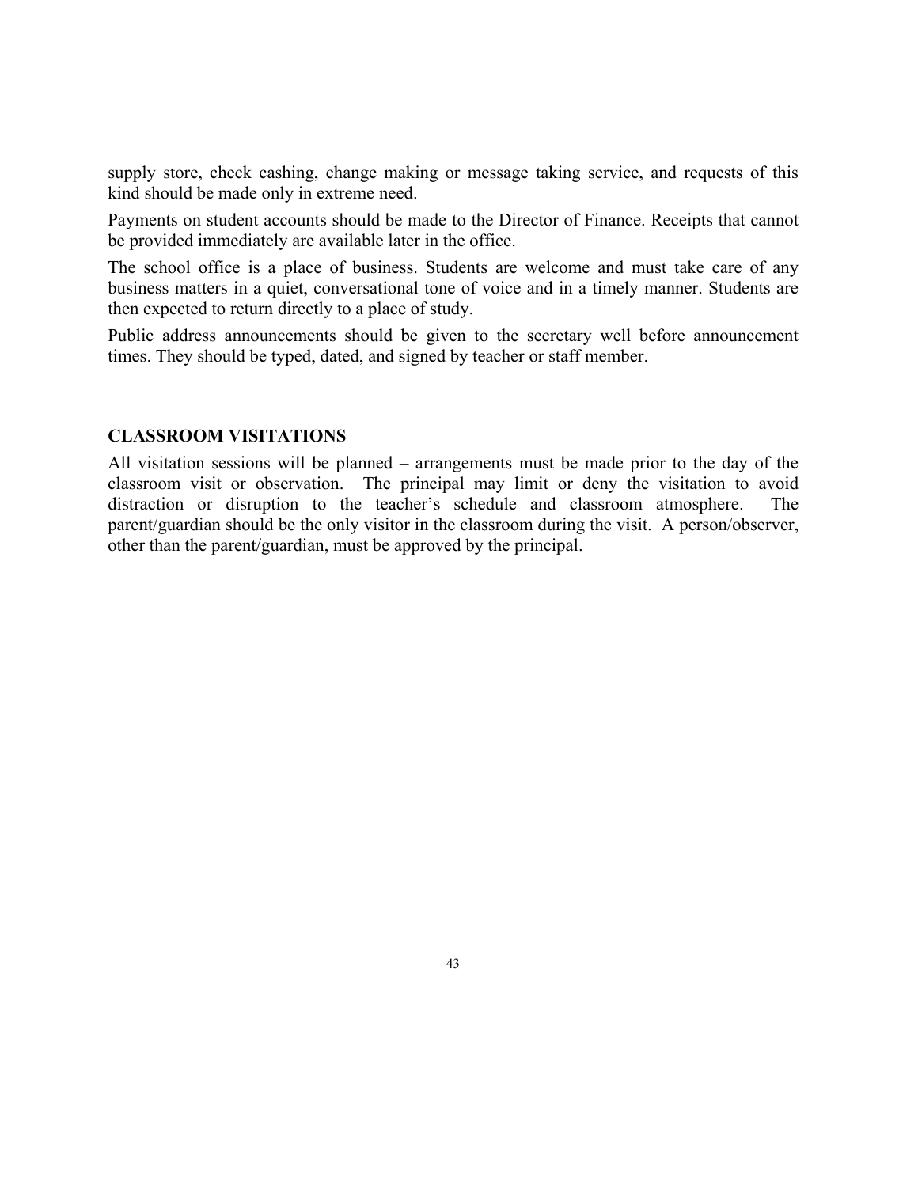supply store, check cashing, change making or message taking service, and requests of this kind should be made only in extreme need.

Payments on student accounts should be made to the Director of Finance. Receipts that cannot be provided immediately are available later in the office.

The school office is a place of business. Students are welcome and must take care of any business matters in a quiet, conversational tone of voice and in a timely manner. Students are then expected to return directly to a place of study.

Public address announcements should be given to the secretary well before announcement times. They should be typed, dated, and signed by teacher or staff member.

## CLASSROOM VISITATIONS

All visitation sessions will be planned – arrangements must be made prior to the day of the classroom visit or observation. The principal may limit or deny the visitation to avoid distraction or disruption to the teacher's schedule and classroom atmosphere. The parent/guardian should be the only visitor in the classroom during the visit. A person/observer, other than the parent/guardian, must be approved by the principal.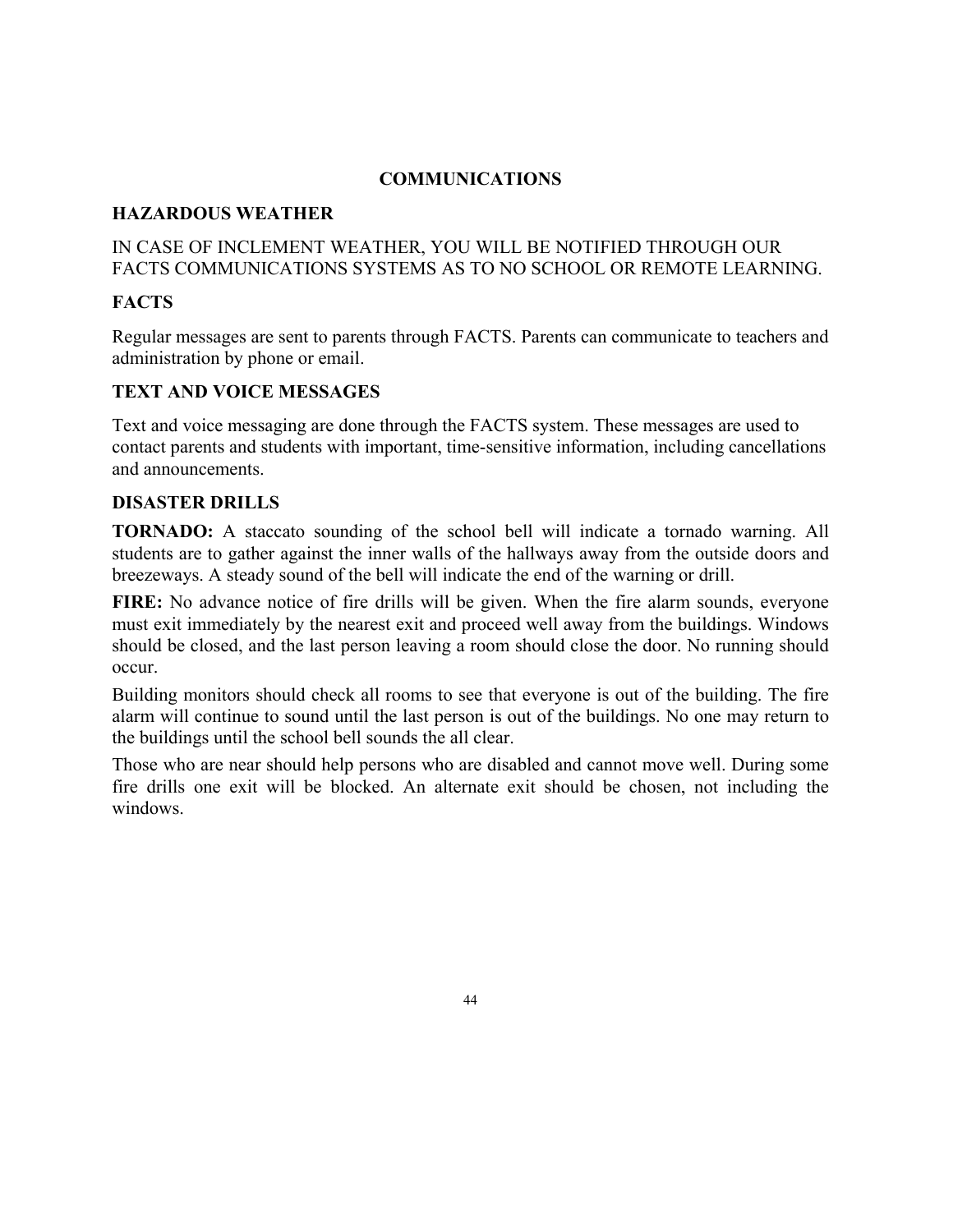# COMMUNICATIONS

## HAZARDOUS WEATHER

IN CASE OF INCLEMENT WEATHER, YOU WILL BE NOTIFIED THROUGH OUR FACTS COMMUNICATIONS SYSTEMS AS TO NO SCHOOL OR REMOTE LEARNING.

## FACTS

Regular messages are sent to parents through FACTS. Parents can communicate to teachers and administration by phone or email.

## TEXT AND VOICE MESSAGES

Text and voice messaging are done through the FACTS system. These messages are used to contact parents and students with important, time-sensitive information, including cancellations and announcements.

## DISASTER DRILLS

**TORNADO:** A staccato sounding of the school bell will indicate a tornado warning. All students are to gather against the inner walls of the hallways away from the outside doors and breezeways. A steady sound of the bell will indicate the end of the warning or drill.

**FIRE:** No advance notice of fire drills will be given. When the fire alarm sounds, everyone must exit immediately by the nearest exit and proceed well away from the buildings. Windows should be closed, and the last person leaving a room should close the door. No running should occur.

Building monitors should check all rooms to see that everyone is out of the building. The fire alarm will continue to sound until the last person is out of the buildings. No one may return to the buildings until the school bell sounds the all clear.

Those who are near should help persons who are disabled and cannot move well. During some fire drills one exit will be blocked. An alternate exit should be chosen, not including the windows.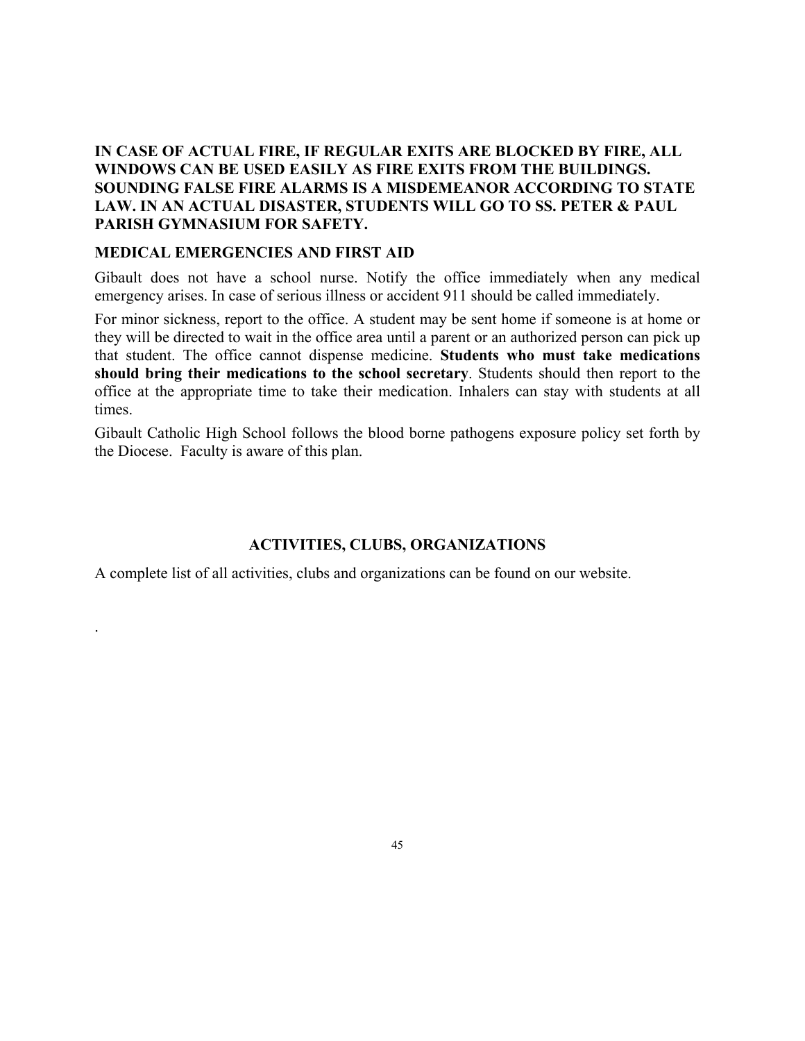**IN CASE OF ACTUAL FIRE, IF REGULAR EXITS ARE BLOCKED BY FIRE, ALL WINDOWS CAN BE USED EASILY AS FIRE EXITS FROM THE BUILDINGS. SOUNDING FALSE FIRE ALARMS IS A MISDEMEANOR ACCORDING TO STATE LAW. IN AN ACTUAL DISASTER, STUDENTS WILL GO TO SS. PETER & PAUL PARISH GYMNASIUM FOR SAFETY.**

### MEDICAL EMERGENCIES AND FIRST AID

Gibault does not have a school nurse. Notify the office immediately when any medical emergency arises. In case of serious illness or accident 911 should be called immediately.

For minor sickness, report to the office. A student may be sent home if someone is at home or they will be directed to wait in the office area until a parent or an authorized person can pick up that student. The office cannot dispense medicine. **Students who must take medications should bring their medications to the school secretary**. Students should then report to the office at the appropriate time to take their medication. Inhalers can stay with students at all times.

Gibault Catholic High School follows the blood borne pathogens exposure policy set forth by the Diocese. Faculty is aware of this plan.

## ACTIVITIES, CLUBS, ORGANIZATIONS

A complete list of all activities, clubs and organizations can be found on our website.

.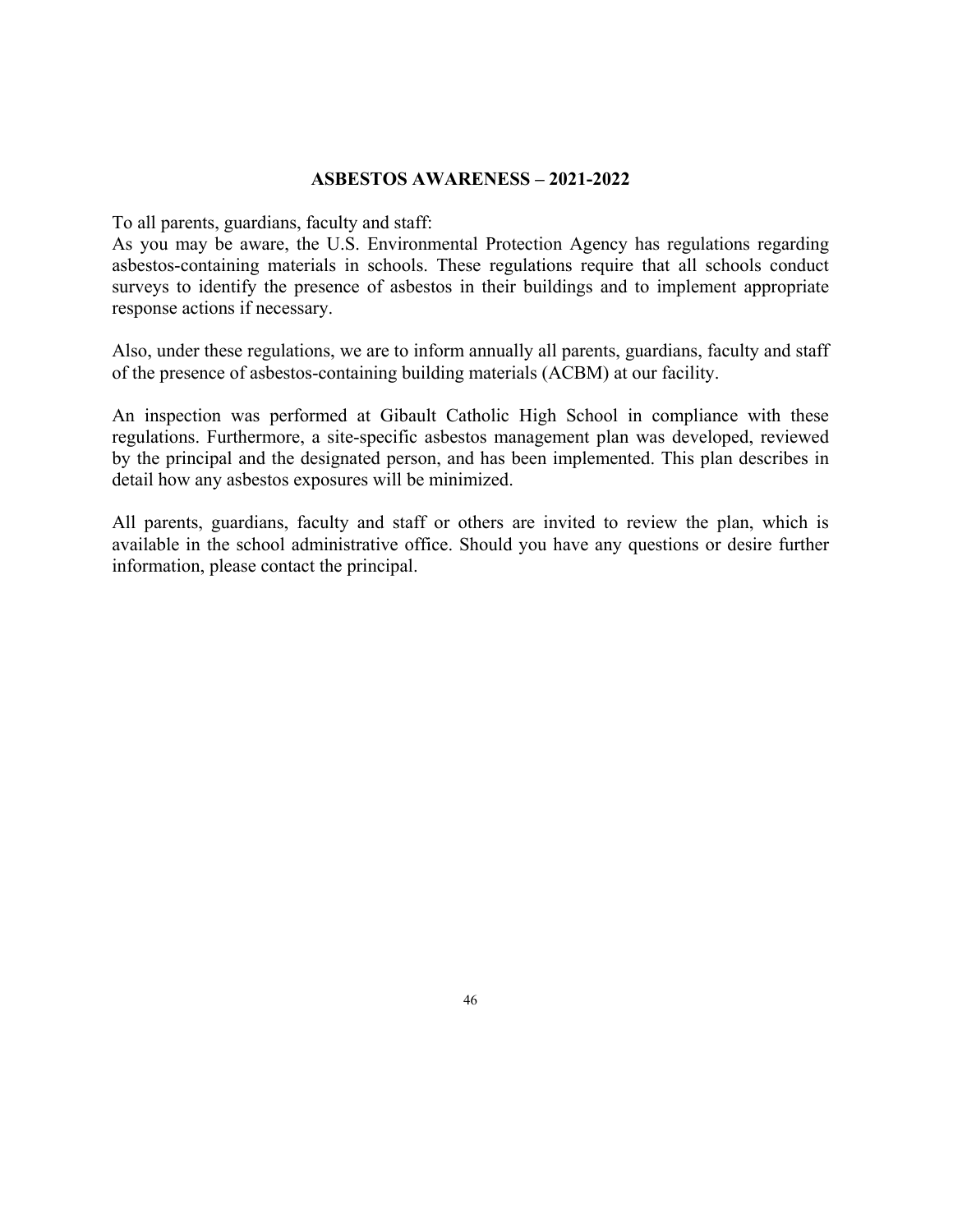## ASBESTOS AWARENESS – 2021-2022

To all parents, guardians, faculty and staff:
As you may be aware, the U.S. Environmental Protection Agency has regulations regarding asbestos-containing materials in schools. These regulations require that all schools conduct surveys to identify the presence of asbestos in their buildings and to implement appropriate response actions if necessary.

Also, under these regulations, we are to inform annually all parents, guardians, faculty and staff of the presence of asbestos-containing building materials (ACBM) at our facility.

An inspection was performed at Gibault Catholic High School in compliance with these regulations. Furthermore, a site-specific asbestos management plan was developed, reviewed by the principal and the designated person, and has been implemented. This plan describes in detail how any asbestos exposures will be minimized.

All parents, guardians, faculty and staff or others are invited to review the plan, which is available in the school administrative office. Should you have any questions or desire further information, please contact the principal.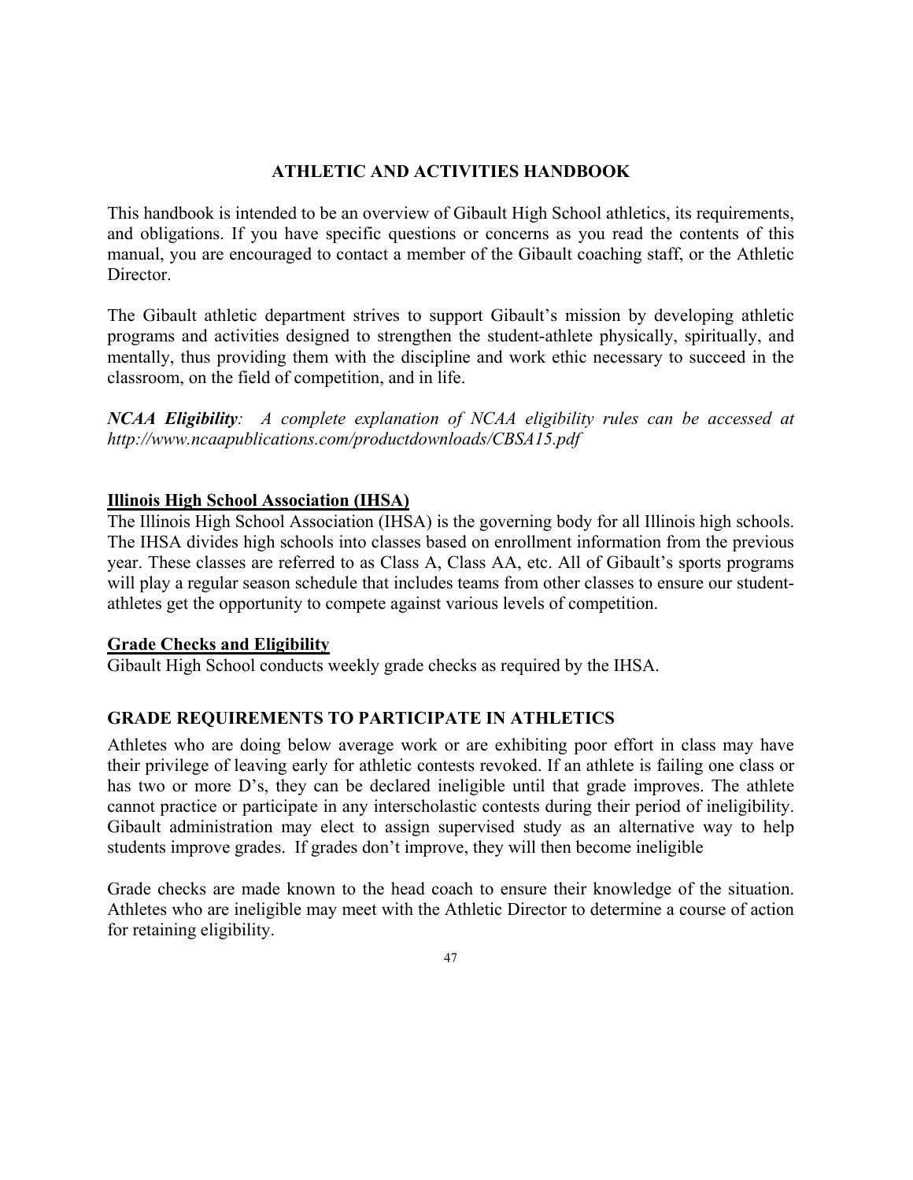# ATHLETIC AND ACTIVITIES HANDBOOK

This handbook is intended to be an overview of Gibault High School athletics, its requirements, and obligations. If you have specific questions or concerns as you read the contents of this manual, you are encouraged to contact a member of the Gibault coaching staff, or the Athletic Director.

The Gibault athletic department strives to support Gibault's mission by developing athletic programs and activities designed to strengthen the student-athlete physically, spiritually, and mentally, thus providing them with the discipline and work ethic necessary to succeed in the classroom, on the field of competition, and in life.

***NCAA Eligibility****: A complete explanation of NCAA eligibility rules can be accessed at http://www.ncaapublications.com/productdownloads/CBSA15.pdf*

**Illinois High School Association (IHSA)**

The Illinois High School Association (IHSA) is the governing body for all Illinois high schools. The IHSA divides high schools into classes based on enrollment information from the previous year. These classes are referred to as Class A, Class AA, etc. All of Gibault's sports programs will play a regular season schedule that includes teams from other classes to ensure our student-athletes get the opportunity to compete against various levels of competition.

**Grade Checks and Eligibility**

Gibault High School conducts weekly grade checks as required by the IHSA.

## GRADE REQUIREMENTS TO PARTICIPATE IN ATHLETICS

Athletes who are doing below average work or are exhibiting poor effort in class may have their privilege of leaving early for athletic contests revoked. If an athlete is failing one class or has two or more D's, they can be declared ineligible until that grade improves. The athlete cannot practice or participate in any interscholastic contests during their period of ineligibility. Gibault administration may elect to assign supervised study as an alternative way to help students improve grades. If grades don't improve, they will then become ineligible

Grade checks are made known to the head coach to ensure their knowledge of the situation. Athletes who are ineligible may meet with the Athletic Director to determine a course of action for retaining eligibility.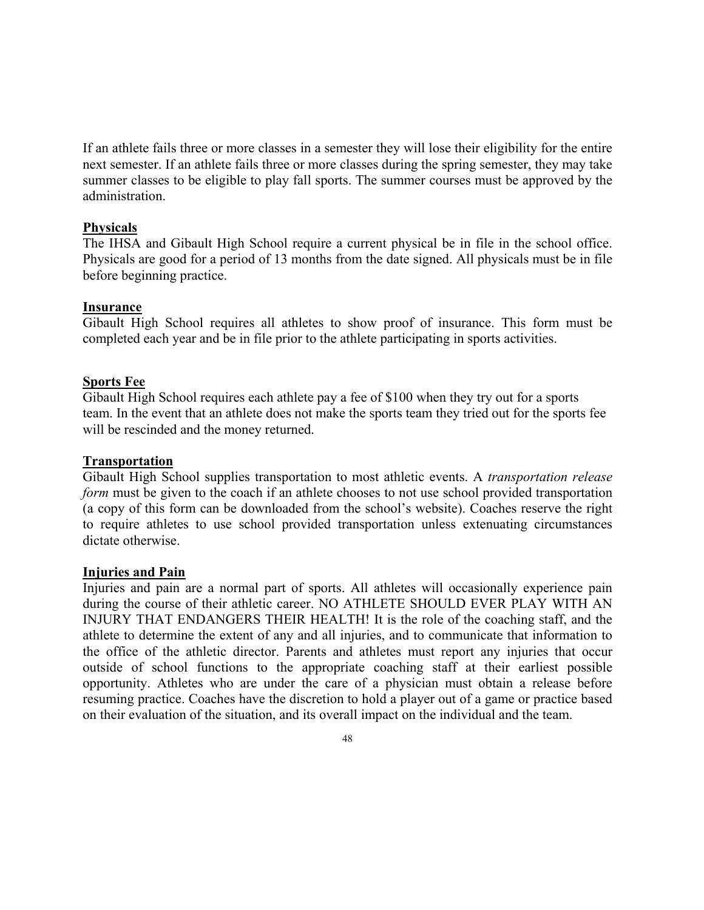If an athlete fails three or more classes in a semester they will lose their eligibility for the entire next semester. If an athlete fails three or more classes during the spring semester, they may take summer classes to be eligible to play fall sports. The summer courses must be approved by the administration.

### Physicals

The IHSA and Gibault High School require a current physical be in file in the school office. Physicals are good for a period of 13 months from the date signed. All physicals must be in file before beginning practice.

### Insurance

Gibault High School requires all athletes to show proof of insurance. This form must be completed each year and be in file prior to the athlete participating in sports activities.

### Sports Fee

Gibault High School requires each athlete pay a fee of $100 when they try out for a sports team. In the event that an athlete does not make the sports team they tried out for the sports fee will be rescinded and the money returned.

### Transportation

Gibault High School supplies transportation to most athletic events. A *transportation release form* must be given to the coach if an athlete chooses to not use school provided transportation (a copy of this form can be downloaded from the school's website). Coaches reserve the right to require athletes to use school provided transportation unless extenuating circumstances dictate otherwise.

### Injuries and Pain

Injuries and pain are a normal part of sports. All athletes will occasionally experience pain during the course of their athletic career. NO ATHLETE SHOULD EVER PLAY WITH AN INJURY THAT ENDANGERS THEIR HEALTH! It is the role of the coaching staff, and the athlete to determine the extent of any and all injuries, and to communicate that information to the office of the athletic director. Parents and athletes must report any injuries that occur outside of school functions to the appropriate coaching staff at their earliest possible opportunity. Athletes who are under the care of a physician must obtain a release before resuming practice. Coaches have the discretion to hold a player out of a game or practice based on their evaluation of the situation, and its overall impact on the individual and the team.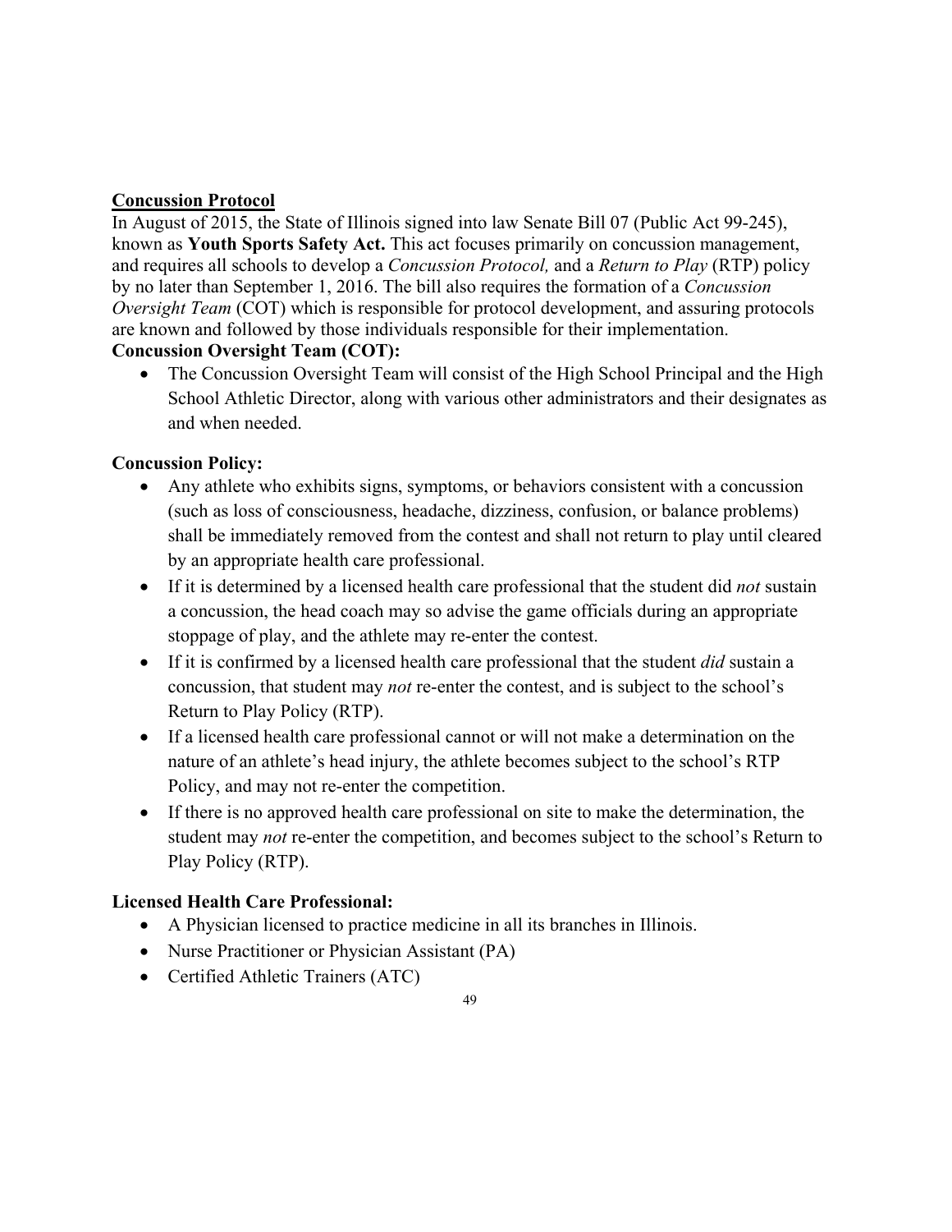## Concussion Protocol

In August of 2015, the State of Illinois signed into law Senate Bill 07 (Public Act 99-245), known as **Youth Sports Safety Act.** This act focuses primarily on concussion management, and requires all schools to develop a *Concussion Protocol,* and a *Return to Play* (RTP) policy by no later than September 1, 2016. The bill also requires the formation of a *Concussion Oversight Team* (COT) which is responsible for protocol development, and assuring protocols are known and followed by those individuals responsible for their implementation.

**Concussion Oversight Team (COT):**

- The Concussion Oversight Team will consist of the High School Principal and the High School Athletic Director, along with various other administrators and their designates as and when needed.

**Concussion Policy:**

- Any athlete who exhibits signs, symptoms, or behaviors consistent with a concussion (such as loss of consciousness, headache, dizziness, confusion, or balance problems) shall be immediately removed from the contest and shall not return to play until cleared by an appropriate health care professional.
- If it is determined by a licensed health care professional that the student did *not* sustain a concussion, the head coach may so advise the game officials during an appropriate stoppage of play, and the athlete may re-enter the contest.
- If it is confirmed by a licensed health care professional that the student *did* sustain a concussion, that student may *not* re-enter the contest, and is subject to the school's Return to Play Policy (RTP).
- If a licensed health care professional cannot or will not make a determination on the nature of an athlete's head injury, the athlete becomes subject to the school's RTP Policy, and may not re-enter the competition.
- If there is no approved health care professional on site to make the determination, the student may *not* re-enter the competition, and becomes subject to the school's Return to Play Policy (RTP).

**Licensed Health Care Professional:**

- A Physician licensed to practice medicine in all its branches in Illinois.
- Nurse Practitioner or Physician Assistant (PA)
- Certified Athletic Trainers (ATC)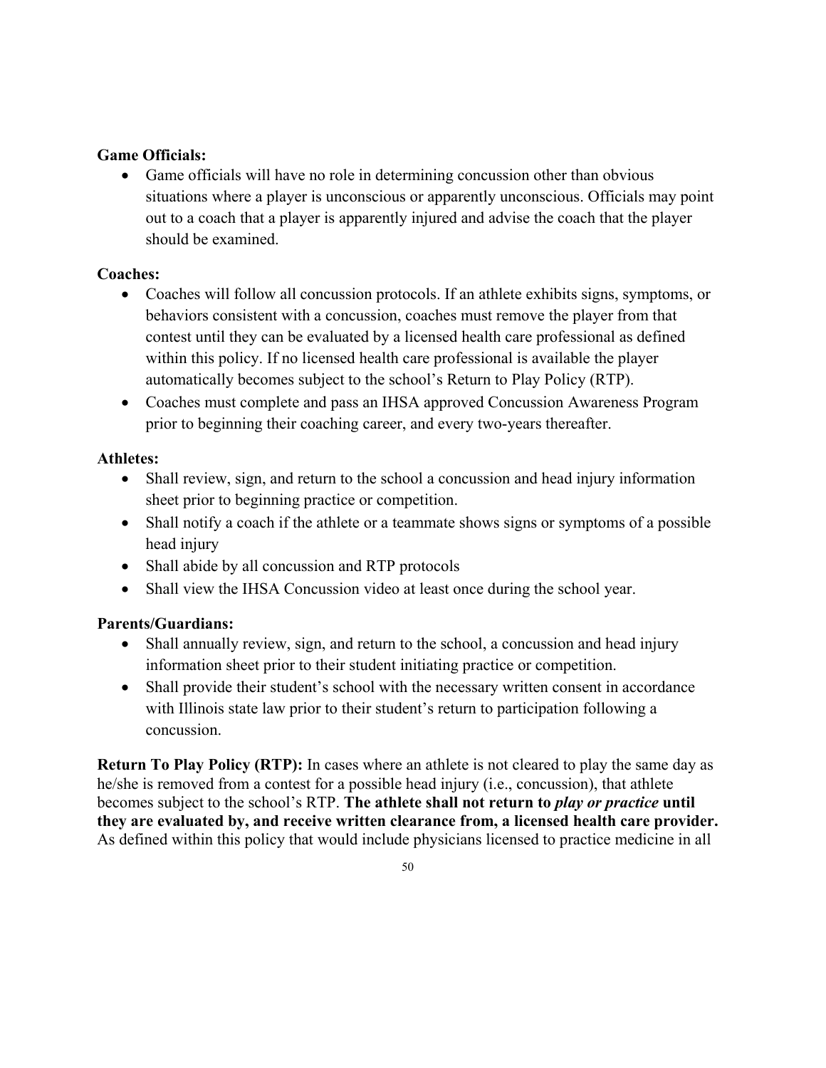**Game Officials:**

- Game officials will have no role in determining concussion other than obvious situations where a player is unconscious or apparently unconscious. Officials may point out to a coach that a player is apparently injured and advise the coach that the player should be examined.

**Coaches:**

- Coaches will follow all concussion protocols. If an athlete exhibits signs, symptoms, or behaviors consistent with a concussion, coaches must remove the player from that contest until they can be evaluated by a licensed health care professional as defined within this policy. If no licensed health care professional is available the player automatically becomes subject to the school's Return to Play Policy (RTP).
- Coaches must complete and pass an IHSA approved Concussion Awareness Program prior to beginning their coaching career, and every two-years thereafter.

**Athletes:**

- Shall review, sign, and return to the school a concussion and head injury information sheet prior to beginning practice or competition.
- Shall notify a coach if the athlete or a teammate shows signs or symptoms of a possible head injury
- Shall abide by all concussion and RTP protocols
- Shall view the IHSA Concussion video at least once during the school year.

**Parents/Guardians:**

- Shall annually review, sign, and return to the school, a concussion and head injury information sheet prior to their student initiating practice or competition.
- Shall provide their student's school with the necessary written consent in accordance with Illinois state law prior to their student's return to participation following a concussion.

**Return To Play Policy (RTP):** In cases where an athlete is not cleared to play the same day as he/she is removed from a contest for a possible head injury (i.e., concussion), that athlete becomes subject to the school's RTP. **The athlete shall not return to *play or practice* until they are evaluated by, and receive written clearance from, a licensed health care provider.** As defined within this policy that would include physicians licensed to practice medicine in all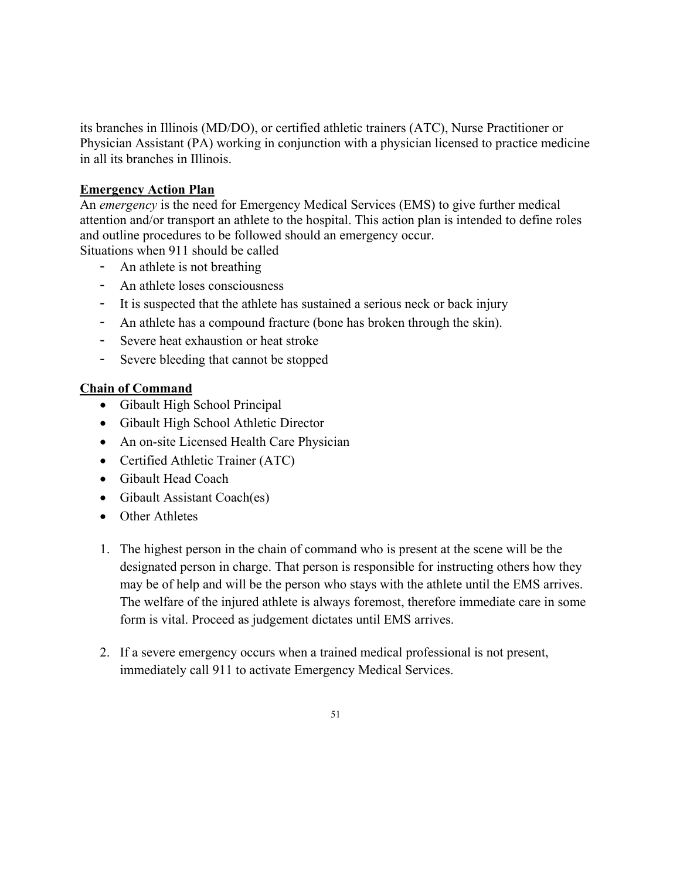its branches in Illinois (MD/DO), or certified athletic trainers (ATC), Nurse Practitioner or Physician Assistant (PA) working in conjunction with a physician licensed to practice medicine in all its branches in Illinois.

**Emergency Action Plan**

An *emergency* is the need for Emergency Medical Services (EMS) to give further medical attention and/or transport an athlete to the hospital. This action plan is intended to define roles and outline procedures to be followed should an emergency occur.

Situations when 911 should be called

- An athlete is not breathing
- An athlete loses consciousness
- It is suspected that the athlete has sustained a serious neck or back injury
- An athlete has a compound fracture (bone has broken through the skin).
- Severe heat exhaustion or heat stroke
- Severe bleeding that cannot be stopped

**Chain of Command**

- Gibault High School Principal
- Gibault High School Athletic Director
- An on-site Licensed Health Care Physician
- Certified Athletic Trainer (ATC)
- Gibault Head Coach
- Gibault Assistant Coach(es)
- Other Athletes

1. The highest person in the chain of command who is present at the scene will be the designated person in charge. That person is responsible for instructing others how they may be of help and will be the person who stays with the athlete until the EMS arrives. The welfare of the injured athlete is always foremost, therefore immediate care in some form is vital. Proceed as judgement dictates until EMS arrives.

2. If a severe emergency occurs when a trained medical professional is not present, immediately call 911 to activate Emergency Medical Services.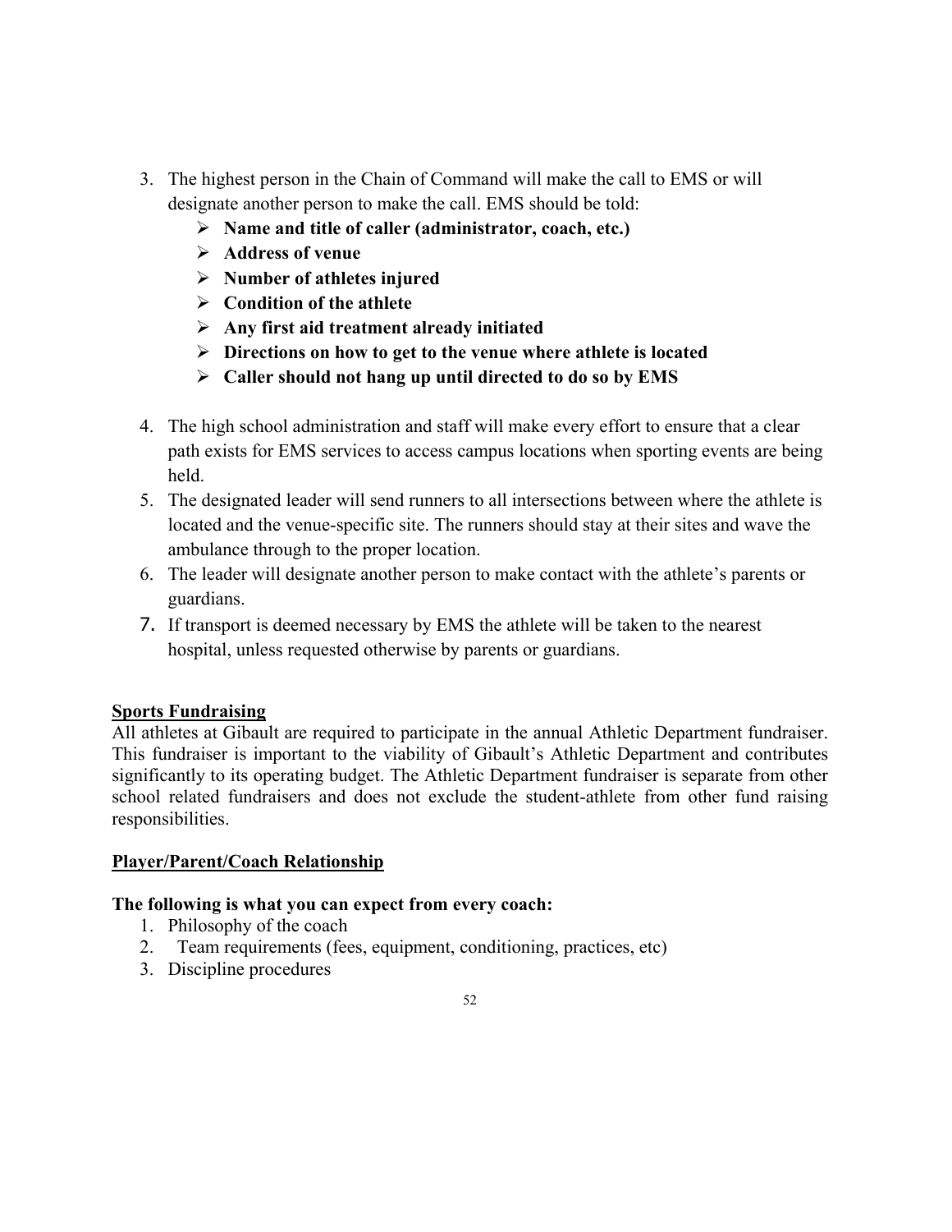3. The highest person in the Chain of Command will make the call to EMS or will designate another person to make the call. EMS should be told:
   - **Name and title of caller (administrator, coach, etc.)**
   - **Address of venue**
   - **Number of athletes injured**
   - **Condition of the athlete**
   - **Any first aid treatment already initiated**
   - **Directions on how to get to the venue where athlete is located**
   - **Caller should not hang up until directed to do so by EMS**

4. The high school administration and staff will make every effort to ensure that a clear path exists for EMS services to access campus locations when sporting events are being held.
5. The designated leader will send runners to all intersections between where the athlete is located and the venue-specific site. The runners should stay at their sites and wave the ambulance through to the proper location.
6. The leader will designate another person to make contact with the athlete's parents or guardians.
7. If transport is deemed necessary by EMS the athlete will be taken to the nearest hospital, unless requested otherwise by parents or guardians.

## Sports Fundraising

All athletes at Gibault are required to participate in the annual Athletic Department fundraiser. This fundraiser is important to the viability of Gibault's Athletic Department and contributes significantly to its operating budget. The Athletic Department fundraiser is separate from other school related fundraisers and does not exclude the student-athlete from other fund raising responsibilities.

## Player/Parent/Coach Relationship

**The following is what you can expect from every coach:**

1. Philosophy of the coach
2. Team requirements (fees, equipment, conditioning, practices, etc)
3. Discipline procedures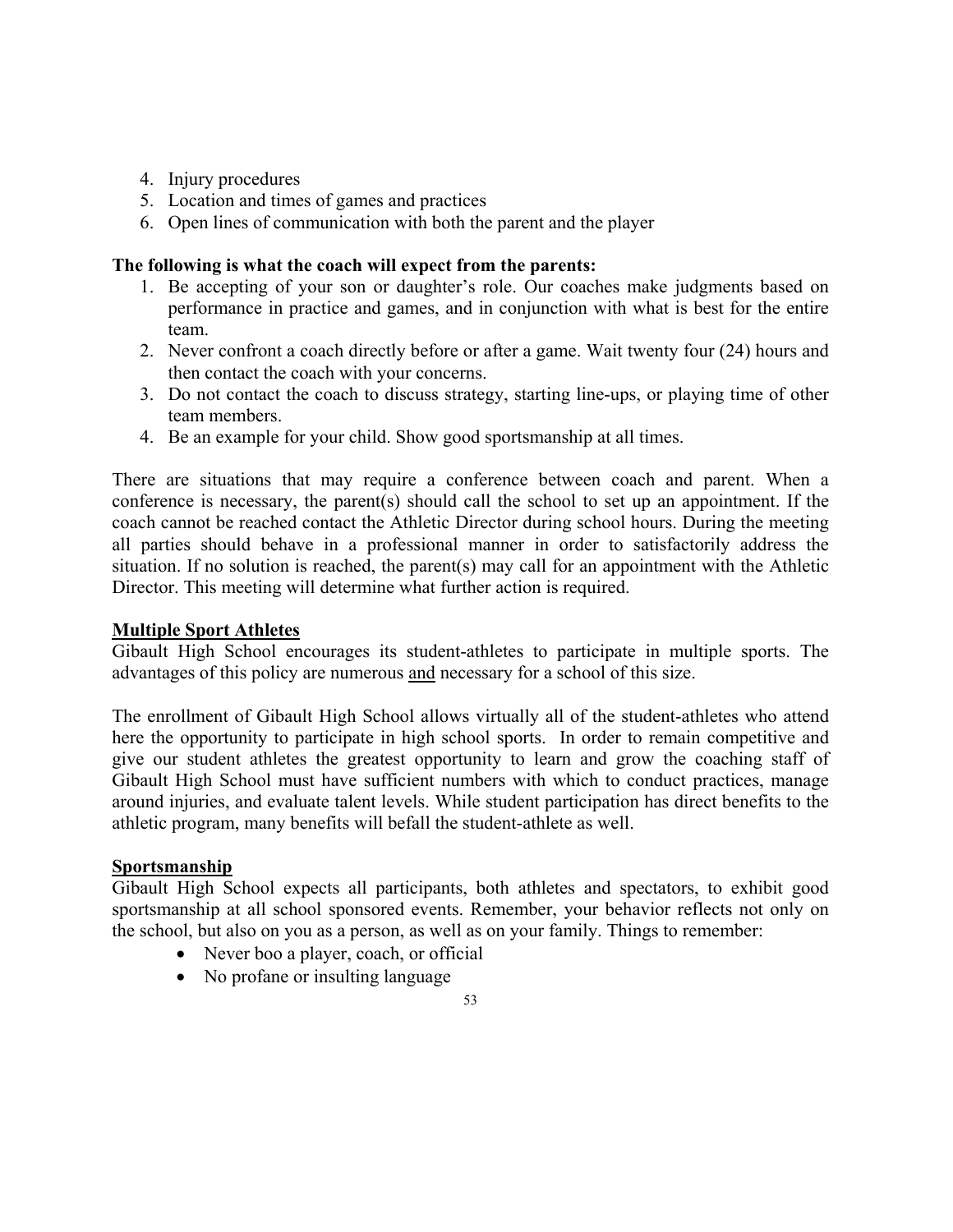4. Injury procedures
5. Location and times of games and practices
6. Open lines of communication with both the parent and the player

**The following is what the coach will expect from the parents:**

1. Be accepting of your son or daughter's role. Our coaches make judgments based on performance in practice and games, and in conjunction with what is best for the entire team.
2. Never confront a coach directly before or after a game. Wait twenty four (24) hours and then contact the coach with your concerns.
3. Do not contact the coach to discuss strategy, starting line-ups, or playing time of other team members.
4. Be an example for your child. Show good sportsmanship at all times.

There are situations that may require a conference between coach and parent. When a conference is necessary, the parent(s) should call the school to set up an appointment. If the coach cannot be reached contact the Athletic Director during school hours. During the meeting all parties should behave in a professional manner in order to satisfactorily address the situation. If no solution is reached, the parent(s) may call for an appointment with the Athletic Director. This meeting will determine what further action is required.

**Multiple Sport Athletes**

Gibault High School encourages its student-athletes to participate in multiple sports. The advantages of this policy are numerous and necessary for a school of this size.

The enrollment of Gibault High School allows virtually all of the student-athletes who attend here the opportunity to participate in high school sports. In order to remain competitive and give our student athletes the greatest opportunity to learn and grow the coaching staff of Gibault High School must have sufficient numbers with which to conduct practices, manage around injuries, and evaluate talent levels. While student participation has direct benefits to the athletic program, many benefits will befall the student-athlete as well.

**Sportsmanship**

Gibault High School expects all participants, both athletes and spectators, to exhibit good sportsmanship at all school sponsored events. Remember, your behavior reflects not only on the school, but also on you as a person, as well as on your family. Things to remember:

- Never boo a player, coach, or official
- No profane or insulting language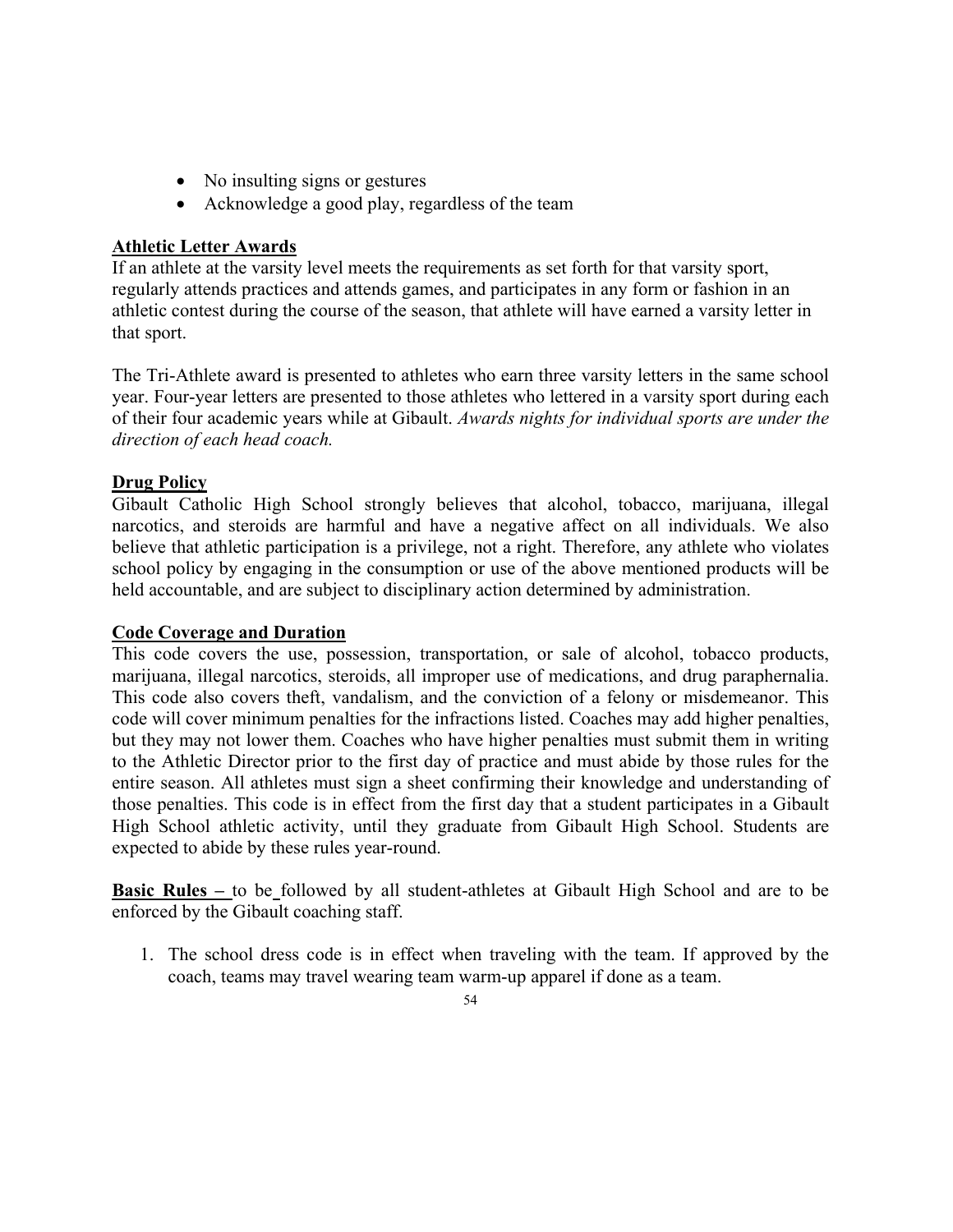- No insulting signs or gestures
- Acknowledge a good play, regardless of the team

**Athletic Letter Awards**

If an athlete at the varsity level meets the requirements as set forth for that varsity sport, regularly attends practices and attends games, and participates in any form or fashion in an athletic contest during the course of the season, that athlete will have earned a varsity letter in that sport.

The Tri-Athlete award is presented to athletes who earn three varsity letters in the same school year. Four-year letters are presented to those athletes who lettered in a varsity sport during each of their four academic years while at Gibault. *Awards nights for individual sports are under the direction of each head coach.*

**Drug Policy**

Gibault Catholic High School strongly believes that alcohol, tobacco, marijuana, illegal narcotics, and steroids are harmful and have a negative affect on all individuals. We also believe that athletic participation is a privilege, not a right. Therefore, any athlete who violates school policy by engaging in the consumption or use of the above mentioned products will be held accountable, and are subject to disciplinary action determined by administration.

**Code Coverage and Duration**

This code covers the use, possession, transportation, or sale of alcohol, tobacco products, marijuana, illegal narcotics, steroids, all improper use of medications, and drug paraphernalia. This code also covers theft, vandalism, and the conviction of a felony or misdemeanor. This code will cover minimum penalties for the infractions listed. Coaches may add higher penalties, but they may not lower them. Coaches who have higher penalties must submit them in writing to the Athletic Director prior to the first day of practice and must abide by those rules for the entire season. All athletes must sign a sheet confirming their knowledge and understanding of those penalties. This code is in effect from the first day that a student participates in a Gibault High School athletic activity, until they graduate from Gibault High School. Students are expected to abide by these rules year-round.

**Basic Rules –** to be followed by all student-athletes at Gibault High School and are to be enforced by the Gibault coaching staff.

1. The school dress code is in effect when traveling with the team. If approved by the coach, teams may travel wearing team warm-up apparel if done as a team.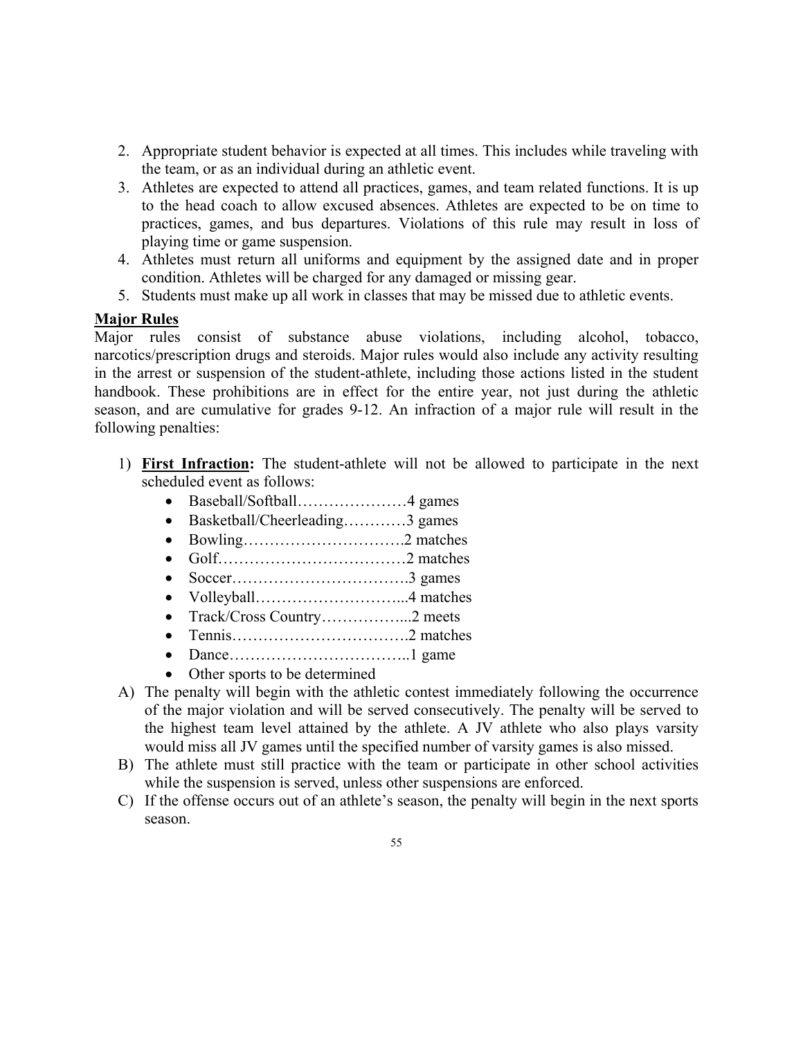2. Appropriate student behavior is expected at all times. This includes while traveling with the team, or as an individual during an athletic event.
3. Athletes are expected to attend all practices, games, and team related functions. It is up to the head coach to allow excused absences. Athletes are expected to be on time to practices, games, and bus departures. Violations of this rule may result in loss of playing time or game suspension.
4. Athletes must return all uniforms and equipment by the assigned date and in proper condition. Athletes will be charged for any damaged or missing gear.
5. Students must make up all work in classes that may be missed due to athletic events.

**Major Rules**

Major rules consist of substance abuse violations, including alcohol, tobacco, narcotics/prescription drugs and steroids. Major rules would also include any activity resulting in the arrest or suspension of the student-athlete, including those actions listed in the student handbook. These prohibitions are in effect for the entire year, not just during the athletic season, and are cumulative for grades 9-12. An infraction of a major rule will result in the following penalties:

1) **First Infraction:** The student-athlete will not be allowed to participate in the next scheduled event as follows:
   - Baseball/Softball…………………4 games
   - Basketball/Cheerleading…………3 games
   - Bowling………………………….2 matches
   - Golf………………………………2 matches
   - Soccer…………………………….3 games
   - Volleyball………………………...4 matches
   - Track/Cross Country……………...2 meets
   - Tennis…………………………….2 matches
   - Dance……………………………..1 game
   - Other sports to be determined

A) The penalty will begin with the athletic contest immediately following the occurrence of the major violation and will be served consecutively. The penalty will be served to the highest team level attained by the athlete. A JV athlete who also plays varsity would miss all JV games until the specified number of varsity games is also missed.

B) The athlete must still practice with the team or participate in other school activities while the suspension is served, unless other suspensions are enforced.

C) If the offense occurs out of an athlete's season, the penalty will begin in the next sports season.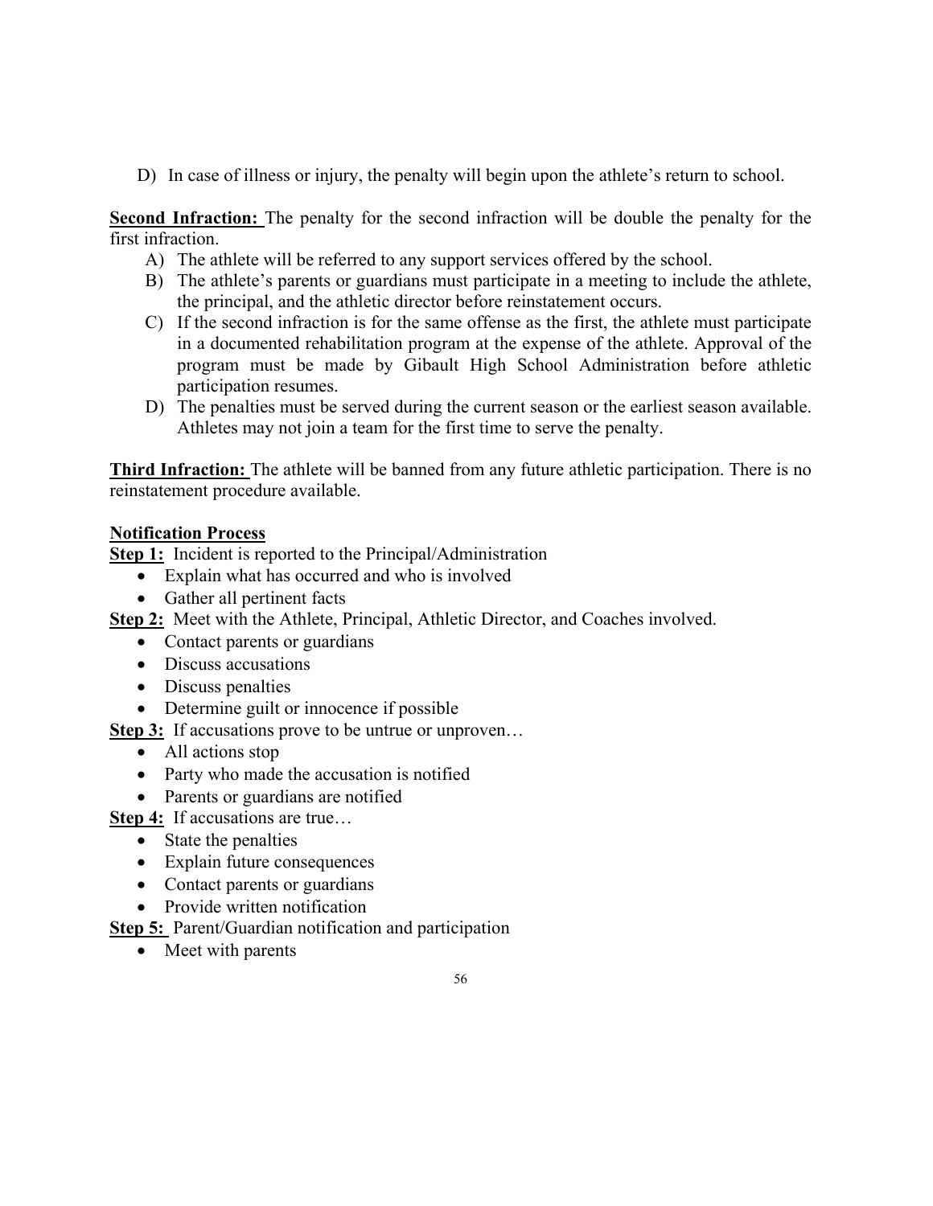D) In case of illness or injury, the penalty will begin upon the athlete's return to school.

**Second Infraction:** The penalty for the second infraction will be double the penalty for the first infraction.

A) The athlete will be referred to any support services offered by the school.

B) The athlete's parents or guardians must participate in a meeting to include the athlete, the principal, and the athletic director before reinstatement occurs.

C) If the second infraction is for the same offense as the first, the athlete must participate in a documented rehabilitation program at the expense of the athlete. Approval of the program must be made by Gibault High School Administration before athletic participation resumes.

D) The penalties must be served during the current season or the earliest season available. Athletes may not join a team for the first time to serve the penalty.

**Third Infraction:** The athlete will be banned from any future athletic participation. There is no reinstatement procedure available.

**Notification Process**

**Step 1:** Incident is reported to the Principal/Administration

- Explain what has occurred and who is involved
- Gather all pertinent facts

**Step 2:** Meet with the Athlete, Principal, Athletic Director, and Coaches involved.

- Contact parents or guardians
- Discuss accusations
- Discuss penalties
- Determine guilt or innocence if possible

**Step 3:** If accusations prove to be untrue or unproven…

- All actions stop
- Party who made the accusation is notified
- Parents or guardians are notified

**Step 4:** If accusations are true…

- State the penalties
- Explain future consequences
- Contact parents or guardians
- Provide written notification

**Step 5:** Parent/Guardian notification and participation

- Meet with parents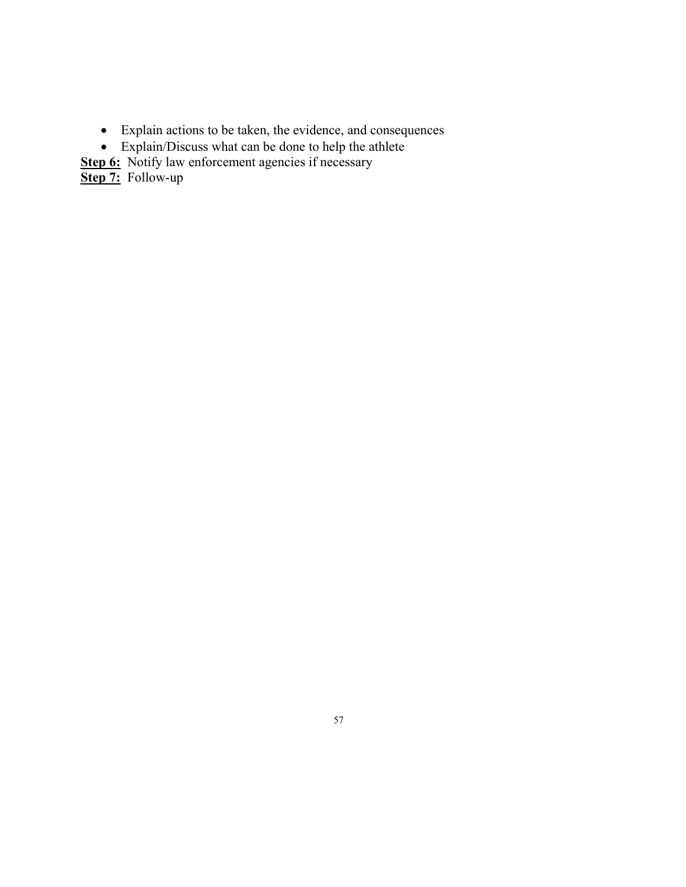- Explain actions to be taken, the evidence, and consequences
- Explain/Discuss what can be done to help the athlete

**Step 6:** Notify law enforcement agencies if necessary

**Step 7:** Follow-up